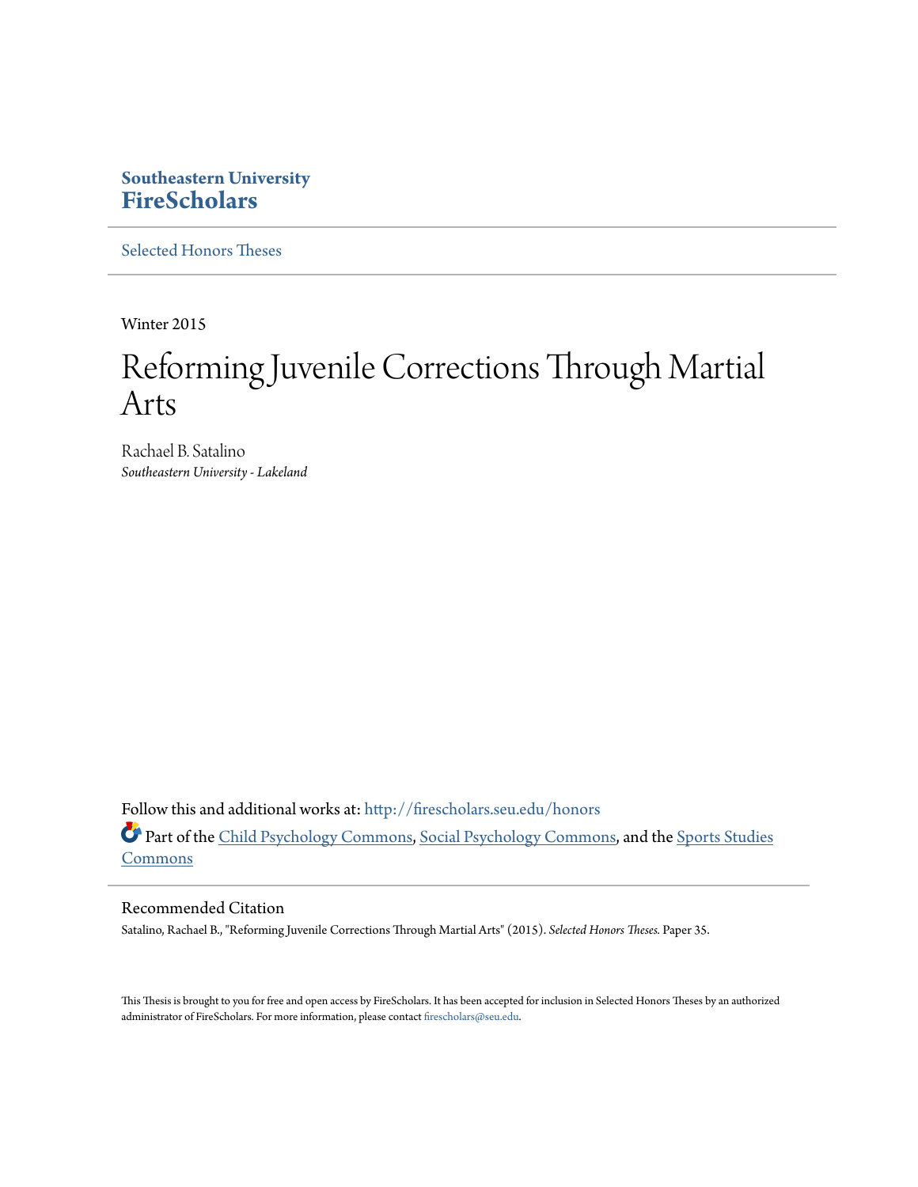**Southeastern University**
**FireScholars**

Selected Honors Theses

---

Winter 2015

# Reforming Juvenile Corrections Through Martial Arts

Rachael B. Satalino
*Southeastern University - Lakeland*

Follow this and additional works at: http://firescholars.seu.edu/honors

Part of the Child Psychology Commons, Social Psychology Commons, and the Sports Studies Commons

---

## Recommended Citation

Satalino, Rachael B., "Reforming Juvenile Corrections Through Martial Arts" (2015). *Selected Honors Theses.* Paper 35.

This Thesis is brought to you for free and open access by FireScholars. It has been accepted for inclusion in Selected Honors Theses by an authorized administrator of FireScholars. For more information, please contact firescholars@seu.edu.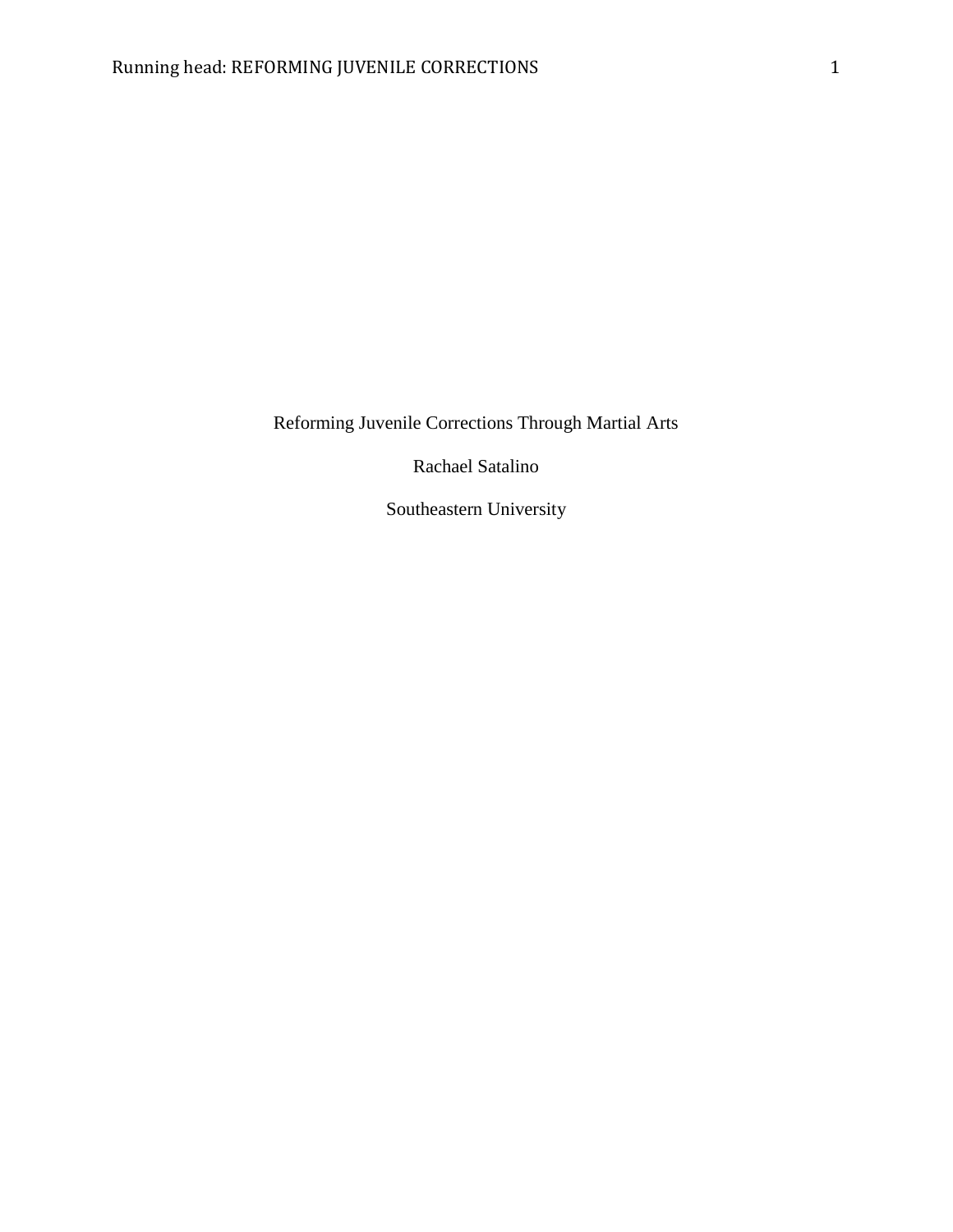Reforming Juvenile Corrections Through Martial Arts

Rachael Satalino

Southeastern University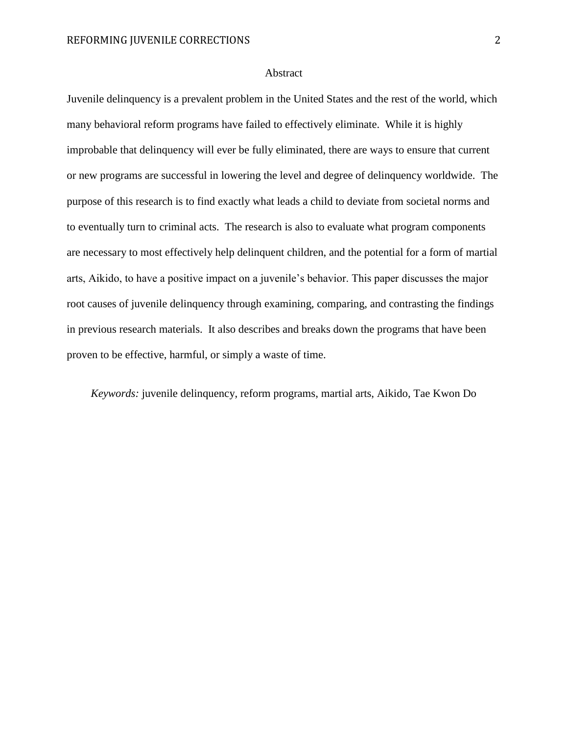# Abstract

Juvenile delinquency is a prevalent problem in the United States and the rest of the world, which many behavioral reform programs have failed to effectively eliminate. While it is highly improbable that delinquency will ever be fully eliminated, there are ways to ensure that current or new programs are successful in lowering the level and degree of delinquency worldwide. The purpose of this research is to find exactly what leads a child to deviate from societal norms and to eventually turn to criminal acts. The research is also to evaluate what program components are necessary to most effectively help delinquent children, and the potential for a form of martial arts, Aikido, to have a positive impact on a juvenile's behavior. This paper discusses the major root causes of juvenile delinquency through examining, comparing, and contrasting the findings in previous research materials. It also describes and breaks down the programs that have been proven to be effective, harmful, or simply a waste of time.

*Keywords:* juvenile delinquency, reform programs, martial arts, Aikido, Tae Kwon Do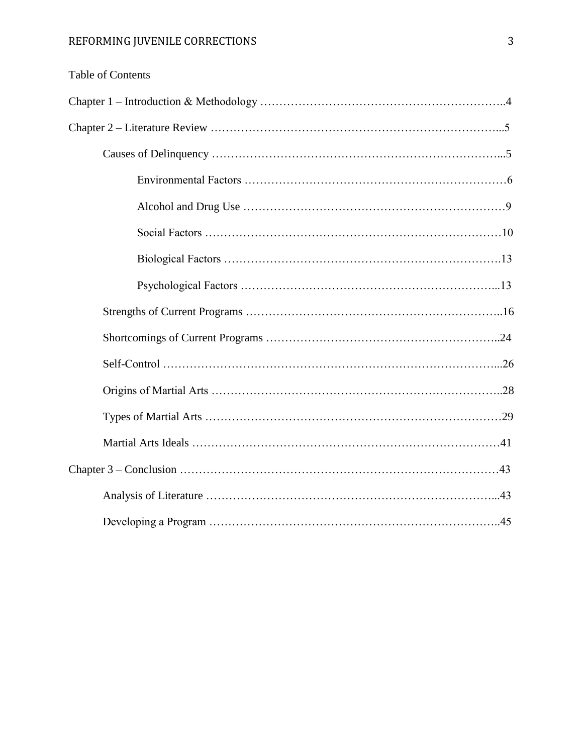Table of Contents

Chapter 1 – Introduction & Methodology ……………………………………………………..4

Chapter 2 – Literature Review ………………………………………………………………...5

- Causes of Delinquency …………………………………………………………………...5
  - Environmental Factors ……………………………………………………………6
  - Alcohol and Drug Use ……………………………………………………………9
  - Social Factors ……………………………………………………………………10
  - Biological Factors ……………………………………………………………….13
  - Psychological Factors …………………………………………………………...13
- Strengths of Current Programs …………………………………………………………..16
- Shortcomings of Current Programs ……………………………………………………..24
- Self-Control ……………………………………………………………………………...26
- Origins of Martial Arts …………………………………………………………………..28
- Types of Martial Arts ……………………………………………………………………29
- Martial Arts Ideals ……………………………………………………………………….41

Chapter 3 – Conclusion ………………………………………………………………………43

- Analysis of Literature …………………………………………………………………...43
- Developing a Program …………………………………………………………………..45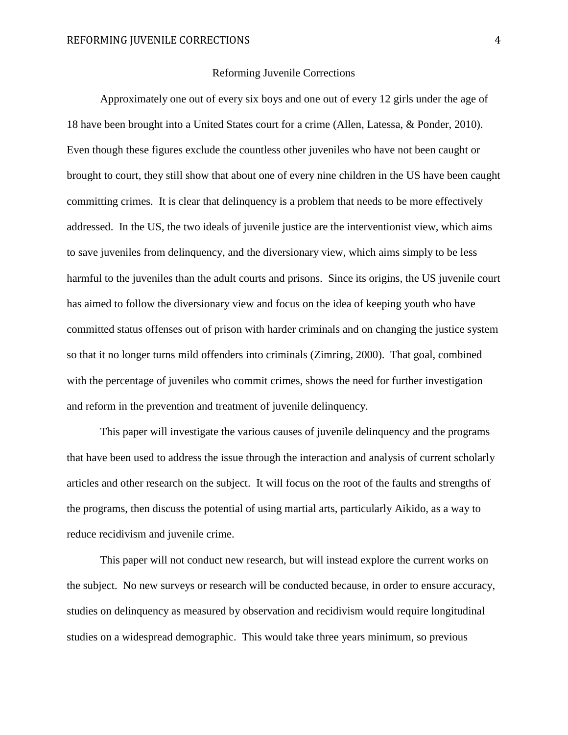# Reforming Juvenile Corrections

Approximately one out of every six boys and one out of every 12 girls under the age of 18 have been brought into a United States court for a crime (Allen, Latessa, & Ponder, 2010). Even though these figures exclude the countless other juveniles who have not been caught or brought to court, they still show that about one of every nine children in the US have been caught committing crimes. It is clear that delinquency is a problem that needs to be more effectively addressed. In the US, the two ideals of juvenile justice are the interventionist view, which aims to save juveniles from delinquency, and the diversionary view, which aims simply to be less harmful to the juveniles than the adult courts and prisons. Since its origins, the US juvenile court has aimed to follow the diversionary view and focus on the idea of keeping youth who have committed status offenses out of prison with harder criminals and on changing the justice system so that it no longer turns mild offenders into criminals (Zimring, 2000). That goal, combined with the percentage of juveniles who commit crimes, shows the need for further investigation and reform in the prevention and treatment of juvenile delinquency.

This paper will investigate the various causes of juvenile delinquency and the programs that have been used to address the issue through the interaction and analysis of current scholarly articles and other research on the subject. It will focus on the root of the faults and strengths of the programs, then discuss the potential of using martial arts, particularly Aikido, as a way to reduce recidivism and juvenile crime.

This paper will not conduct new research, but will instead explore the current works on the subject. No new surveys or research will be conducted because, in order to ensure accuracy, studies on delinquency as measured by observation and recidivism would require longitudinal studies on a widespread demographic. This would take three years minimum, so previous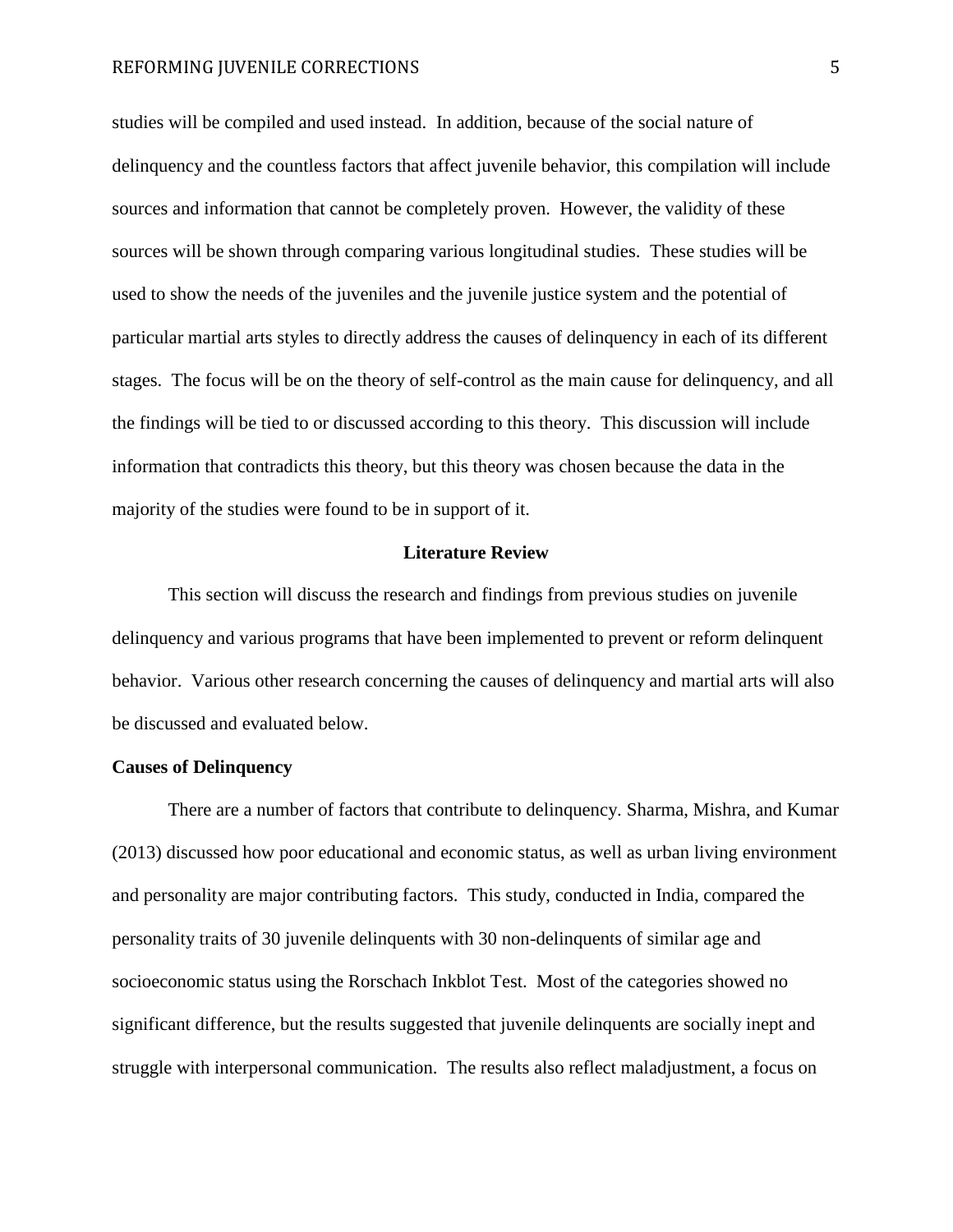studies will be compiled and used instead. In addition, because of the social nature of delinquency and the countless factors that affect juvenile behavior, this compilation will include sources and information that cannot be completely proven. However, the validity of these sources will be shown through comparing various longitudinal studies. These studies will be used to show the needs of the juveniles and the juvenile justice system and the potential of particular martial arts styles to directly address the causes of delinquency in each of its different stages. The focus will be on the theory of self-control as the main cause for delinquency, and all the findings will be tied to or discussed according to this theory. This discussion will include information that contradicts this theory, but this theory was chosen because the data in the majority of the studies were found to be in support of it.

## Literature Review

This section will discuss the research and findings from previous studies on juvenile delinquency and various programs that have been implemented to prevent or reform delinquent behavior. Various other research concerning the causes of delinquency and martial arts will also be discussed and evaluated below.

### Causes of Delinquency

There are a number of factors that contribute to delinquency. Sharma, Mishra, and Kumar (2013) discussed how poor educational and economic status, as well as urban living environment and personality are major contributing factors. This study, conducted in India, compared the personality traits of 30 juvenile delinquents with 30 non-delinquents of similar age and socioeconomic status using the Rorschach Inkblot Test. Most of the categories showed no significant difference, but the results suggested that juvenile delinquents are socially inept and struggle with interpersonal communication. The results also reflect maladjustment, a focus on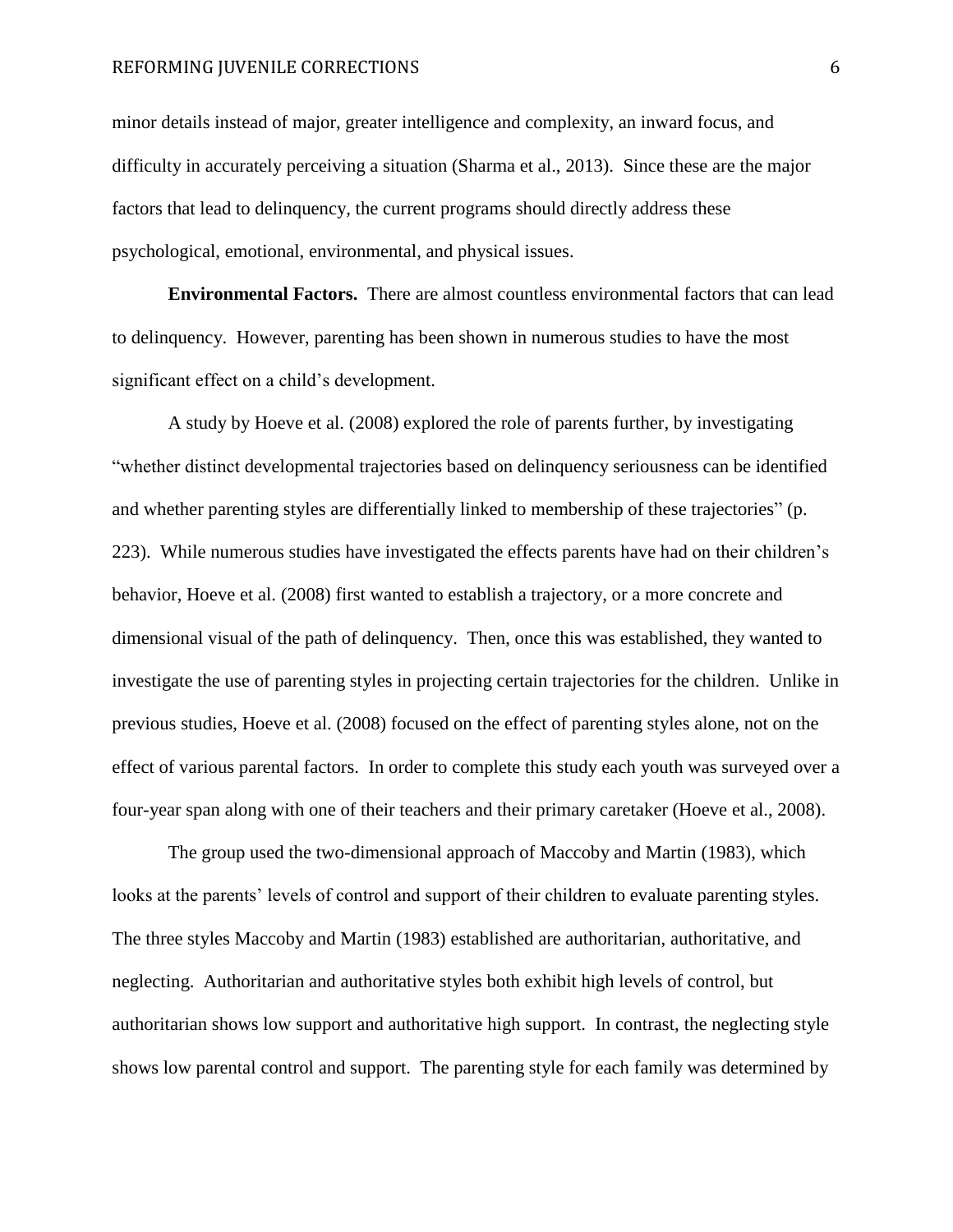minor details instead of major, greater intelligence and complexity, an inward focus, and difficulty in accurately perceiving a situation (Sharma et al., 2013). Since these are the major factors that lead to delinquency, the current programs should directly address these psychological, emotional, environmental, and physical issues.

**Environmental Factors.** There are almost countless environmental factors that can lead to delinquency. However, parenting has been shown in numerous studies to have the most significant effect on a child's development.

A study by Hoeve et al. (2008) explored the role of parents further, by investigating "whether distinct developmental trajectories based on delinquency seriousness can be identified and whether parenting styles are differentially linked to membership of these trajectories" (p. 223). While numerous studies have investigated the effects parents have had on their children's behavior, Hoeve et al. (2008) first wanted to establish a trajectory, or a more concrete and dimensional visual of the path of delinquency. Then, once this was established, they wanted to investigate the use of parenting styles in projecting certain trajectories for the children. Unlike in previous studies, Hoeve et al. (2008) focused on the effect of parenting styles alone, not on the effect of various parental factors. In order to complete this study each youth was surveyed over a four-year span along with one of their teachers and their primary caretaker (Hoeve et al., 2008).

The group used the two-dimensional approach of Maccoby and Martin (1983), which looks at the parents' levels of control and support of their children to evaluate parenting styles. The three styles Maccoby and Martin (1983) established are authoritarian, authoritative, and neglecting. Authoritarian and authoritative styles both exhibit high levels of control, but authoritarian shows low support and authoritative high support. In contrast, the neglecting style shows low parental control and support. The parenting style for each family was determined by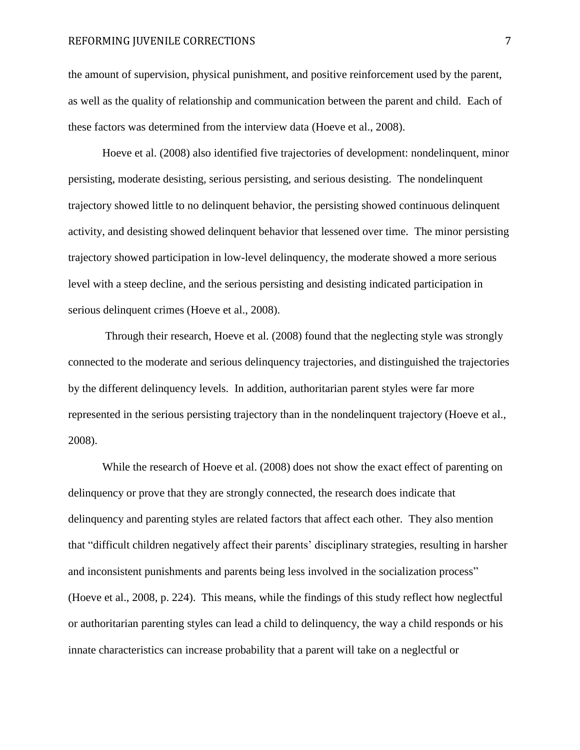the amount of supervision, physical punishment, and positive reinforcement used by the parent, as well as the quality of relationship and communication between the parent and child. Each of these factors was determined from the interview data (Hoeve et al., 2008).

Hoeve et al. (2008) also identified five trajectories of development: nondelinquent, minor persisting, moderate desisting, serious persisting, and serious desisting. The nondelinquent trajectory showed little to no delinquent behavior, the persisting showed continuous delinquent activity, and desisting showed delinquent behavior that lessened over time. The minor persisting trajectory showed participation in low-level delinquency, the moderate showed a more serious level with a steep decline, and the serious persisting and desisting indicated participation in serious delinquent crimes (Hoeve et al., 2008).

Through their research, Hoeve et al. (2008) found that the neglecting style was strongly connected to the moderate and serious delinquency trajectories, and distinguished the trajectories by the different delinquency levels. In addition, authoritarian parent styles were far more represented in the serious persisting trajectory than in the nondelinquent trajectory (Hoeve et al., 2008).

While the research of Hoeve et al. (2008) does not show the exact effect of parenting on delinquency or prove that they are strongly connected, the research does indicate that delinquency and parenting styles are related factors that affect each other. They also mention that "difficult children negatively affect their parents' disciplinary strategies, resulting in harsher and inconsistent punishments and parents being less involved in the socialization process" (Hoeve et al., 2008, p. 224). This means, while the findings of this study reflect how neglectful or authoritarian parenting styles can lead a child to delinquency, the way a child responds or his innate characteristics can increase probability that a parent will take on a neglectful or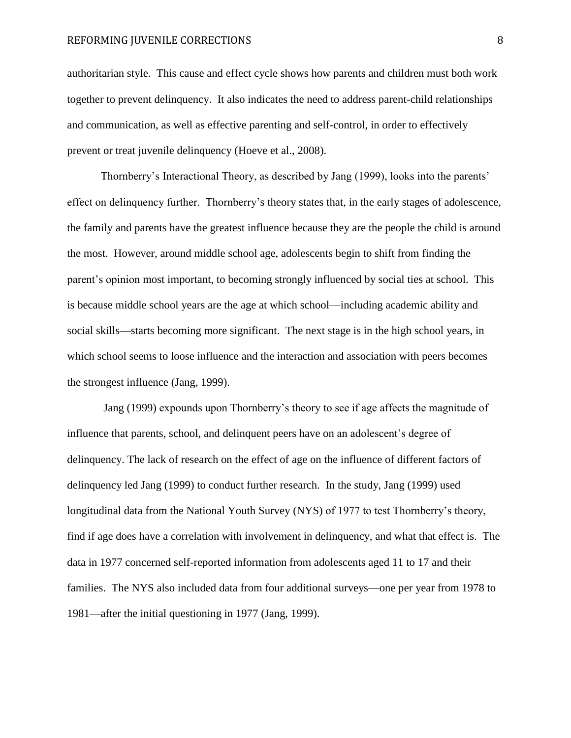authoritarian style. This cause and effect cycle shows how parents and children must both work together to prevent delinquency. It also indicates the need to address parent-child relationships and communication, as well as effective parenting and self-control, in order to effectively prevent or treat juvenile delinquency (Hoeve et al., 2008).

Thornberry's Interactional Theory, as described by Jang (1999), looks into the parents' effect on delinquency further. Thornberry's theory states that, in the early stages of adolescence, the family and parents have the greatest influence because they are the people the child is around the most. However, around middle school age, adolescents begin to shift from finding the parent's opinion most important, to becoming strongly influenced by social ties at school. This is because middle school years are the age at which school—including academic ability and social skills—starts becoming more significant. The next stage is in the high school years, in which school seems to loose influence and the interaction and association with peers becomes the strongest influence (Jang, 1999).

Jang (1999) expounds upon Thornberry's theory to see if age affects the magnitude of influence that parents, school, and delinquent peers have on an adolescent's degree of delinquency. The lack of research on the effect of age on the influence of different factors of delinquency led Jang (1999) to conduct further research. In the study, Jang (1999) used longitudinal data from the National Youth Survey (NYS) of 1977 to test Thornberry's theory, find if age does have a correlation with involvement in delinquency, and what that effect is. The data in 1977 concerned self-reported information from adolescents aged 11 to 17 and their families. The NYS also included data from four additional surveys—one per year from 1978 to 1981—after the initial questioning in 1977 (Jang, 1999).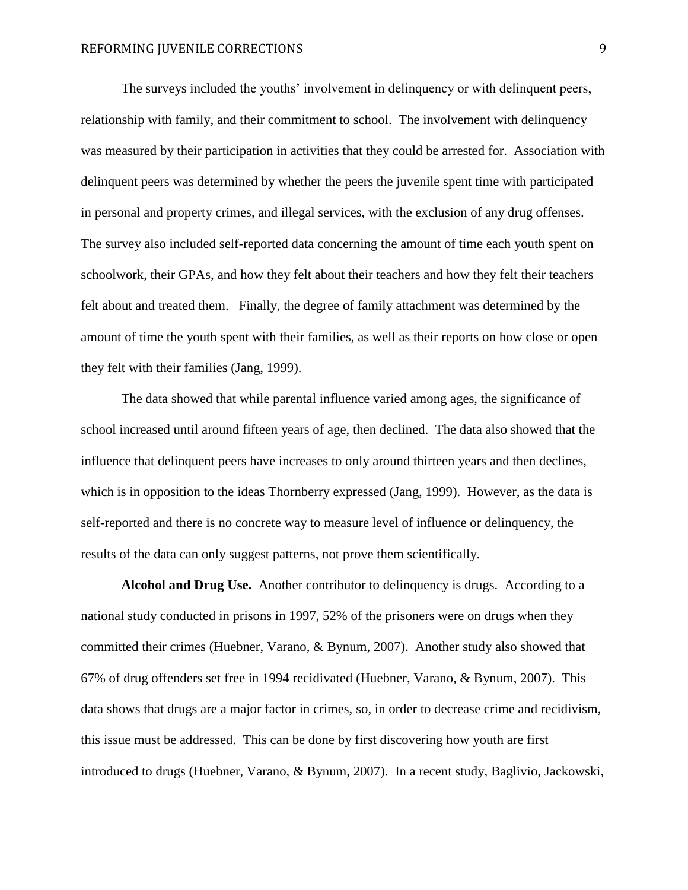The surveys included the youths' involvement in delinquency or with delinquent peers, relationship with family, and their commitment to school. The involvement with delinquency was measured by their participation in activities that they could be arrested for. Association with delinquent peers was determined by whether the peers the juvenile spent time with participated in personal and property crimes, and illegal services, with the exclusion of any drug offenses. The survey also included self-reported data concerning the amount of time each youth spent on schoolwork, their GPAs, and how they felt about their teachers and how they felt their teachers felt about and treated them. Finally, the degree of family attachment was determined by the amount of time the youth spent with their families, as well as their reports on how close or open they felt with their families (Jang, 1999).

The data showed that while parental influence varied among ages, the significance of school increased until around fifteen years of age, then declined. The data also showed that the influence that delinquent peers have increases to only around thirteen years and then declines, which is in opposition to the ideas Thornberry expressed (Jang, 1999). However, as the data is self-reported and there is no concrete way to measure level of influence or delinquency, the results of the data can only suggest patterns, not prove them scientifically.

**Alcohol and Drug Use.** Another contributor to delinquency is drugs. According to a national study conducted in prisons in 1997, 52% of the prisoners were on drugs when they committed their crimes (Huebner, Varano, & Bynum, 2007). Another study also showed that 67% of drug offenders set free in 1994 recidivated (Huebner, Varano, & Bynum, 2007). This data shows that drugs are a major factor in crimes, so, in order to decrease crime and recidivism, this issue must be addressed. This can be done by first discovering how youth are first introduced to drugs (Huebner, Varano, & Bynum, 2007). In a recent study, Baglivio, Jackowski,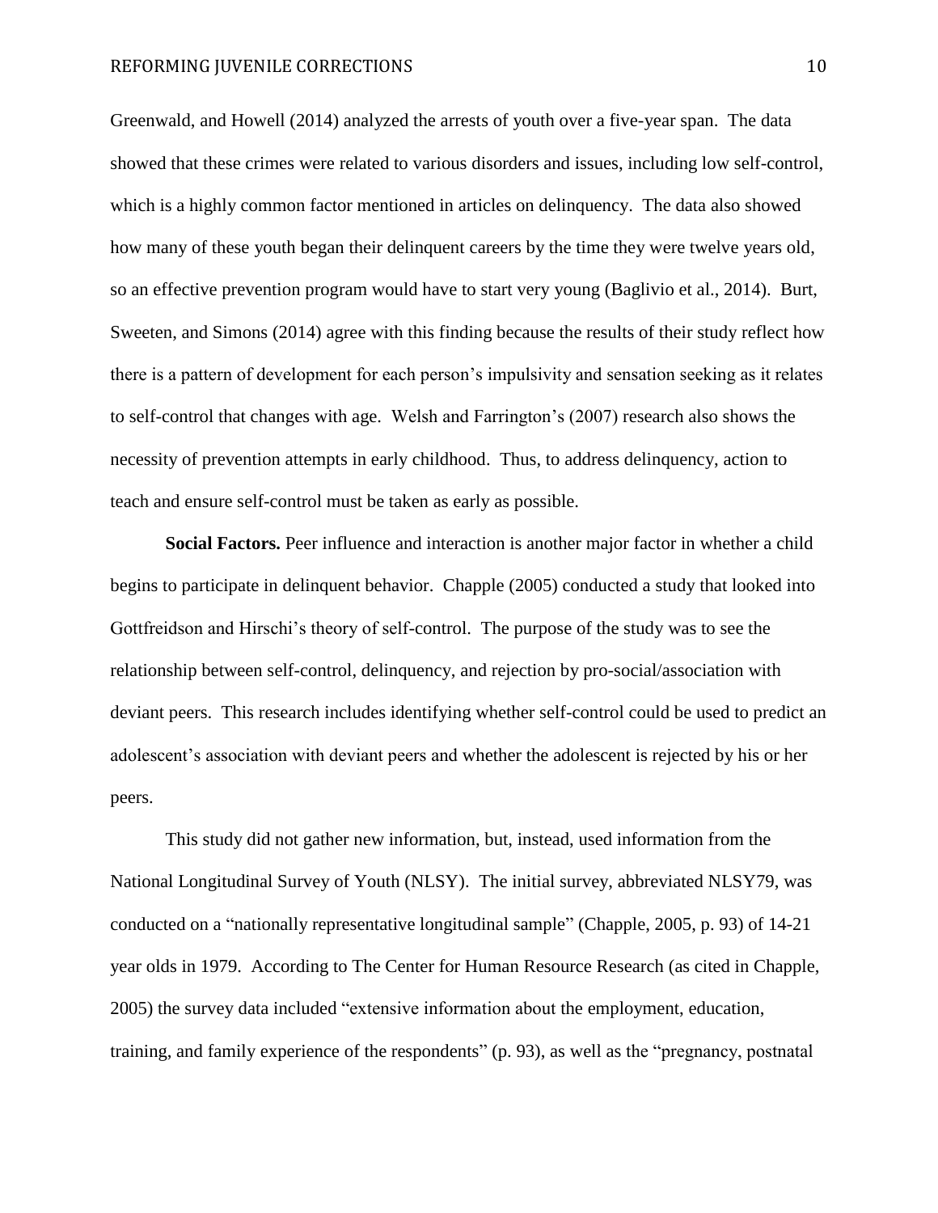Greenwald, and Howell (2014) analyzed the arrests of youth over a five-year span. The data showed that these crimes were related to various disorders and issues, including low self-control, which is a highly common factor mentioned in articles on delinquency. The data also showed how many of these youth began their delinquent careers by the time they were twelve years old, so an effective prevention program would have to start very young (Baglivio et al., 2014). Burt, Sweeten, and Simons (2014) agree with this finding because the results of their study reflect how there is a pattern of development for each person's impulsivity and sensation seeking as it relates to self-control that changes with age. Welsh and Farrington's (2007) research also shows the necessity of prevention attempts in early childhood. Thus, to address delinquency, action to teach and ensure self-control must be taken as early as possible.

**Social Factors.** Peer influence and interaction is another major factor in whether a child begins to participate in delinquent behavior. Chapple (2005) conducted a study that looked into Gottfreidson and Hirschi's theory of self-control. The purpose of the study was to see the relationship between self-control, delinquency, and rejection by pro-social/association with deviant peers. This research includes identifying whether self-control could be used to predict an adolescent's association with deviant peers and whether the adolescent is rejected by his or her peers.

This study did not gather new information, but, instead, used information from the National Longitudinal Survey of Youth (NLSY). The initial survey, abbreviated NLSY79, was conducted on a "nationally representative longitudinal sample" (Chapple, 2005, p. 93) of 14-21 year olds in 1979. According to The Center for Human Resource Research (as cited in Chapple, 2005) the survey data included "extensive information about the employment, education, training, and family experience of the respondents" (p. 93), as well as the "pregnancy, postnatal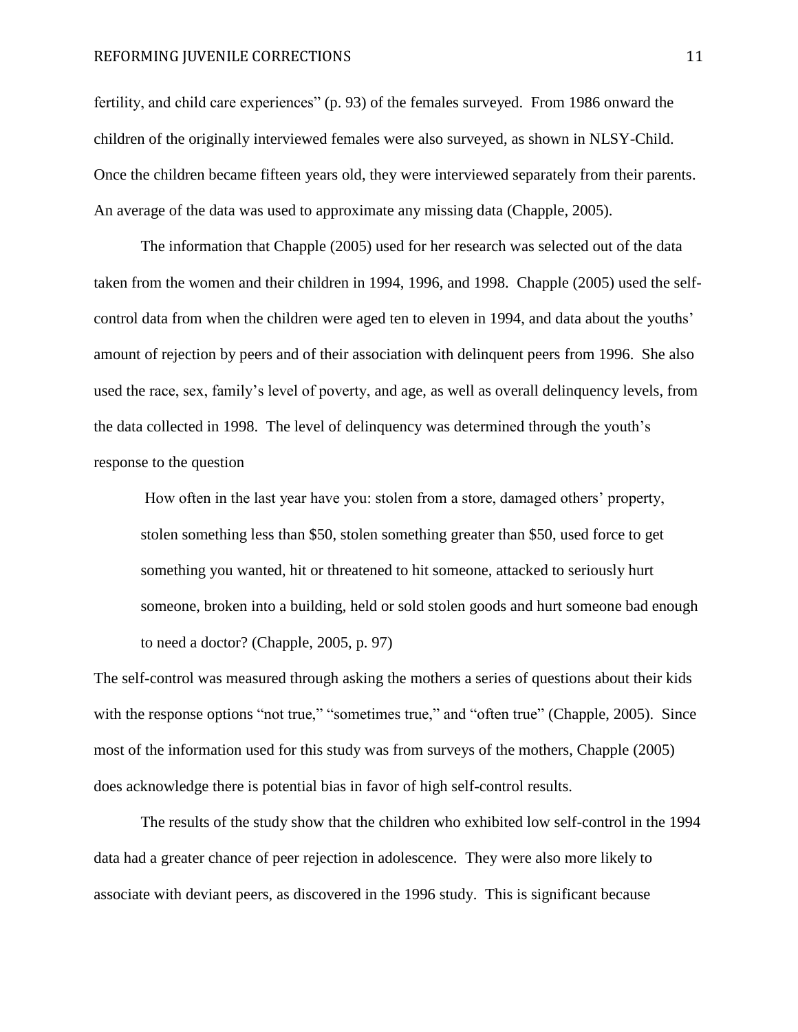fertility, and child care experiences" (p. 93) of the females surveyed. From 1986 onward the children of the originally interviewed females were also surveyed, as shown in NLSY-Child. Once the children became fifteen years old, they were interviewed separately from their parents. An average of the data was used to approximate any missing data (Chapple, 2005).

The information that Chapple (2005) used for her research was selected out of the data taken from the women and their children in 1994, 1996, and 1998. Chapple (2005) used the self-control data from when the children were aged ten to eleven in 1994, and data about the youths' amount of rejection by peers and of their association with delinquent peers from 1996. She also used the race, sex, family's level of poverty, and age, as well as overall delinquency levels, from the data collected in 1998. The level of delinquency was determined through the youth's response to the question

> How often in the last year have you: stolen from a store, damaged others' property, stolen something less than $50, stolen something greater than $50, used force to get something you wanted, hit or threatened to hit someone, attacked to seriously hurt someone, broken into a building, held or sold stolen goods and hurt someone bad enough to need a doctor? (Chapple, 2005, p. 97)

The self-control was measured through asking the mothers a series of questions about their kids with the response options "not true," "sometimes true," and "often true" (Chapple, 2005). Since most of the information used for this study was from surveys of the mothers, Chapple (2005) does acknowledge there is potential bias in favor of high self-control results.

The results of the study show that the children who exhibited low self-control in the 1994 data had a greater chance of peer rejection in adolescence. They were also more likely to associate with deviant peers, as discovered in the 1996 study. This is significant because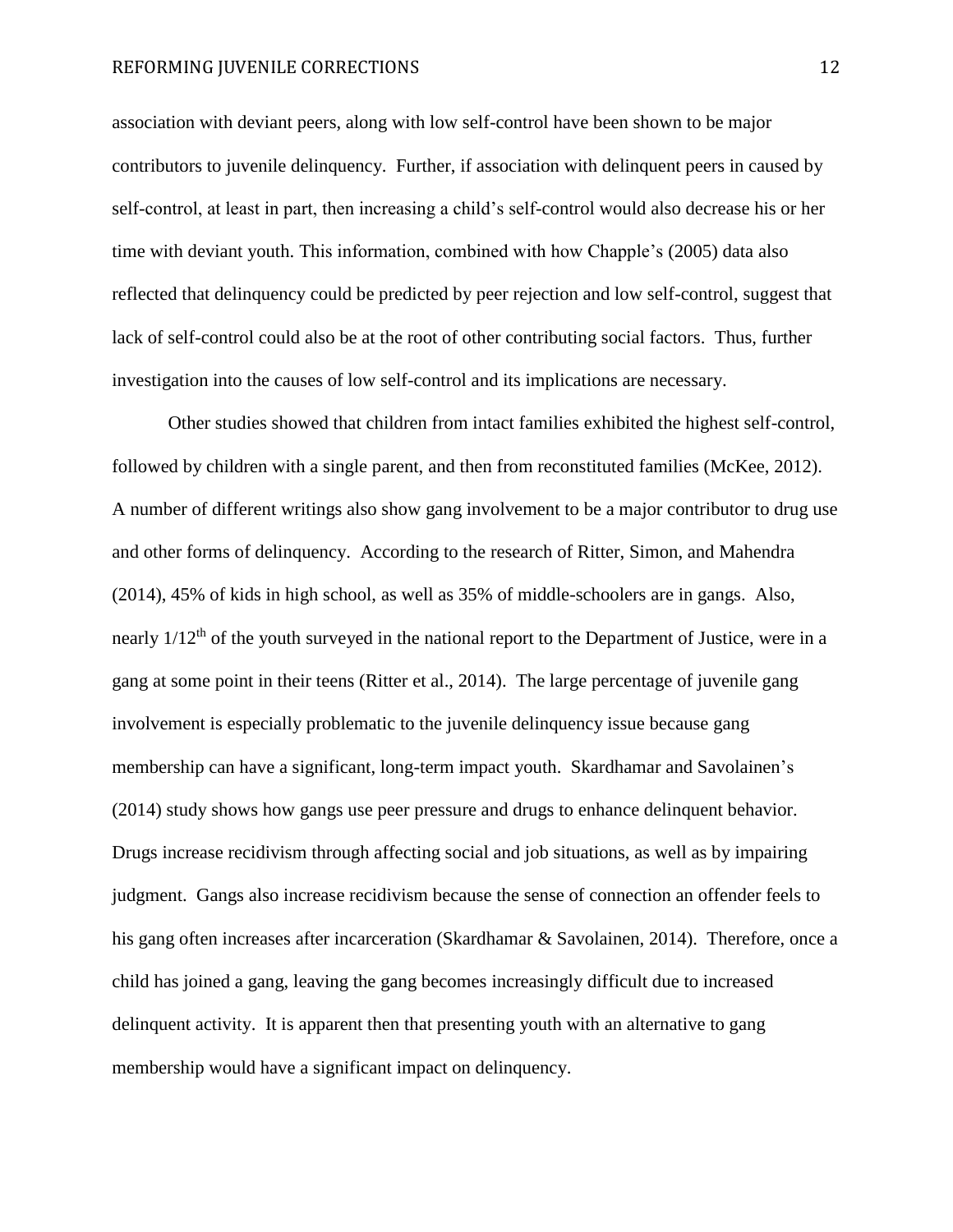association with deviant peers, along with low self-control have been shown to be major contributors to juvenile delinquency. Further, if association with delinquent peers in caused by self-control, at least in part, then increasing a child's self-control would also decrease his or her time with deviant youth. This information, combined with how Chapple's (2005) data also reflected that delinquency could be predicted by peer rejection and low self-control, suggest that lack of self-control could also be at the root of other contributing social factors. Thus, further investigation into the causes of low self-control and its implications are necessary.

Other studies showed that children from intact families exhibited the highest self-control, followed by children with a single parent, and then from reconstituted families (McKee, 2012). A number of different writings also show gang involvement to be a major contributor to drug use and other forms of delinquency. According to the research of Ritter, Simon, and Mahendra (2014), 45% of kids in high school, as well as 35% of middle-schoolers are in gangs. Also, nearly 1/12[th] of the youth surveyed in the national report to the Department of Justice, were in a gang at some point in their teens (Ritter et al., 2014). The large percentage of juvenile gang involvement is especially problematic to the juvenile delinquency issue because gang membership can have a significant, long-term impact youth. Skardhamar and Savolainen's (2014) study shows how gangs use peer pressure and drugs to enhance delinquent behavior. Drugs increase recidivism through affecting social and job situations, as well as by impairing judgment. Gangs also increase recidivism because the sense of connection an offender feels to his gang often increases after incarceration (Skardhamar & Savolainen, 2014). Therefore, once a child has joined a gang, leaving the gang becomes increasingly difficult due to increased delinquent activity. It is apparent then that presenting youth with an alternative to gang membership would have a significant impact on delinquency.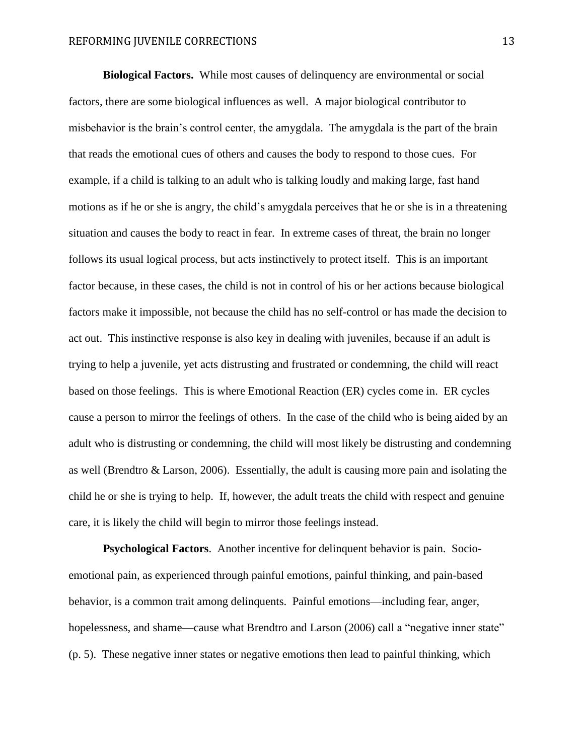**Biological Factors.** While most causes of delinquency are environmental or social factors, there are some biological influences as well. A major biological contributor to misbehavior is the brain's control center, the amygdala. The amygdala is the part of the brain that reads the emotional cues of others and causes the body to respond to those cues. For example, if a child is talking to an adult who is talking loudly and making large, fast hand motions as if he or she is angry, the child's amygdala perceives that he or she is in a threatening situation and causes the body to react in fear. In extreme cases of threat, the brain no longer follows its usual logical process, but acts instinctively to protect itself. This is an important factor because, in these cases, the child is not in control of his or her actions because biological factors make it impossible, not because the child has no self-control or has made the decision to act out. This instinctive response is also key in dealing with juveniles, because if an adult is trying to help a juvenile, yet acts distrusting and frustrated or condemning, the child will react based on those feelings. This is where Emotional Reaction (ER) cycles come in. ER cycles cause a person to mirror the feelings of others. In the case of the child who is being aided by an adult who is distrusting or condemning, the child will most likely be distrusting and condemning as well (Brendtro & Larson, 2006). Essentially, the adult is causing more pain and isolating the child he or she is trying to help. If, however, the adult treats the child with respect and genuine care, it is likely the child will begin to mirror those feelings instead.

**Psychological Factors**. Another incentive for delinquent behavior is pain. Socio-emotional pain, as experienced through painful emotions, painful thinking, and pain-based behavior, is a common trait among delinquents. Painful emotions—including fear, anger, hopelessness, and shame—cause what Brendtro and Larson (2006) call a "negative inner state" (p. 5). These negative inner states or negative emotions then lead to painful thinking, which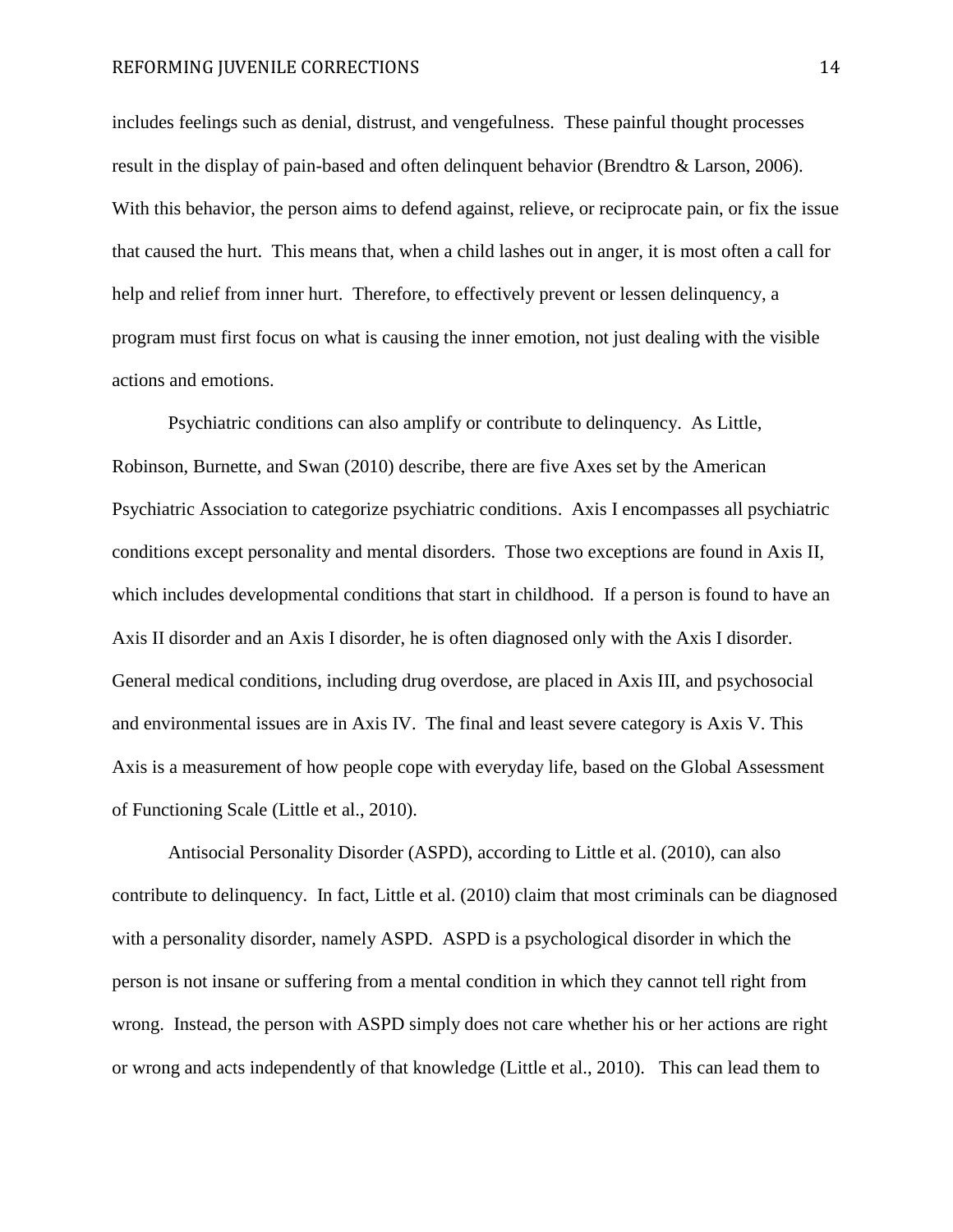includes feelings such as denial, distrust, and vengefulness. These painful thought processes result in the display of pain-based and often delinquent behavior (Brendtro & Larson, 2006). With this behavior, the person aims to defend against, relieve, or reciprocate pain, or fix the issue that caused the hurt. This means that, when a child lashes out in anger, it is most often a call for help and relief from inner hurt. Therefore, to effectively prevent or lessen delinquency, a program must first focus on what is causing the inner emotion, not just dealing with the visible actions and emotions.

Psychiatric conditions can also amplify or contribute to delinquency. As Little, Robinson, Burnette, and Swan (2010) describe, there are five Axes set by the American Psychiatric Association to categorize psychiatric conditions. Axis I encompasses all psychiatric conditions except personality and mental disorders. Those two exceptions are found in Axis II, which includes developmental conditions that start in childhood. If a person is found to have an Axis II disorder and an Axis I disorder, he is often diagnosed only with the Axis I disorder. General medical conditions, including drug overdose, are placed in Axis III, and psychosocial and environmental issues are in Axis IV. The final and least severe category is Axis V. This Axis is a measurement of how people cope with everyday life, based on the Global Assessment of Functioning Scale (Little et al., 2010).

Antisocial Personality Disorder (ASPD), according to Little et al. (2010), can also contribute to delinquency. In fact, Little et al. (2010) claim that most criminals can be diagnosed with a personality disorder, namely ASPD. ASPD is a psychological disorder in which the person is not insane or suffering from a mental condition in which they cannot tell right from wrong. Instead, the person with ASPD simply does not care whether his or her actions are right or wrong and acts independently of that knowledge (Little et al., 2010). This can lead them to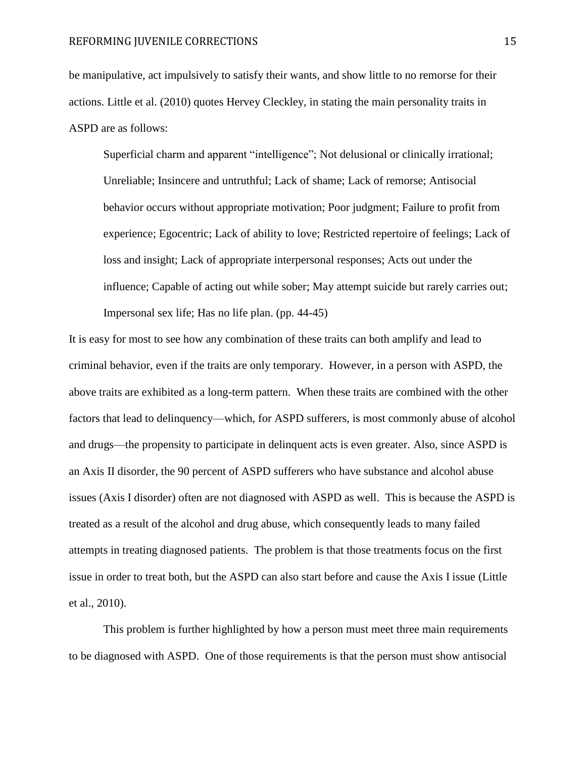be manipulative, act impulsively to satisfy their wants, and show little to no remorse for their actions. Little et al. (2010) quotes Hervey Cleckley, in stating the main personality traits in ASPD are as follows:

> Superficial charm and apparent "intelligence"; Not delusional or clinically irrational; Unreliable; Insincere and untruthful; Lack of shame; Lack of remorse; Antisocial behavior occurs without appropriate motivation; Poor judgment; Failure to profit from experience; Egocentric; Lack of ability to love; Restricted repertoire of feelings; Lack of loss and insight; Lack of appropriate interpersonal responses; Acts out under the influence; Capable of acting out while sober; May attempt suicide but rarely carries out; Impersonal sex life; Has no life plan. (pp. 44-45)

It is easy for most to see how any combination of these traits can both amplify and lead to criminal behavior, even if the traits are only temporary. However, in a person with ASPD, the above traits are exhibited as a long-term pattern. When these traits are combined with the other factors that lead to delinquency—which, for ASPD sufferers, is most commonly abuse of alcohol and drugs—the propensity to participate in delinquent acts is even greater. Also, since ASPD is an Axis II disorder, the 90 percent of ASPD sufferers who have substance and alcohol abuse issues (Axis I disorder) often are not diagnosed with ASPD as well. This is because the ASPD is treated as a result of the alcohol and drug abuse, which consequently leads to many failed attempts in treating diagnosed patients. The problem is that those treatments focus on the first issue in order to treat both, but the ASPD can also start before and cause the Axis I issue (Little et al., 2010).

This problem is further highlighted by how a person must meet three main requirements to be diagnosed with ASPD. One of those requirements is that the person must show antisocial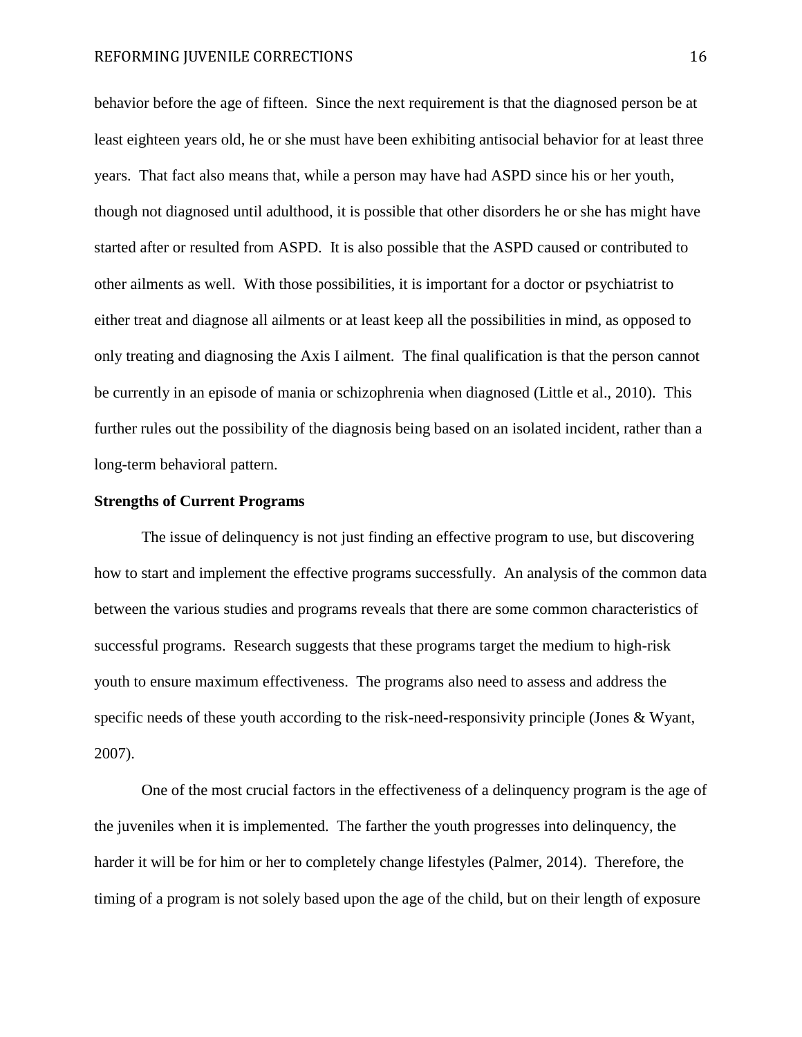behavior before the age of fifteen. Since the next requirement is that the diagnosed person be at least eighteen years old, he or she must have been exhibiting antisocial behavior for at least three years. That fact also means that, while a person may have had ASPD since his or her youth, though not diagnosed until adulthood, it is possible that other disorders he or she has might have started after or resulted from ASPD. It is also possible that the ASPD caused or contributed to other ailments as well. With those possibilities, it is important for a doctor or psychiatrist to either treat and diagnose all ailments or at least keep all the possibilities in mind, as opposed to only treating and diagnosing the Axis I ailment. The final qualification is that the person cannot be currently in an episode of mania or schizophrenia when diagnosed (Little et al., 2010). This further rules out the possibility of the diagnosis being based on an isolated incident, rather than a long-term behavioral pattern.

**Strengths of Current Programs**

The issue of delinquency is not just finding an effective program to use, but discovering how to start and implement the effective programs successfully. An analysis of the common data between the various studies and programs reveals that there are some common characteristics of successful programs. Research suggests that these programs target the medium to high-risk youth to ensure maximum effectiveness. The programs also need to assess and address the specific needs of these youth according to the risk-need-responsivity principle (Jones & Wyant, 2007).

One of the most crucial factors in the effectiveness of a delinquency program is the age of the juveniles when it is implemented. The farther the youth progresses into delinquency, the harder it will be for him or her to completely change lifestyles (Palmer, 2014). Therefore, the timing of a program is not solely based upon the age of the child, but on their length of exposure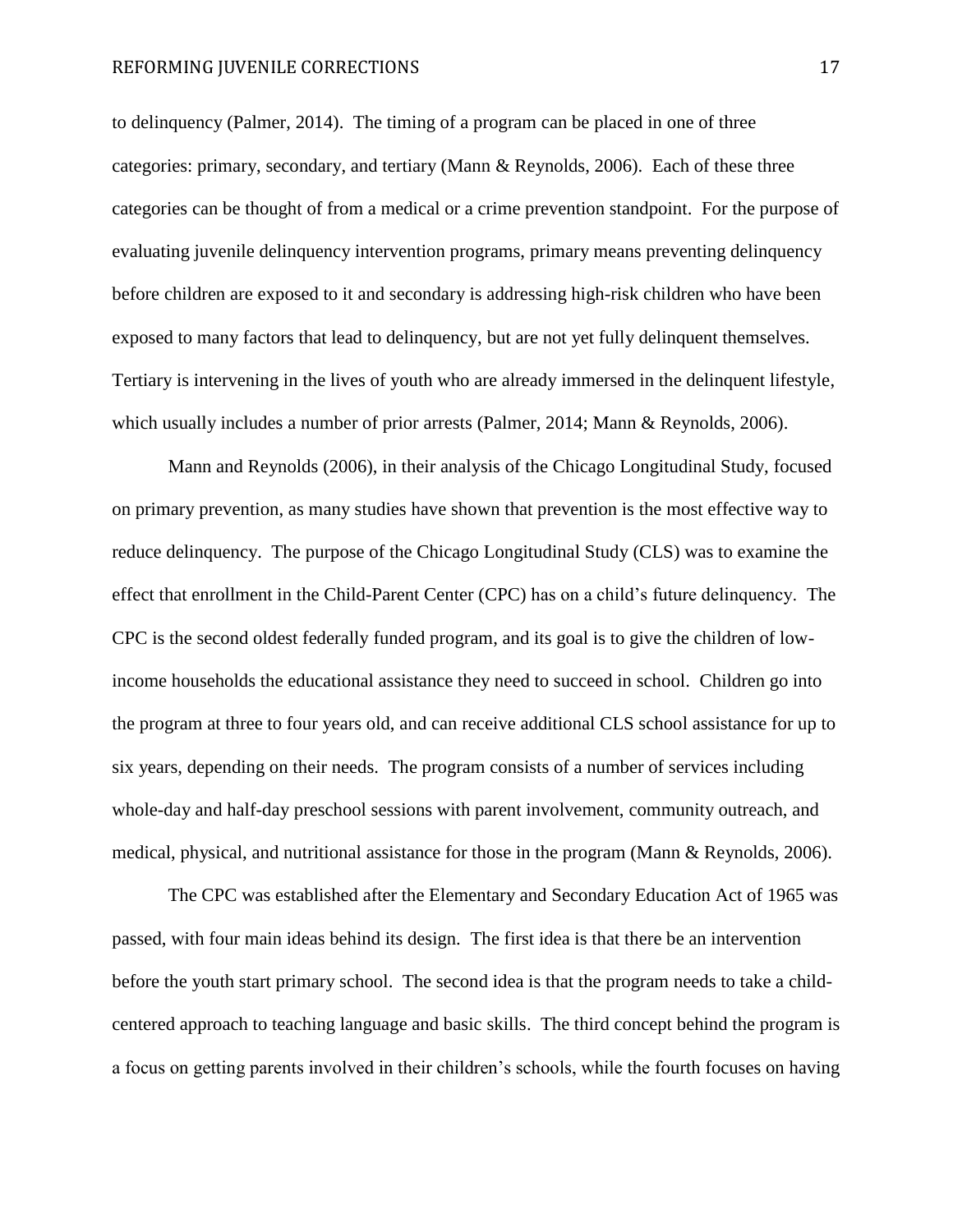to delinquency (Palmer, 2014). The timing of a program can be placed in one of three categories: primary, secondary, and tertiary (Mann & Reynolds, 2006). Each of these three categories can be thought of from a medical or a crime prevention standpoint. For the purpose of evaluating juvenile delinquency intervention programs, primary means preventing delinquency before children are exposed to it and secondary is addressing high-risk children who have been exposed to many factors that lead to delinquency, but are not yet fully delinquent themselves. Tertiary is intervening in the lives of youth who are already immersed in the delinquent lifestyle, which usually includes a number of prior arrests (Palmer, 2014; Mann & Reynolds, 2006).

Mann and Reynolds (2006), in their analysis of the Chicago Longitudinal Study, focused on primary prevention, as many studies have shown that prevention is the most effective way to reduce delinquency. The purpose of the Chicago Longitudinal Study (CLS) was to examine the effect that enrollment in the Child-Parent Center (CPC) has on a child's future delinquency. The CPC is the second oldest federally funded program, and its goal is to give the children of low-income households the educational assistance they need to succeed in school. Children go into the program at three to four years old, and can receive additional CLS school assistance for up to six years, depending on their needs. The program consists of a number of services including whole-day and half-day preschool sessions with parent involvement, community outreach, and medical, physical, and nutritional assistance for those in the program (Mann & Reynolds, 2006).

The CPC was established after the Elementary and Secondary Education Act of 1965 was passed, with four main ideas behind its design. The first idea is that there be an intervention before the youth start primary school. The second idea is that the program needs to take a child-centered approach to teaching language and basic skills. The third concept behind the program is a focus on getting parents involved in their children's schools, while the fourth focuses on having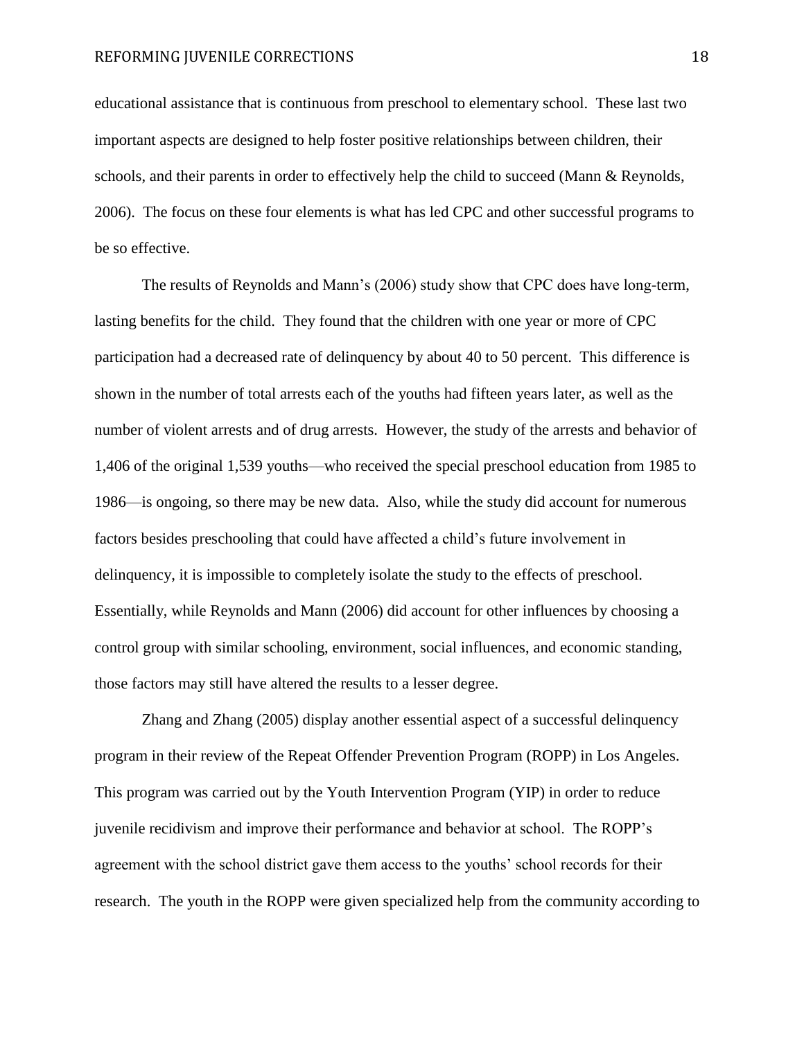educational assistance that is continuous from preschool to elementary school. These last two important aspects are designed to help foster positive relationships between children, their schools, and their parents in order to effectively help the child to succeed (Mann & Reynolds, 2006). The focus on these four elements is what has led CPC and other successful programs to be so effective.

The results of Reynolds and Mann's (2006) study show that CPC does have long-term, lasting benefits for the child. They found that the children with one year or more of CPC participation had a decreased rate of delinquency by about 40 to 50 percent. This difference is shown in the number of total arrests each of the youths had fifteen years later, as well as the number of violent arrests and of drug arrests. However, the study of the arrests and behavior of 1,406 of the original 1,539 youths—who received the special preschool education from 1985 to 1986—is ongoing, so there may be new data. Also, while the study did account for numerous factors besides preschooling that could have affected a child's future involvement in delinquency, it is impossible to completely isolate the study to the effects of preschool. Essentially, while Reynolds and Mann (2006) did account for other influences by choosing a control group with similar schooling, environment, social influences, and economic standing, those factors may still have altered the results to a lesser degree.

Zhang and Zhang (2005) display another essential aspect of a successful delinquency program in their review of the Repeat Offender Prevention Program (ROPP) in Los Angeles. This program was carried out by the Youth Intervention Program (YIP) in order to reduce juvenile recidivism and improve their performance and behavior at school. The ROPP's agreement with the school district gave them access to the youths' school records for their research. The youth in the ROPP were given specialized help from the community according to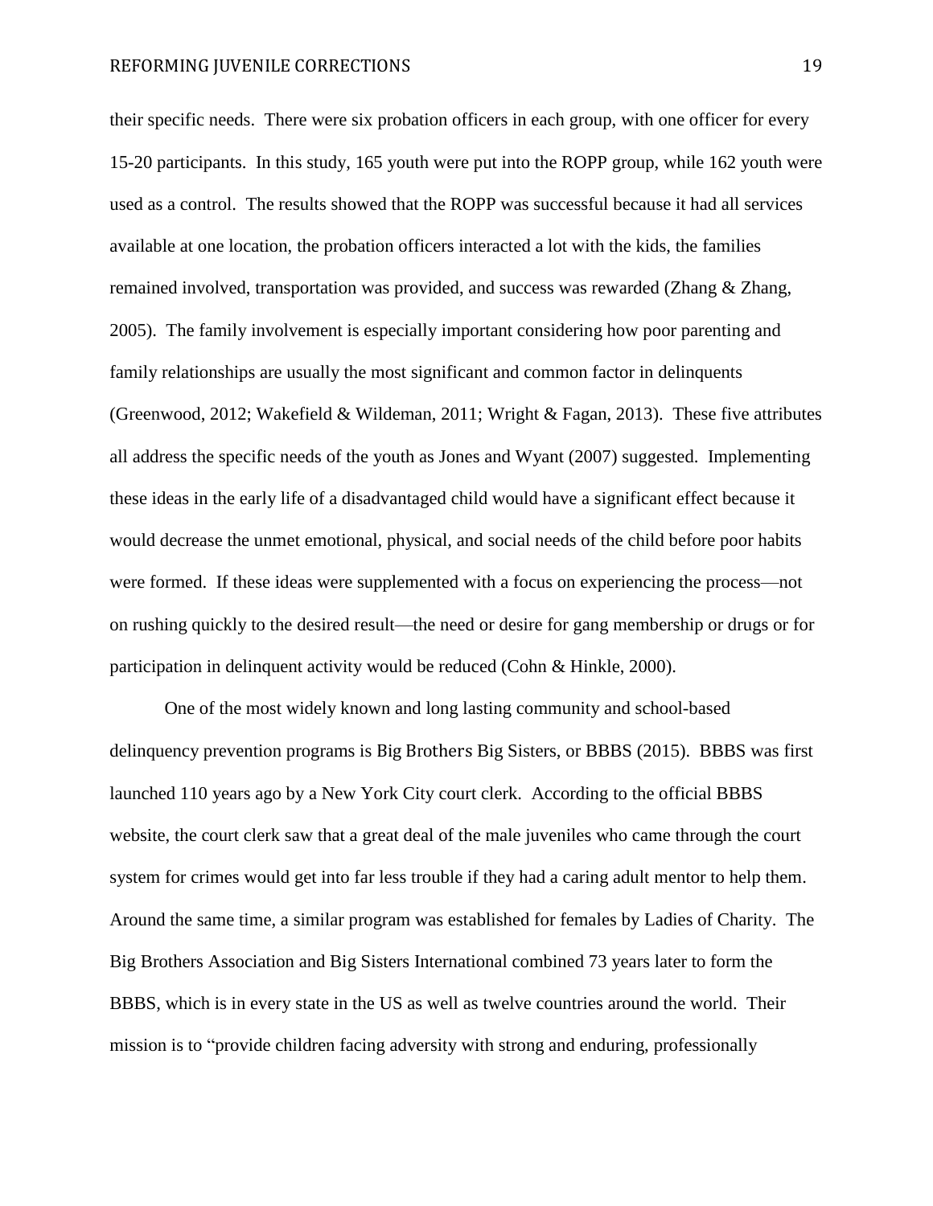their specific needs. There were six probation officers in each group, with one officer for every 15-20 participants. In this study, 165 youth were put into the ROPP group, while 162 youth were used as a control. The results showed that the ROPP was successful because it had all services available at one location, the probation officers interacted a lot with the kids, the families remained involved, transportation was provided, and success was rewarded (Zhang & Zhang, 2005). The family involvement is especially important considering how poor parenting and family relationships are usually the most significant and common factor in delinquents (Greenwood, 2012; Wakefield & Wildeman, 2011; Wright & Fagan, 2013). These five attributes all address the specific needs of the youth as Jones and Wyant (2007) suggested. Implementing these ideas in the early life of a disadvantaged child would have a significant effect because it would decrease the unmet emotional, physical, and social needs of the child before poor habits were formed. If these ideas were supplemented with a focus on experiencing the process—not on rushing quickly to the desired result—the need or desire for gang membership or drugs or for participation in delinquent activity would be reduced (Cohn & Hinkle, 2000).

One of the most widely known and long lasting community and school-based delinquency prevention programs is Big Brothers Big Sisters, or BBBS (2015). BBBS was first launched 110 years ago by a New York City court clerk. According to the official BBBS website, the court clerk saw that a great deal of the male juveniles who came through the court system for crimes would get into far less trouble if they had a caring adult mentor to help them. Around the same time, a similar program was established for females by Ladies of Charity. The Big Brothers Association and Big Sisters International combined 73 years later to form the BBBS, which is in every state in the US as well as twelve countries around the world. Their mission is to "provide children facing adversity with strong and enduring, professionally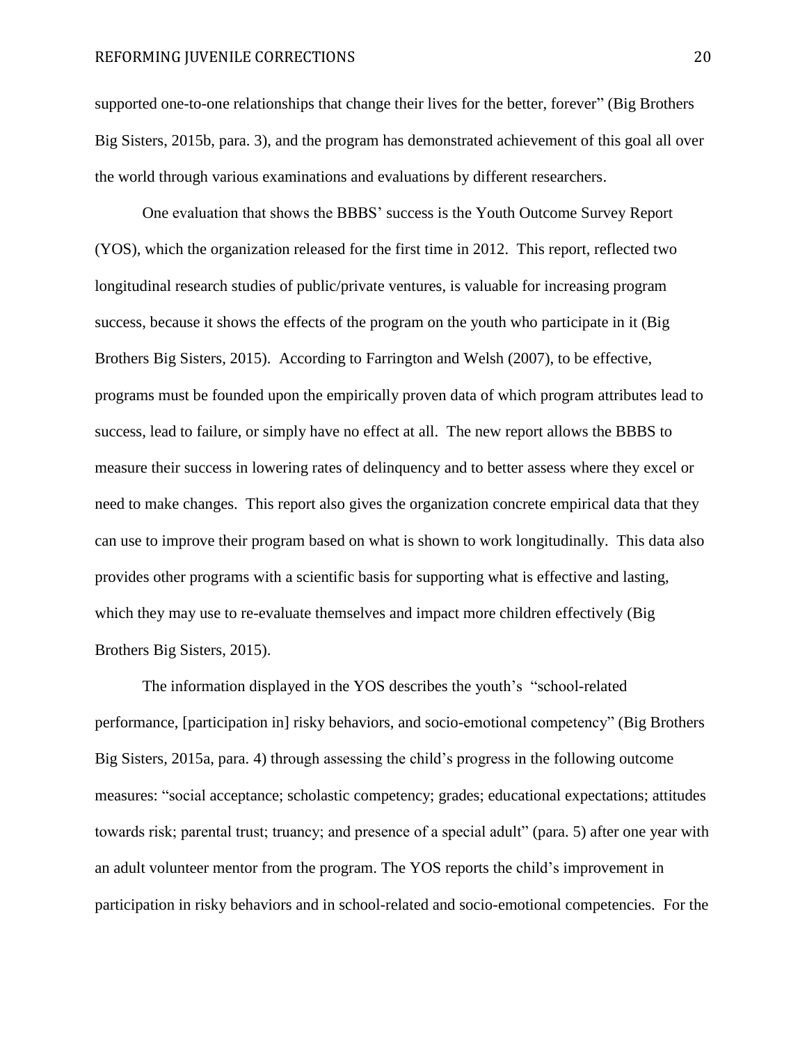supported one-to-one relationships that change their lives for the better, forever" (Big Brothers Big Sisters, 2015b, para. 3), and the program has demonstrated achievement of this goal all over the world through various examinations and evaluations by different researchers.

One evaluation that shows the BBBS' success is the Youth Outcome Survey Report (YOS), which the organization released for the first time in 2012. This report, reflected two longitudinal research studies of public/private ventures, is valuable for increasing program success, because it shows the effects of the program on the youth who participate in it (Big Brothers Big Sisters, 2015). According to Farrington and Welsh (2007), to be effective, programs must be founded upon the empirically proven data of which program attributes lead to success, lead to failure, or simply have no effect at all. The new report allows the BBBS to measure their success in lowering rates of delinquency and to better assess where they excel or need to make changes. This report also gives the organization concrete empirical data that they can use to improve their program based on what is shown to work longitudinally. This data also provides other programs with a scientific basis for supporting what is effective and lasting, which they may use to re-evaluate themselves and impact more children effectively (Big Brothers Big Sisters, 2015).

The information displayed in the YOS describes the youth's "school-related performance, [participation in] risky behaviors, and socio-emotional competency" (Big Brothers Big Sisters, 2015a, para. 4) through assessing the child's progress in the following outcome measures: "social acceptance; scholastic competency; grades; educational expectations; attitudes towards risk; parental trust; truancy; and presence of a special adult" (para. 5) after one year with an adult volunteer mentor from the program. The YOS reports the child's improvement in participation in risky behaviors and in school-related and socio-emotional competencies. For the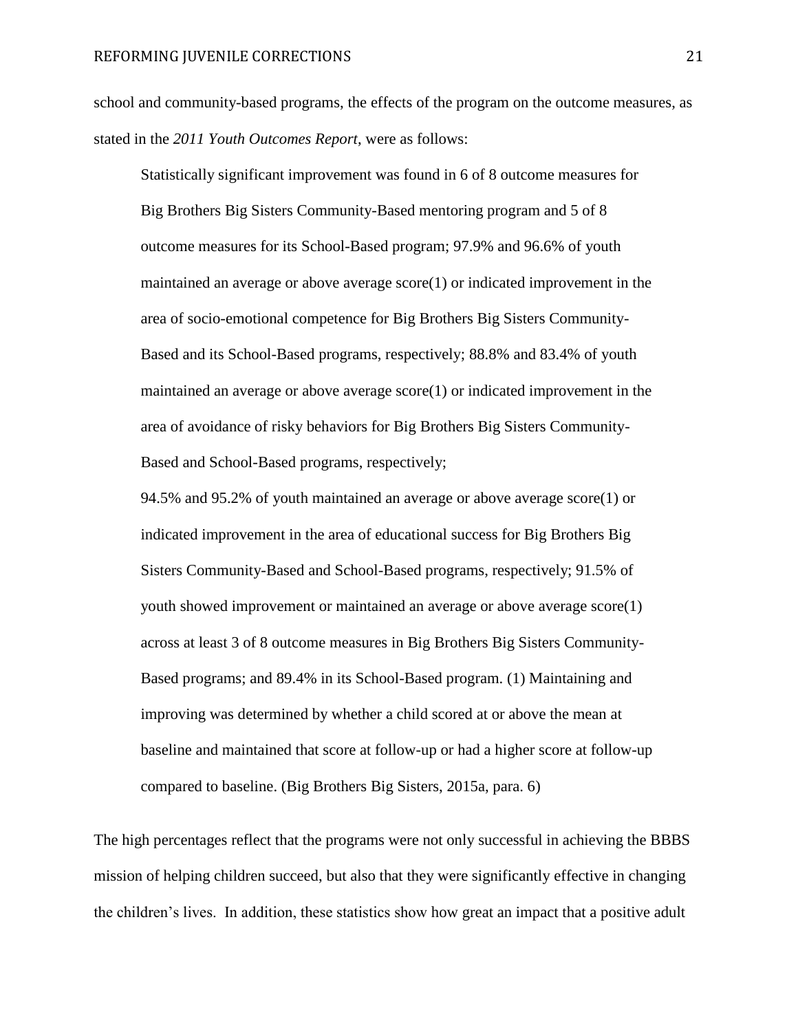school and community-based programs, the effects of the program on the outcome measures, as stated in the *2011 Youth Outcomes Report*, were as follows:

> Statistically significant improvement was found in 6 of 8 outcome measures for Big Brothers Big Sisters Community-Based mentoring program and 5 of 8 outcome measures for its School-Based program; 97.9% and 96.6% of youth maintained an average or above average score(1) or indicated improvement in the area of socio-emotional competence for Big Brothers Big Sisters Community-Based and its School-Based programs, respectively; 88.8% and 83.4% of youth maintained an average or above average score(1) or indicated improvement in the area of avoidance of risky behaviors for Big Brothers Big Sisters Community-Based and School-Based programs, respectively;
>
> 94.5% and 95.2% of youth maintained an average or above average score(1) or indicated improvement in the area of educational success for Big Brothers Big Sisters Community-Based and School-Based programs, respectively; 91.5% of youth showed improvement or maintained an average or above average score(1) across at least 3 of 8 outcome measures in Big Brothers Big Sisters Community-Based programs; and 89.4% in its School-Based program. (1) Maintaining and improving was determined by whether a child scored at or above the mean at baseline and maintained that score at follow-up or had a higher score at follow-up compared to baseline. (Big Brothers Big Sisters, 2015a, para. 6)

The high percentages reflect that the programs were not only successful in achieving the BBBS mission of helping children succeed, but also that they were significantly effective in changing the children's lives. In addition, these statistics show how great an impact that a positive adult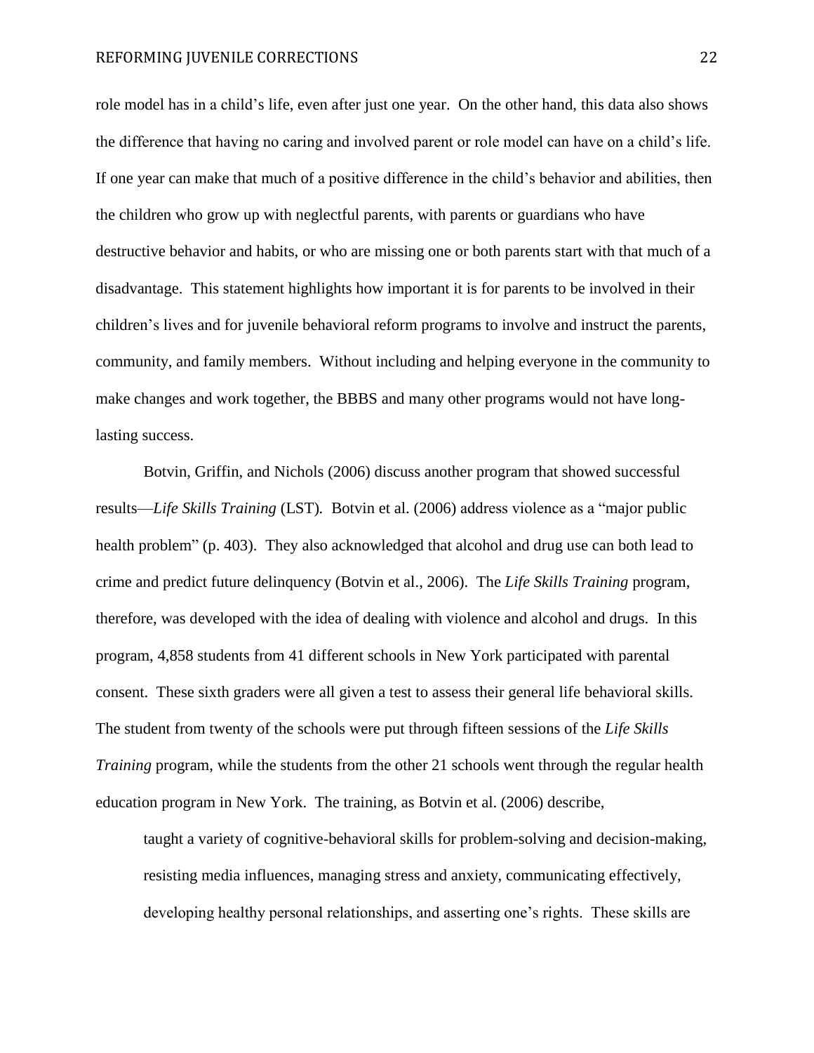role model has in a child's life, even after just one year. On the other hand, this data also shows the difference that having no caring and involved parent or role model can have on a child's life. If one year can make that much of a positive difference in the child's behavior and abilities, then the children who grow up with neglectful parents, with parents or guardians who have destructive behavior and habits, or who are missing one or both parents start with that much of a disadvantage. This statement highlights how important it is for parents to be involved in their children's lives and for juvenile behavioral reform programs to involve and instruct the parents, community, and family members. Without including and helping everyone in the community to make changes and work together, the BBBS and many other programs would not have long-lasting success.

Botvin, Griffin, and Nichols (2006) discuss another program that showed successful results—*Life Skills Training* (LST). Botvin et al. (2006) address violence as a "major public health problem" (p. 403). They also acknowledged that alcohol and drug use can both lead to crime and predict future delinquency (Botvin et al., 2006). The *Life Skills Training* program, therefore, was developed with the idea of dealing with violence and alcohol and drugs. In this program, 4,858 students from 41 different schools in New York participated with parental consent. These sixth graders were all given a test to assess their general life behavioral skills. The student from twenty of the schools were put through fifteen sessions of the *Life Skills Training* program, while the students from the other 21 schools went through the regular health education program in New York. The training, as Botvin et al. (2006) describe,

> taught a variety of cognitive-behavioral skills for problem-solving and decision-making, resisting media influences, managing stress and anxiety, communicating effectively, developing healthy personal relationships, and asserting one's rights. These skills are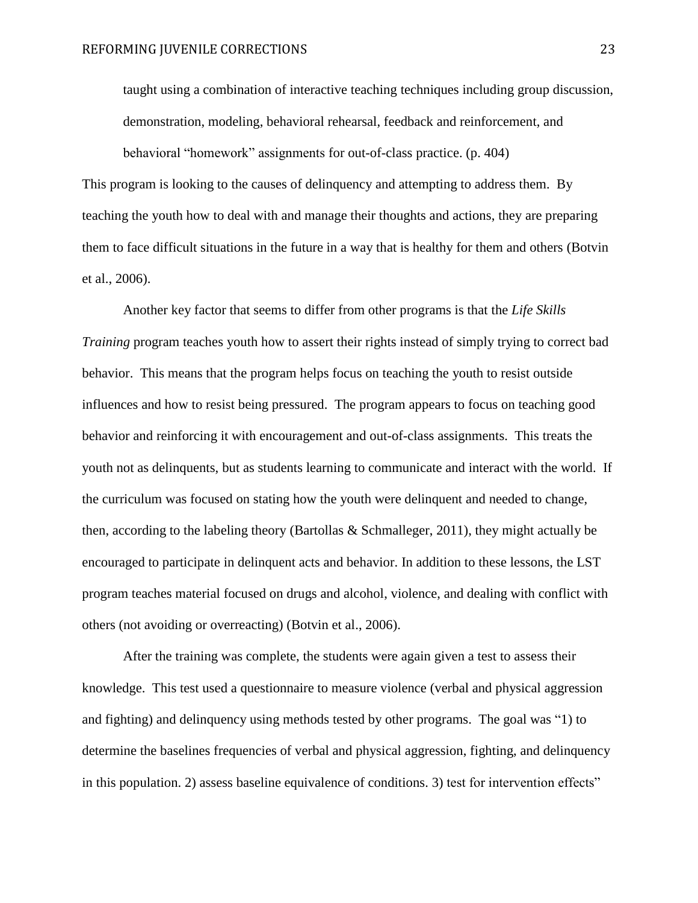> taught using a combination of interactive teaching techniques including group discussion, demonstration, modeling, behavioral rehearsal, feedback and reinforcement, and behavioral "homework" assignments for out-of-class practice. (p. 404)

This program is looking to the causes of delinquency and attempting to address them. By teaching the youth how to deal with and manage their thoughts and actions, they are preparing them to face difficult situations in the future in a way that is healthy for them and others (Botvin et al., 2006).

Another key factor that seems to differ from other programs is that the *Life Skills Training* program teaches youth how to assert their rights instead of simply trying to correct bad behavior. This means that the program helps focus on teaching the youth to resist outside influences and how to resist being pressured. The program appears to focus on teaching good behavior and reinforcing it with encouragement and out-of-class assignments. This treats the youth not as delinquents, but as students learning to communicate and interact with the world. If the curriculum was focused on stating how the youth were delinquent and needed to change, then, according to the labeling theory (Bartollas & Schmalleger, 2011), they might actually be encouraged to participate in delinquent acts and behavior. In addition to these lessons, the LST program teaches material focused on drugs and alcohol, violence, and dealing with conflict with others (not avoiding or overreacting) (Botvin et al., 2006).

After the training was complete, the students were again given a test to assess their knowledge. This test used a questionnaire to measure violence (verbal and physical aggression and fighting) and delinquency using methods tested by other programs. The goal was "1) to determine the baselines frequencies of verbal and physical aggression, fighting, and delinquency in this population. 2) assess baseline equivalence of conditions. 3) test for intervention effects"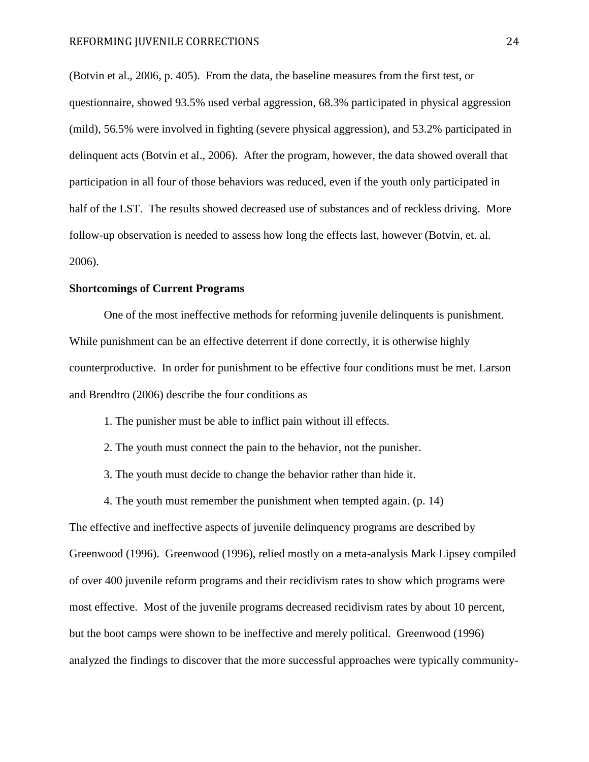(Botvin et al., 2006, p. 405). From the data, the baseline measures from the first test, or questionnaire, showed 93.5% used verbal aggression, 68.3% participated in physical aggression (mild), 56.5% were involved in fighting (severe physical aggression), and 53.2% participated in delinquent acts (Botvin et al., 2006). After the program, however, the data showed overall that participation in all four of those behaviors was reduced, even if the youth only participated in half of the LST. The results showed decreased use of substances and of reckless driving. More follow-up observation is needed to assess how long the effects last, however (Botvin, et. al. 2006).

**Shortcomings of Current Programs**

One of the most ineffective methods for reforming juvenile delinquents is punishment. While punishment can be an effective deterrent if done correctly, it is otherwise highly counterproductive. In order for punishment to be effective four conditions must be met. Larson and Brendtro (2006) describe the four conditions as

1. The punisher must be able to inflict pain without ill effects.
2. The youth must connect the pain to the behavior, not the punisher.
3. The youth must decide to change the behavior rather than hide it.
4. The youth must remember the punishment when tempted again. (p. 14)

The effective and ineffective aspects of juvenile delinquency programs are described by Greenwood (1996). Greenwood (1996), relied mostly on a meta-analysis Mark Lipsey compiled of over 400 juvenile reform programs and their recidivism rates to show which programs were most effective. Most of the juvenile programs decreased recidivism rates by about 10 percent, but the boot camps were shown to be ineffective and merely political. Greenwood (1996) analyzed the findings to discover that the more successful approaches were typically community-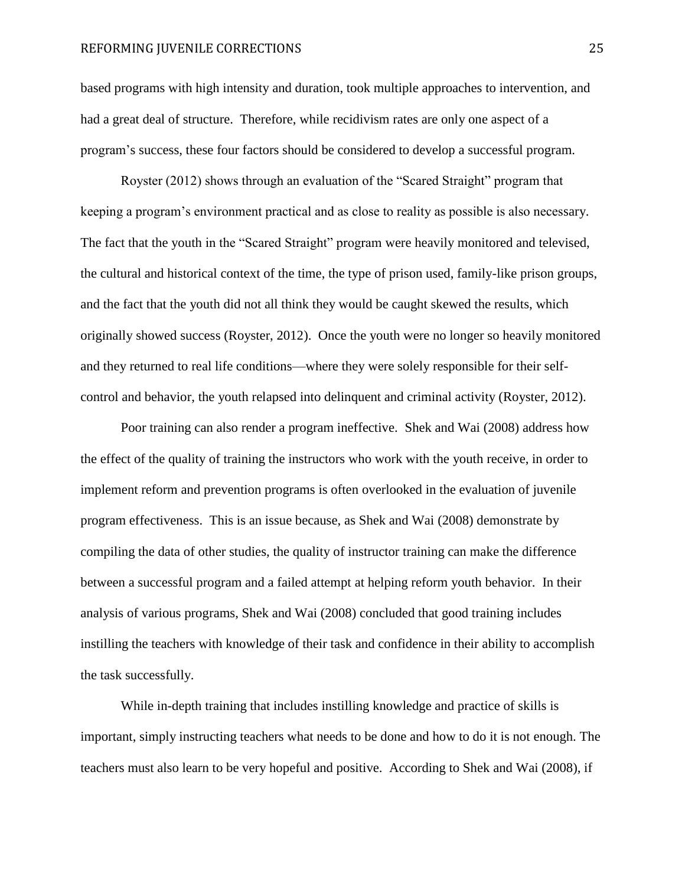based programs with high intensity and duration, took multiple approaches to intervention, and had a great deal of structure. Therefore, while recidivism rates are only one aspect of a program's success, these four factors should be considered to develop a successful program.

Royster (2012) shows through an evaluation of the "Scared Straight" program that keeping a program's environment practical and as close to reality as possible is also necessary. The fact that the youth in the "Scared Straight" program were heavily monitored and televised, the cultural and historical context of the time, the type of prison used, family-like prison groups, and the fact that the youth did not all think they would be caught skewed the results, which originally showed success (Royster, 2012). Once the youth were no longer so heavily monitored and they returned to real life conditions—where they were solely responsible for their self-control and behavior, the youth relapsed into delinquent and criminal activity (Royster, 2012).

Poor training can also render a program ineffective. Shek and Wai (2008) address how the effect of the quality of training the instructors who work with the youth receive, in order to implement reform and prevention programs is often overlooked in the evaluation of juvenile program effectiveness. This is an issue because, as Shek and Wai (2008) demonstrate by compiling the data of other studies, the quality of instructor training can make the difference between a successful program and a failed attempt at helping reform youth behavior. In their analysis of various programs, Shek and Wai (2008) concluded that good training includes instilling the teachers with knowledge of their task and confidence in their ability to accomplish the task successfully.

While in-depth training that includes instilling knowledge and practice of skills is important, simply instructing teachers what needs to be done and how to do it is not enough. The teachers must also learn to be very hopeful and positive. According to Shek and Wai (2008), if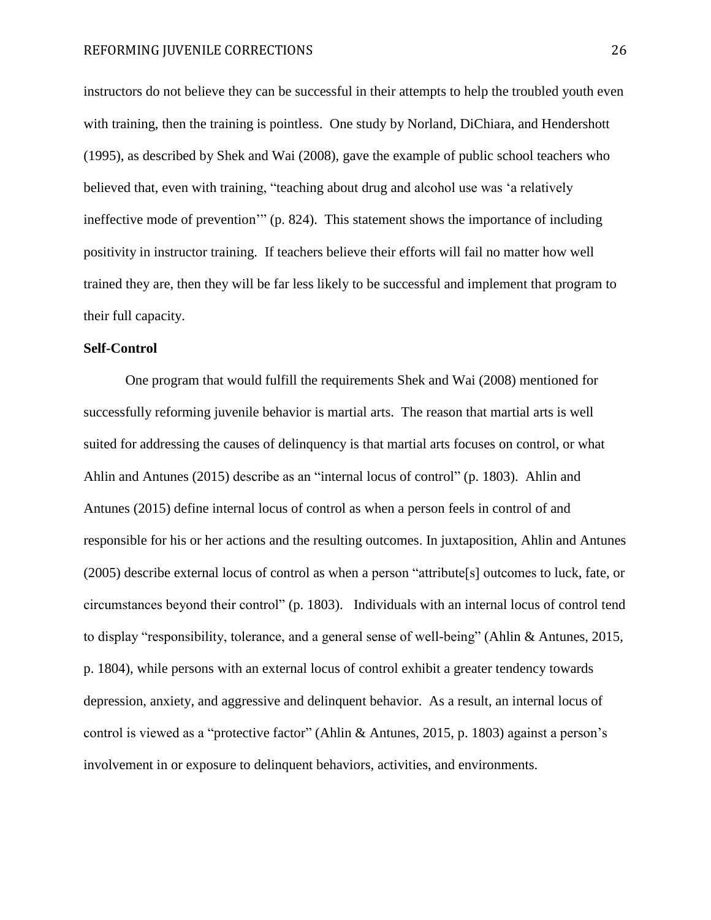instructors do not believe they can be successful in their attempts to help the troubled youth even with training, then the training is pointless. One study by Norland, DiChiara, and Hendershott (1995), as described by Shek and Wai (2008), gave the example of public school teachers who believed that, even with training, "teaching about drug and alcohol use was 'a relatively ineffective mode of prevention'" (p. 824). This statement shows the importance of including positivity in instructor training. If teachers believe their efforts will fail no matter how well trained they are, then they will be far less likely to be successful and implement that program to their full capacity.

**Self-Control**

One program that would fulfill the requirements Shek and Wai (2008) mentioned for successfully reforming juvenile behavior is martial arts. The reason that martial arts is well suited for addressing the causes of delinquency is that martial arts focuses on control, or what Ahlin and Antunes (2015) describe as an "internal locus of control" (p. 1803). Ahlin and Antunes (2015) define internal locus of control as when a person feels in control of and responsible for his or her actions and the resulting outcomes. In juxtaposition, Ahlin and Antunes (2005) describe external locus of control as when a person "attribute[s] outcomes to luck, fate, or circumstances beyond their control" (p. 1803). Individuals with an internal locus of control tend to display "responsibility, tolerance, and a general sense of well-being" (Ahlin & Antunes, 2015, p. 1804), while persons with an external locus of control exhibit a greater tendency towards depression, anxiety, and aggressive and delinquent behavior. As a result, an internal locus of control is viewed as a "protective factor" (Ahlin & Antunes, 2015, p. 1803) against a person's involvement in or exposure to delinquent behaviors, activities, and environments.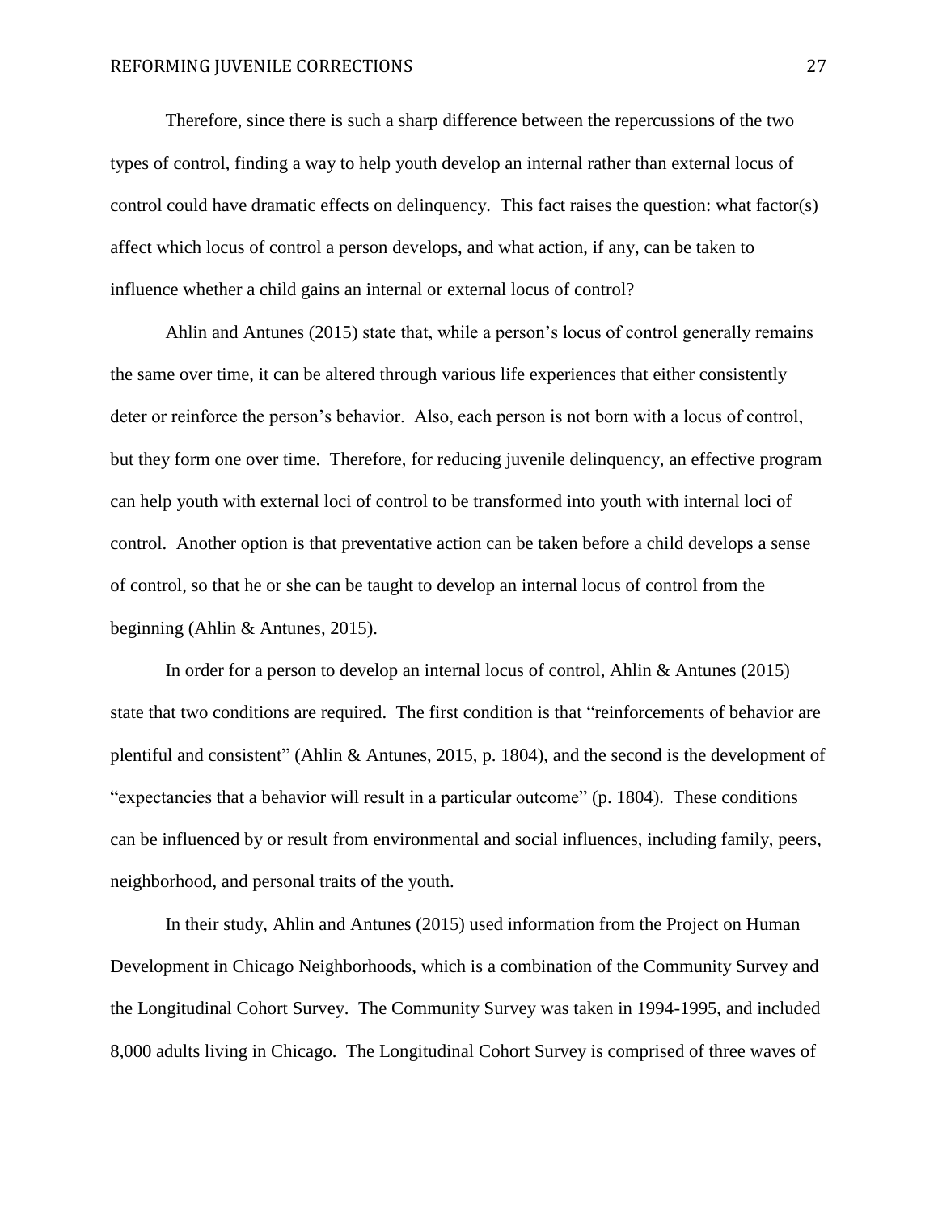Therefore, since there is such a sharp difference between the repercussions of the two types of control, finding a way to help youth develop an internal rather than external locus of control could have dramatic effects on delinquency. This fact raises the question: what factor(s) affect which locus of control a person develops, and what action, if any, can be taken to influence whether a child gains an internal or external locus of control?

Ahlin and Antunes (2015) state that, while a person's locus of control generally remains the same over time, it can be altered through various life experiences that either consistently deter or reinforce the person's behavior. Also, each person is not born with a locus of control, but they form one over time. Therefore, for reducing juvenile delinquency, an effective program can help youth with external loci of control to be transformed into youth with internal loci of control. Another option is that preventative action can be taken before a child develops a sense of control, so that he or she can be taught to develop an internal locus of control from the beginning (Ahlin & Antunes, 2015).

In order for a person to develop an internal locus of control, Ahlin & Antunes (2015) state that two conditions are required. The first condition is that "reinforcements of behavior are plentiful and consistent" (Ahlin & Antunes, 2015, p. 1804), and the second is the development of "expectancies that a behavior will result in a particular outcome" (p. 1804). These conditions can be influenced by or result from environmental and social influences, including family, peers, neighborhood, and personal traits of the youth.

In their study, Ahlin and Antunes (2015) used information from the Project on Human Development in Chicago Neighborhoods, which is a combination of the Community Survey and the Longitudinal Cohort Survey. The Community Survey was taken in 1994-1995, and included 8,000 adults living in Chicago. The Longitudinal Cohort Survey is comprised of three waves of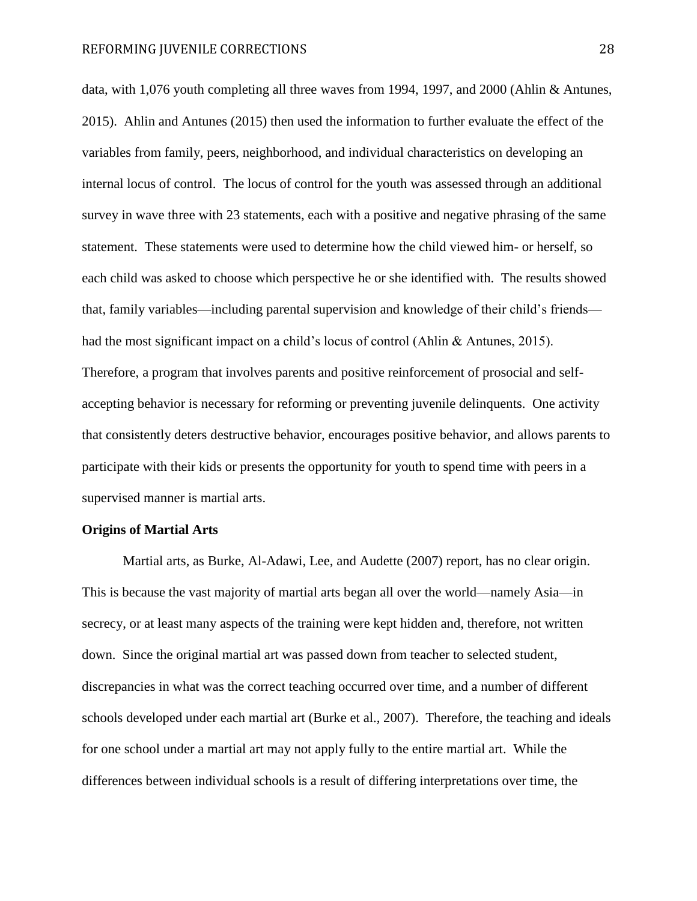data, with 1,076 youth completing all three waves from 1994, 1997, and 2000 (Ahlin & Antunes, 2015). Ahlin and Antunes (2015) then used the information to further evaluate the effect of the variables from family, peers, neighborhood, and individual characteristics on developing an internal locus of control. The locus of control for the youth was assessed through an additional survey in wave three with 23 statements, each with a positive and negative phrasing of the same statement. These statements were used to determine how the child viewed him- or herself, so each child was asked to choose which perspective he or she identified with. The results showed that, family variables—including parental supervision and knowledge of their child's friends—had the most significant impact on a child's locus of control (Ahlin & Antunes, 2015). Therefore, a program that involves parents and positive reinforcement of prosocial and self-accepting behavior is necessary for reforming or preventing juvenile delinquents. One activity that consistently deters destructive behavior, encourages positive behavior, and allows parents to participate with their kids or presents the opportunity for youth to spend time with peers in a supervised manner is martial arts.

**Origins of Martial Arts**

Martial arts, as Burke, Al-Adawi, Lee, and Audette (2007) report, has no clear origin. This is because the vast majority of martial arts began all over the world—namely Asia—in secrecy, or at least many aspects of the training were kept hidden and, therefore, not written down. Since the original martial art was passed down from teacher to selected student, discrepancies in what was the correct teaching occurred over time, and a number of different schools developed under each martial art (Burke et al., 2007). Therefore, the teaching and ideals for one school under a martial art may not apply fully to the entire martial art. While the differences between individual schools is a result of differing interpretations over time, the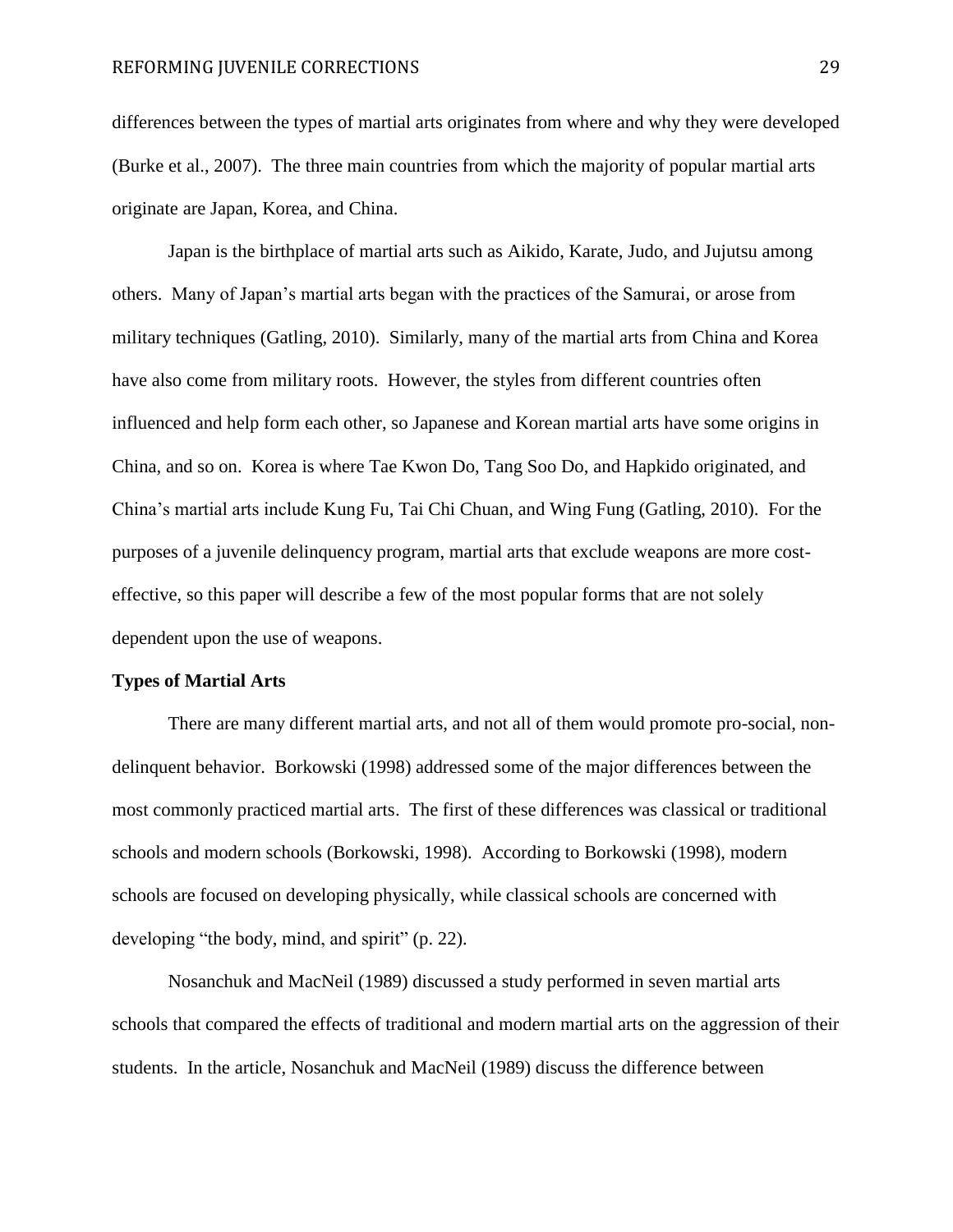differences between the types of martial arts originates from where and why they were developed (Burke et al., 2007). The three main countries from which the majority of popular martial arts originate are Japan, Korea, and China.

Japan is the birthplace of martial arts such as Aikido, Karate, Judo, and Jujutsu among others. Many of Japan's martial arts began with the practices of the Samurai, or arose from military techniques (Gatling, 2010). Similarly, many of the martial arts from China and Korea have also come from military roots. However, the styles from different countries often influenced and help form each other, so Japanese and Korean martial arts have some origins in China, and so on. Korea is where Tae Kwon Do, Tang Soo Do, and Hapkido originated, and China's martial arts include Kung Fu, Tai Chi Chuan, and Wing Fung (Gatling, 2010). For the purposes of a juvenile delinquency program, martial arts that exclude weapons are more cost-effective, so this paper will describe a few of the most popular forms that are not solely dependent upon the use of weapons.

**Types of Martial Arts**

There are many different martial arts, and not all of them would promote pro-social, non-delinquent behavior. Borkowski (1998) addressed some of the major differences between the most commonly practiced martial arts. The first of these differences was classical or traditional schools and modern schools (Borkowski, 1998). According to Borkowski (1998), modern schools are focused on developing physically, while classical schools are concerned with developing "the body, mind, and spirit" (p. 22).

Nosanchuk and MacNeil (1989) discussed a study performed in seven martial arts schools that compared the effects of traditional and modern martial arts on the aggression of their students. In the article, Nosanchuk and MacNeil (1989) discuss the difference between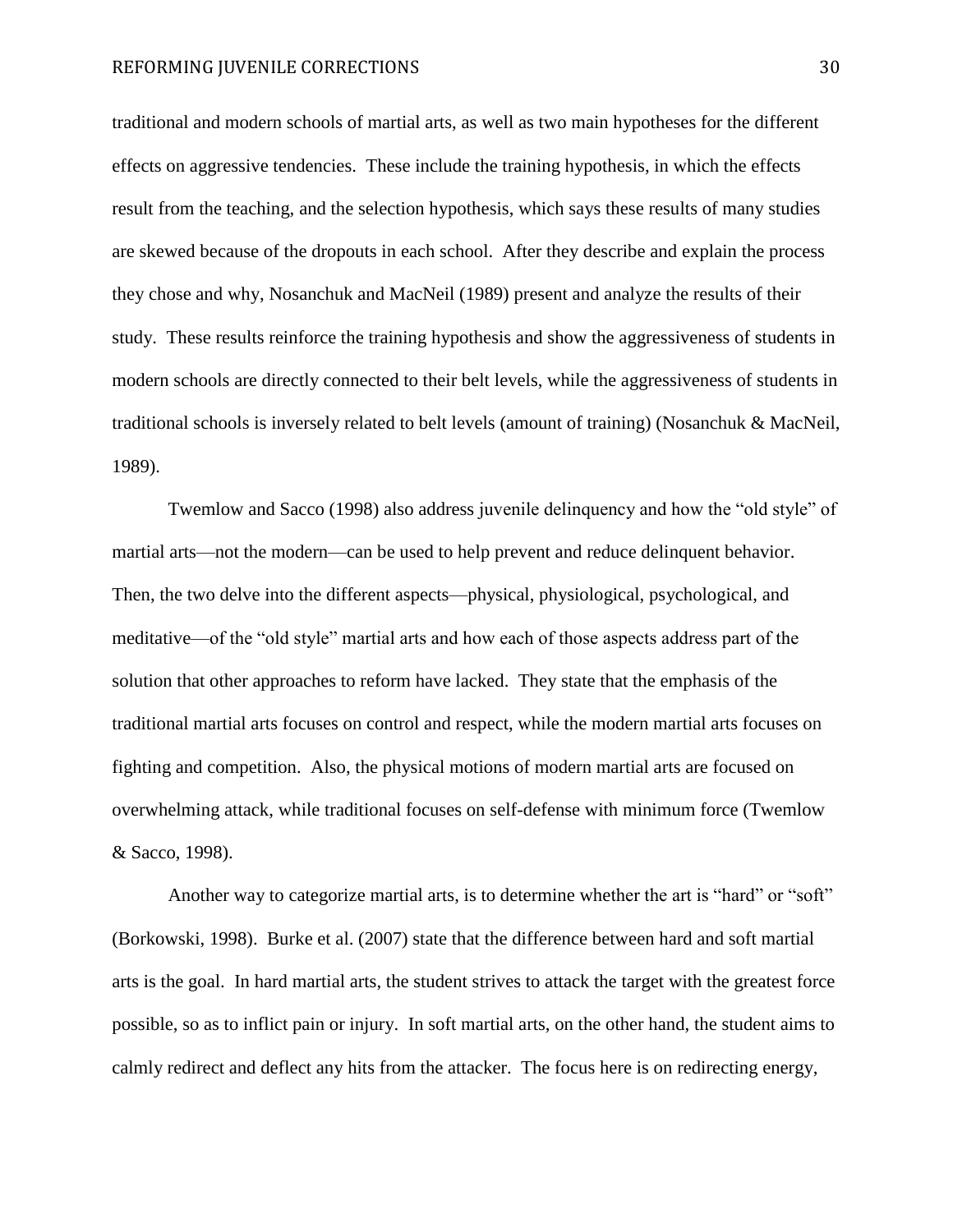traditional and modern schools of martial arts, as well as two main hypotheses for the different effects on aggressive tendencies. These include the training hypothesis, in which the effects result from the teaching, and the selection hypothesis, which says these results of many studies are skewed because of the dropouts in each school. After they describe and explain the process they chose and why, Nosanchuk and MacNeil (1989) present and analyze the results of their study. These results reinforce the training hypothesis and show the aggressiveness of students in modern schools are directly connected to their belt levels, while the aggressiveness of students in traditional schools is inversely related to belt levels (amount of training) (Nosanchuk & MacNeil, 1989).

Twemlow and Sacco (1998) also address juvenile delinquency and how the "old style" of martial arts—not the modern—can be used to help prevent and reduce delinquent behavior. Then, the two delve into the different aspects—physical, physiological, psychological, and meditative—of the "old style" martial arts and how each of those aspects address part of the solution that other approaches to reform have lacked. They state that the emphasis of the traditional martial arts focuses on control and respect, while the modern martial arts focuses on fighting and competition. Also, the physical motions of modern martial arts are focused on overwhelming attack, while traditional focuses on self-defense with minimum force (Twemlow & Sacco, 1998).

Another way to categorize martial arts, is to determine whether the art is "hard" or "soft" (Borkowski, 1998). Burke et al. (2007) state that the difference between hard and soft martial arts is the goal. In hard martial arts, the student strives to attack the target with the greatest force possible, so as to inflict pain or injury. In soft martial arts, on the other hand, the student aims to calmly redirect and deflect any hits from the attacker. The focus here is on redirecting energy,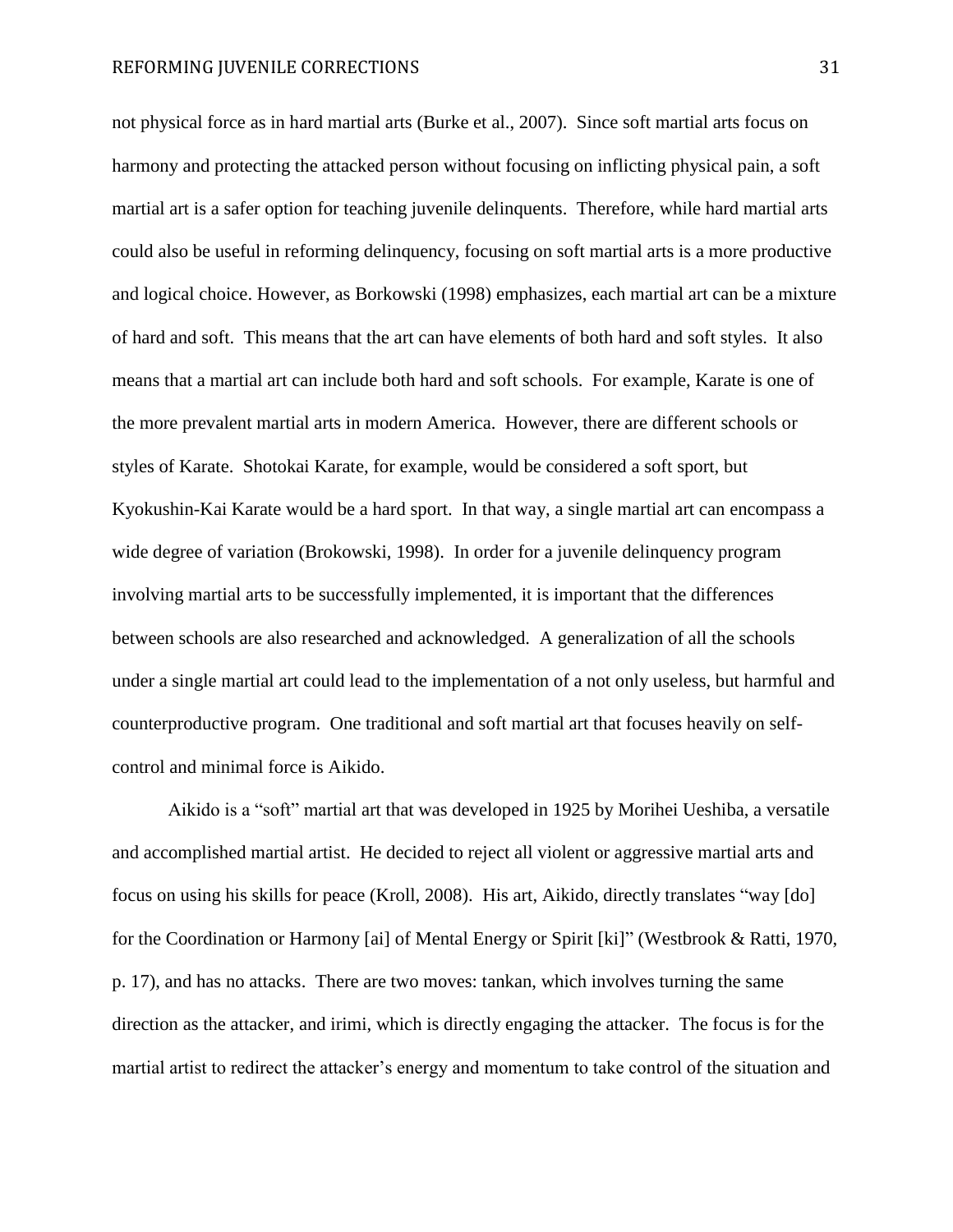not physical force as in hard martial arts (Burke et al., 2007). Since soft martial arts focus on harmony and protecting the attacked person without focusing on inflicting physical pain, a soft martial art is a safer option for teaching juvenile delinquents. Therefore, while hard martial arts could also be useful in reforming delinquency, focusing on soft martial arts is a more productive and logical choice. However, as Borkowski (1998) emphasizes, each martial art can be a mixture of hard and soft. This means that the art can have elements of both hard and soft styles. It also means that a martial art can include both hard and soft schools. For example, Karate is one of the more prevalent martial arts in modern America. However, there are different schools or styles of Karate. Shotokai Karate, for example, would be considered a soft sport, but Kyokushin-Kai Karate would be a hard sport. In that way, a single martial art can encompass a wide degree of variation (Brokowski, 1998). In order for a juvenile delinquency program involving martial arts to be successfully implemented, it is important that the differences between schools are also researched and acknowledged. A generalization of all the schools under a single martial art could lead to the implementation of a not only useless, but harmful and counterproductive program. One traditional and soft martial art that focuses heavily on self-control and minimal force is Aikido.

Aikido is a "soft" martial art that was developed in 1925 by Morihei Ueshiba, a versatile and accomplished martial artist. He decided to reject all violent or aggressive martial arts and focus on using his skills for peace (Kroll, 2008). His art, Aikido, directly translates "way [do] for the Coordination or Harmony [ai] of Mental Energy or Spirit [ki]" (Westbrook & Ratti, 1970, p. 17), and has no attacks. There are two moves: tankan, which involves turning the same direction as the attacker, and irimi, which is directly engaging the attacker. The focus is for the martial artist to redirect the attacker's energy and momentum to take control of the situation and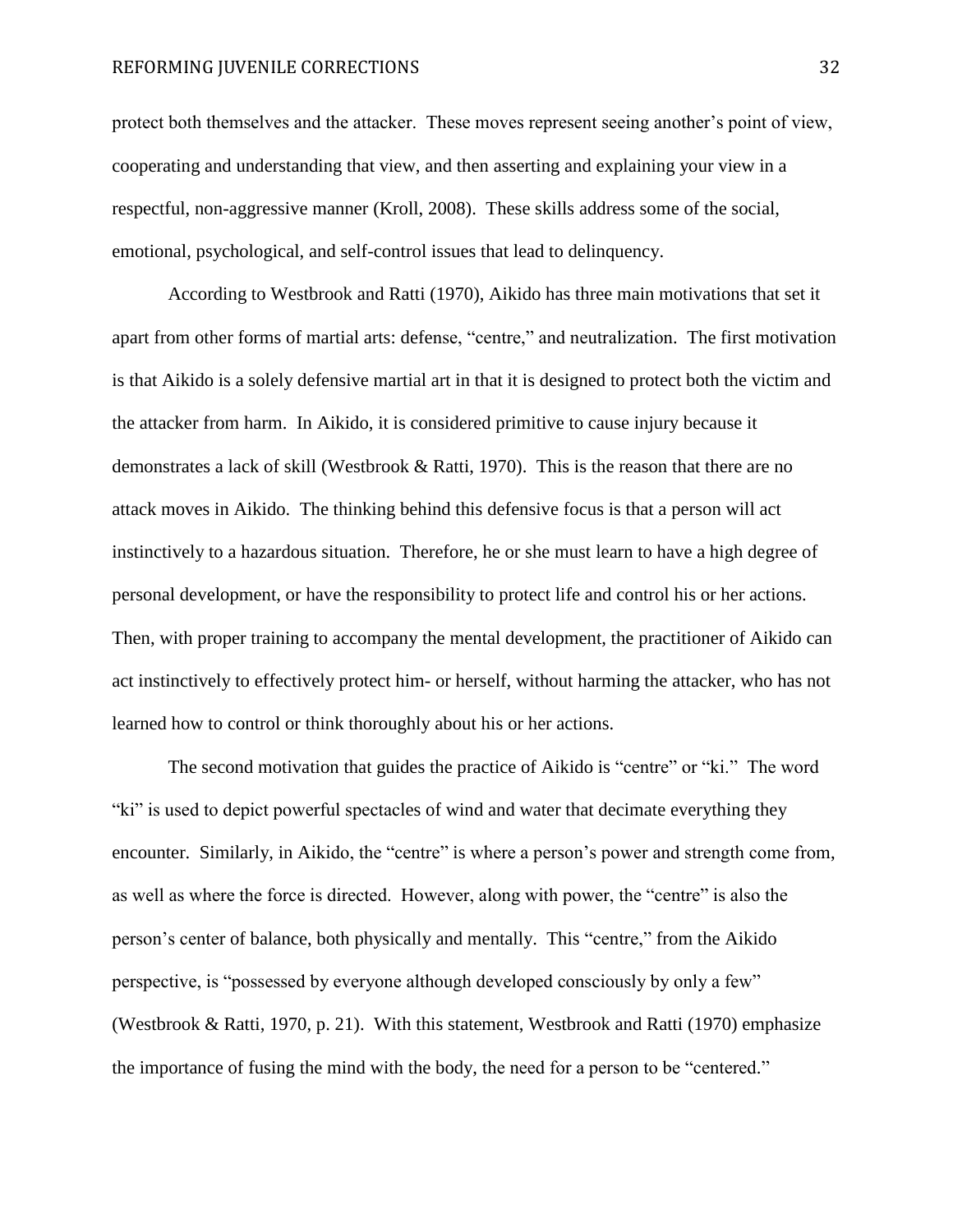protect both themselves and the attacker. These moves represent seeing another's point of view, cooperating and understanding that view, and then asserting and explaining your view in a respectful, non-aggressive manner (Kroll, 2008). These skills address some of the social, emotional, psychological, and self-control issues that lead to delinquency.

According to Westbrook and Ratti (1970), Aikido has three main motivations that set it apart from other forms of martial arts: defense, "centre," and neutralization. The first motivation is that Aikido is a solely defensive martial art in that it is designed to protect both the victim and the attacker from harm. In Aikido, it is considered primitive to cause injury because it demonstrates a lack of skill (Westbrook & Ratti, 1970). This is the reason that there are no attack moves in Aikido. The thinking behind this defensive focus is that a person will act instinctively to a hazardous situation. Therefore, he or she must learn to have a high degree of personal development, or have the responsibility to protect life and control his or her actions. Then, with proper training to accompany the mental development, the practitioner of Aikido can act instinctively to effectively protect him- or herself, without harming the attacker, who has not learned how to control or think thoroughly about his or her actions.

The second motivation that guides the practice of Aikido is "centre" or "ki." The word "ki" is used to depict powerful spectacles of wind and water that decimate everything they encounter. Similarly, in Aikido, the "centre" is where a person's power and strength come from, as well as where the force is directed. However, along with power, the "centre" is also the person's center of balance, both physically and mentally. This "centre," from the Aikido perspective, is "possessed by everyone although developed consciously by only a few" (Westbrook & Ratti, 1970, p. 21). With this statement, Westbrook and Ratti (1970) emphasize the importance of fusing the mind with the body, the need for a person to be "centered."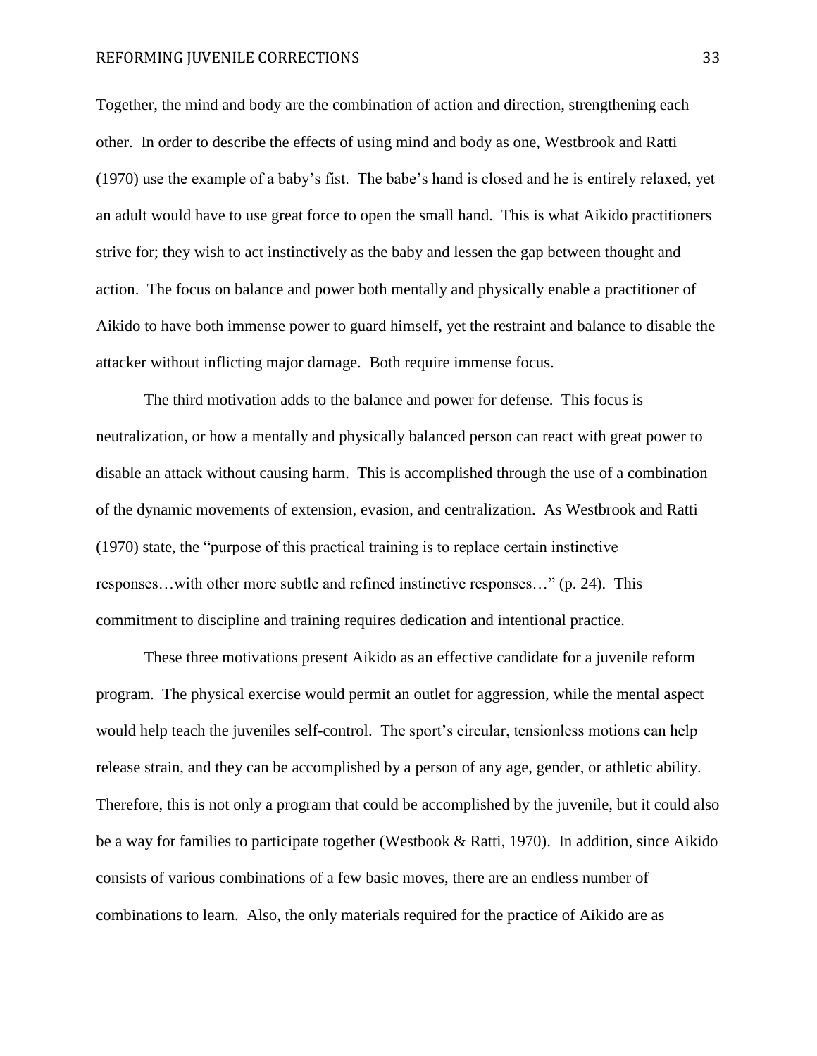Together, the mind and body are the combination of action and direction, strengthening each other. In order to describe the effects of using mind and body as one, Westbrook and Ratti (1970) use the example of a baby's fist. The babe's hand is closed and he is entirely relaxed, yet an adult would have to use great force to open the small hand. This is what Aikido practitioners strive for; they wish to act instinctively as the baby and lessen the gap between thought and action. The focus on balance and power both mentally and physically enable a practitioner of Aikido to have both immense power to guard himself, yet the restraint and balance to disable the attacker without inflicting major damage. Both require immense focus.

The third motivation adds to the balance and power for defense. This focus is neutralization, or how a mentally and physically balanced person can react with great power to disable an attack without causing harm. This is accomplished through the use of a combination of the dynamic movements of extension, evasion, and centralization. As Westbrook and Ratti (1970) state, the "purpose of this practical training is to replace certain instinctive responses…with other more subtle and refined instinctive responses…" (p. 24). This commitment to discipline and training requires dedication and intentional practice.

These three motivations present Aikido as an effective candidate for a juvenile reform program. The physical exercise would permit an outlet for aggression, while the mental aspect would help teach the juveniles self-control. The sport's circular, tensionless motions can help release strain, and they can be accomplished by a person of any age, gender, or athletic ability. Therefore, this is not only a program that could be accomplished by the juvenile, but it could also be a way for families to participate together (Westbook & Ratti, 1970). In addition, since Aikido consists of various combinations of a few basic moves, there are an endless number of combinations to learn. Also, the only materials required for the practice of Aikido are as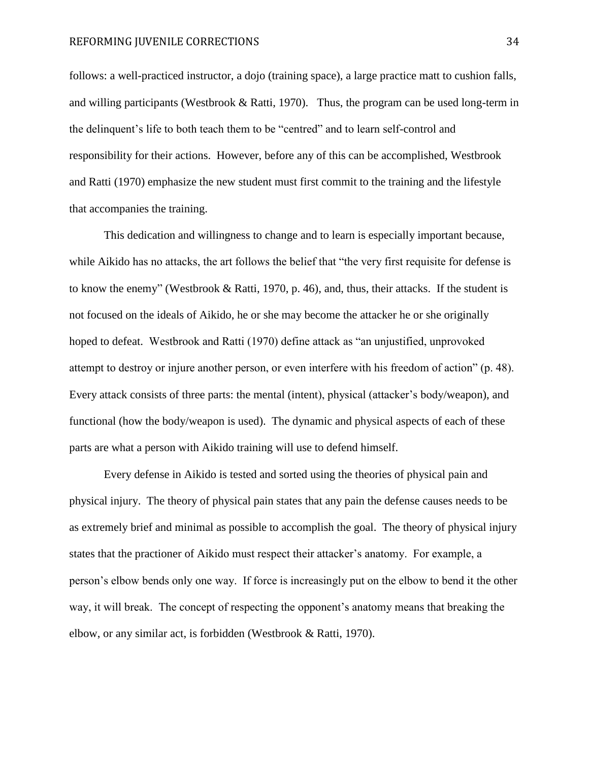follows: a well-practiced instructor, a dojo (training space), a large practice matt to cushion falls, and willing participants (Westbrook & Ratti, 1970). Thus, the program can be used long-term in the delinquent's life to both teach them to be "centred" and to learn self-control and responsibility for their actions. However, before any of this can be accomplished, Westbrook and Ratti (1970) emphasize the new student must first commit to the training and the lifestyle that accompanies the training.

This dedication and willingness to change and to learn is especially important because, while Aikido has no attacks, the art follows the belief that "the very first requisite for defense is to know the enemy" (Westbrook & Ratti, 1970, p. 46), and, thus, their attacks. If the student is not focused on the ideals of Aikido, he or she may become the attacker he or she originally hoped to defeat. Westbrook and Ratti (1970) define attack as "an unjustified, unprovoked attempt to destroy or injure another person, or even interfere with his freedom of action" (p. 48). Every attack consists of three parts: the mental (intent), physical (attacker's body/weapon), and functional (how the body/weapon is used). The dynamic and physical aspects of each of these parts are what a person with Aikido training will use to defend himself.

Every defense in Aikido is tested and sorted using the theories of physical pain and physical injury. The theory of physical pain states that any pain the defense causes needs to be as extremely brief and minimal as possible to accomplish the goal. The theory of physical injury states that the practioner of Aikido must respect their attacker's anatomy. For example, a person's elbow bends only one way. If force is increasingly put on the elbow to bend it the other way, it will break. The concept of respecting the opponent's anatomy means that breaking the elbow, or any similar act, is forbidden (Westbrook & Ratti, 1970).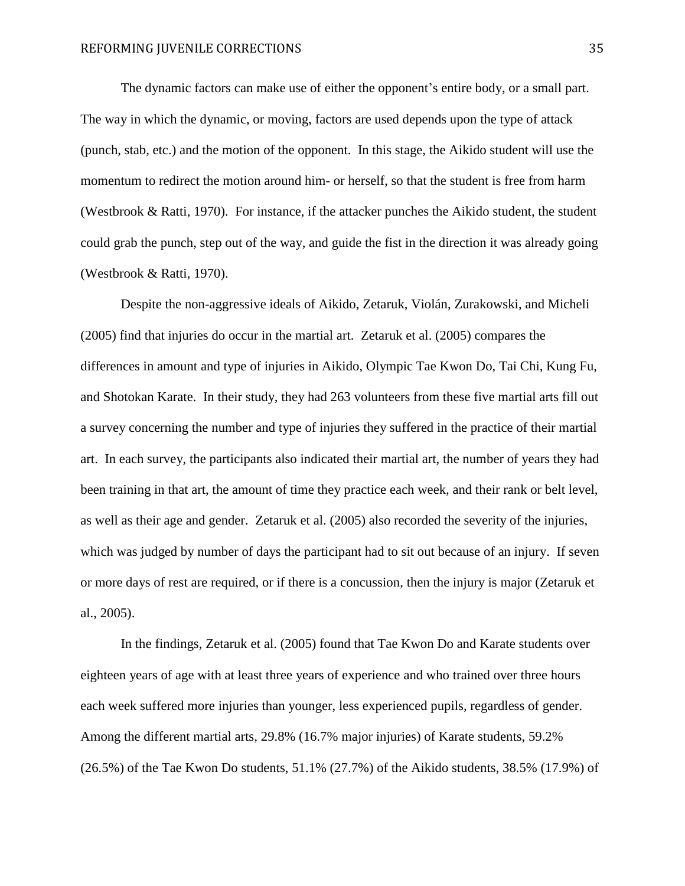The dynamic factors can make use of either the opponent's entire body, or a small part. The way in which the dynamic, or moving, factors are used depends upon the type of attack (punch, stab, etc.) and the motion of the opponent. In this stage, the Aikido student will use the momentum to redirect the motion around him- or herself, so that the student is free from harm (Westbrook & Ratti, 1970). For instance, if the attacker punches the Aikido student, the student could grab the punch, step out of the way, and guide the fist in the direction it was already going (Westbrook & Ratti, 1970).

Despite the non-aggressive ideals of Aikido, Zetaruk, Violán, Zurakowski, and Micheli (2005) find that injuries do occur in the martial art. Zetaruk et al. (2005) compares the differences in amount and type of injuries in Aikido, Olympic Tae Kwon Do, Tai Chi, Kung Fu, and Shotokan Karate. In their study, they had 263 volunteers from these five martial arts fill out a survey concerning the number and type of injuries they suffered in the practice of their martial art. In each survey, the participants also indicated their martial art, the number of years they had been training in that art, the amount of time they practice each week, and their rank or belt level, as well as their age and gender. Zetaruk et al. (2005) also recorded the severity of the injuries, which was judged by number of days the participant had to sit out because of an injury. If seven or more days of rest are required, or if there is a concussion, then the injury is major (Zetaruk et al., 2005).

In the findings, Zetaruk et al. (2005) found that Tae Kwon Do and Karate students over eighteen years of age with at least three years of experience and who trained over three hours each week suffered more injuries than younger, less experienced pupils, regardless of gender. Among the different martial arts, 29.8% (16.7% major injuries) of Karate students, 59.2% (26.5%) of the Tae Kwon Do students, 51.1% (27.7%) of the Aikido students, 38.5% (17.9%) of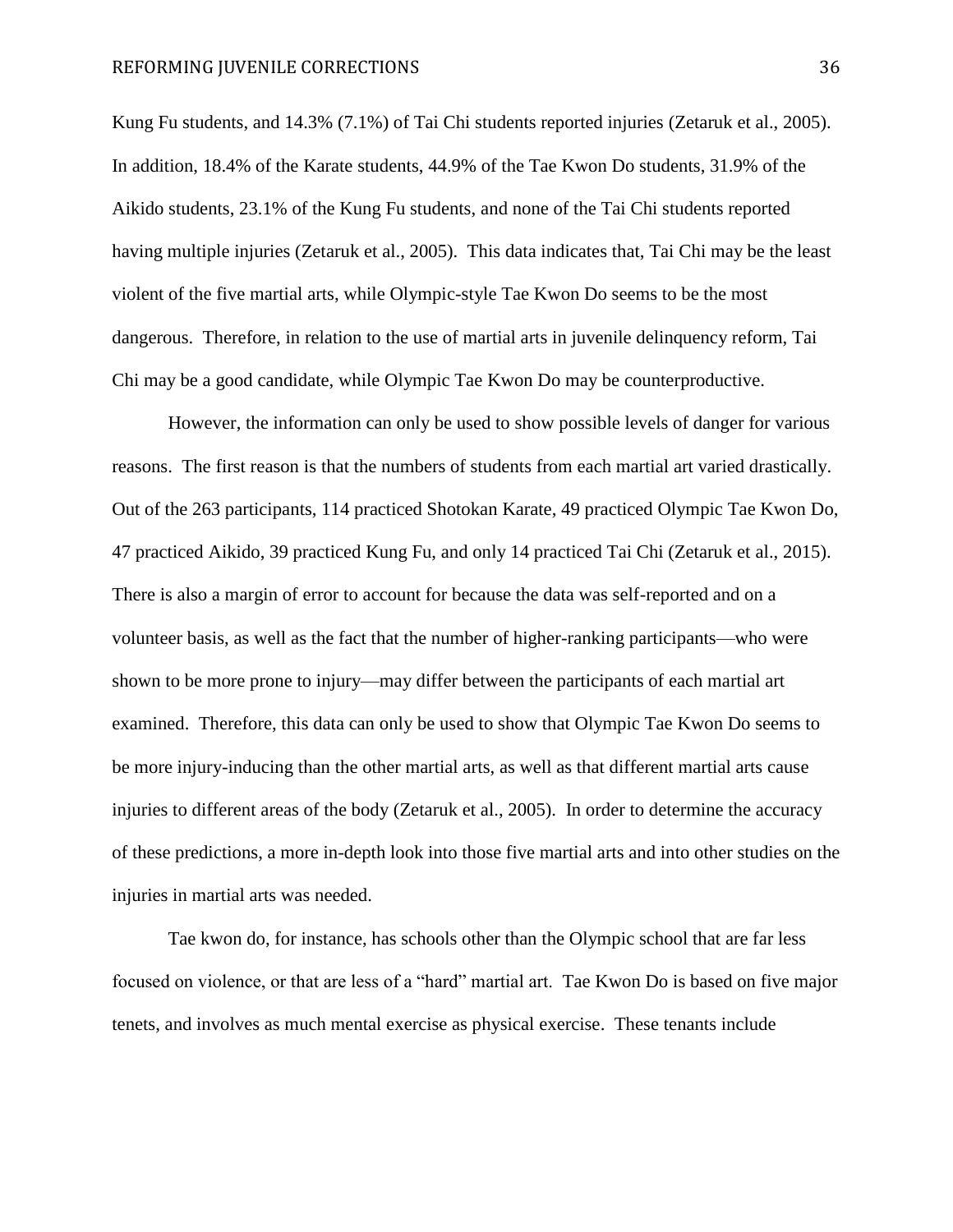Kung Fu students, and 14.3% (7.1%) of Tai Chi students reported injuries (Zetaruk et al., 2005). In addition, 18.4% of the Karate students, 44.9% of the Tae Kwon Do students, 31.9% of the Aikido students, 23.1% of the Kung Fu students, and none of the Tai Chi students reported having multiple injuries (Zetaruk et al., 2005). This data indicates that, Tai Chi may be the least violent of the five martial arts, while Olympic-style Tae Kwon Do seems to be the most dangerous. Therefore, in relation to the use of martial arts in juvenile delinquency reform, Tai Chi may be a good candidate, while Olympic Tae Kwon Do may be counterproductive.

However, the information can only be used to show possible levels of danger for various reasons. The first reason is that the numbers of students from each martial art varied drastically. Out of the 263 participants, 114 practiced Shotokan Karate, 49 practiced Olympic Tae Kwon Do, 47 practiced Aikido, 39 practiced Kung Fu, and only 14 practiced Tai Chi (Zetaruk et al., 2015). There is also a margin of error to account for because the data was self-reported and on a volunteer basis, as well as the fact that the number of higher-ranking participants—who were shown to be more prone to injury—may differ between the participants of each martial art examined. Therefore, this data can only be used to show that Olympic Tae Kwon Do seems to be more injury-inducing than the other martial arts, as well as that different martial arts cause injuries to different areas of the body (Zetaruk et al., 2005). In order to determine the accuracy of these predictions, a more in-depth look into those five martial arts and into other studies on the injuries in martial arts was needed.

Tae kwon do, for instance, has schools other than the Olympic school that are far less focused on violence, or that are less of a "hard" martial art. Tae Kwon Do is based on five major tenets, and involves as much mental exercise as physical exercise. These tenants include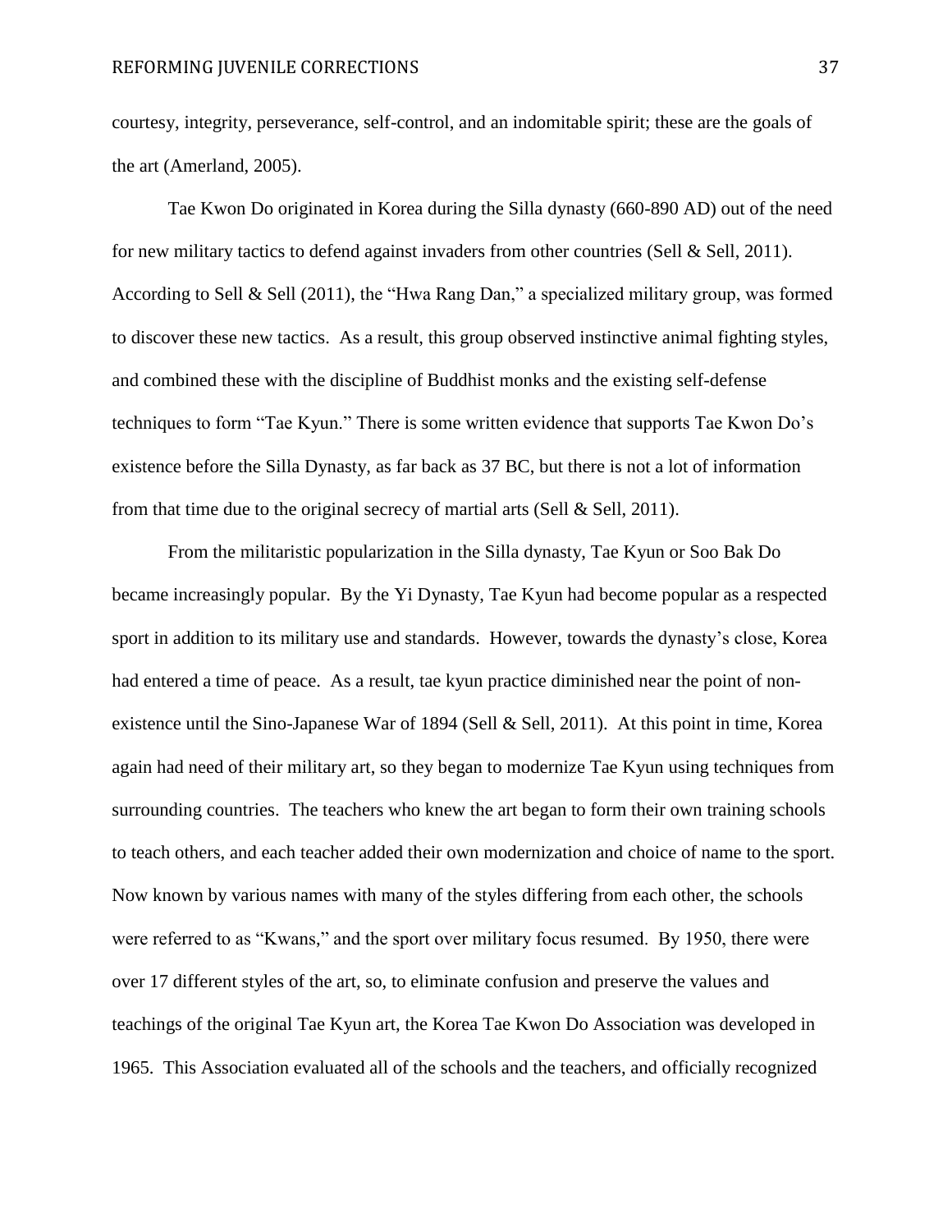courtesy, integrity, perseverance, self-control, and an indomitable spirit; these are the goals of the art (Amerland, 2005).

Tae Kwon Do originated in Korea during the Silla dynasty (660-890 AD) out of the need for new military tactics to defend against invaders from other countries (Sell & Sell, 2011). According to Sell & Sell (2011), the "Hwa Rang Dan," a specialized military group, was formed to discover these new tactics. As a result, this group observed instinctive animal fighting styles, and combined these with the discipline of Buddhist monks and the existing self-defense techniques to form "Tae Kyun." There is some written evidence that supports Tae Kwon Do's existence before the Silla Dynasty, as far back as 37 BC, but there is not a lot of information from that time due to the original secrecy of martial arts (Sell & Sell, 2011).

From the militaristic popularization in the Silla dynasty, Tae Kyun or Soo Bak Do became increasingly popular. By the Yi Dynasty, Tae Kyun had become popular as a respected sport in addition to its military use and standards. However, towards the dynasty's close, Korea had entered a time of peace. As a result, tae kyun practice diminished near the point of non-existence until the Sino-Japanese War of 1894 (Sell & Sell, 2011). At this point in time, Korea again had need of their military art, so they began to modernize Tae Kyun using techniques from surrounding countries. The teachers who knew the art began to form their own training schools to teach others, and each teacher added their own modernization and choice of name to the sport. Now known by various names with many of the styles differing from each other, the schools were referred to as "Kwans," and the sport over military focus resumed. By 1950, there were over 17 different styles of the art, so, to eliminate confusion and preserve the values and teachings of the original Tae Kyun art, the Korea Tae Kwon Do Association was developed in 1965. This Association evaluated all of the schools and the teachers, and officially recognized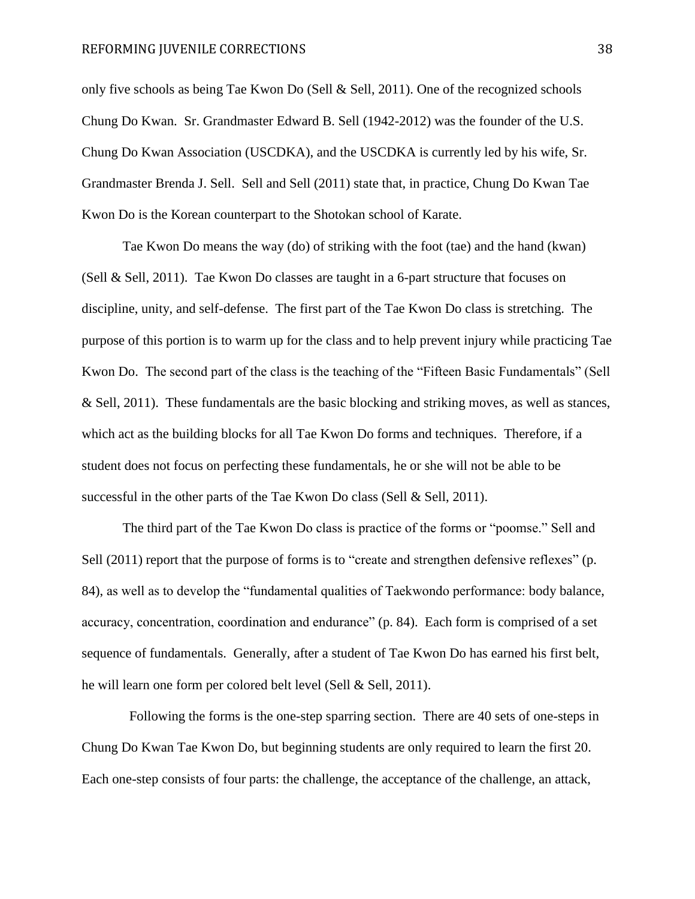only five schools as being Tae Kwon Do (Sell & Sell, 2011). One of the recognized schools Chung Do Kwan. Sr. Grandmaster Edward B. Sell (1942-2012) was the founder of the U.S. Chung Do Kwan Association (USCDKA), and the USCDKA is currently led by his wife, Sr. Grandmaster Brenda J. Sell. Sell and Sell (2011) state that, in practice, Chung Do Kwan Tae Kwon Do is the Korean counterpart to the Shotokan school of Karate.

Tae Kwon Do means the way (do) of striking with the foot (tae) and the hand (kwan) (Sell & Sell, 2011). Tae Kwon Do classes are taught in a 6-part structure that focuses on discipline, unity, and self-defense. The first part of the Tae Kwon Do class is stretching. The purpose of this portion is to warm up for the class and to help prevent injury while practicing Tae Kwon Do. The second part of the class is the teaching of the "Fifteen Basic Fundamentals" (Sell & Sell, 2011). These fundamentals are the basic blocking and striking moves, as well as stances, which act as the building blocks for all Tae Kwon Do forms and techniques. Therefore, if a student does not focus on perfecting these fundamentals, he or she will not be able to be successful in the other parts of the Tae Kwon Do class (Sell & Sell, 2011).

The third part of the Tae Kwon Do class is practice of the forms or "poomse." Sell and Sell (2011) report that the purpose of forms is to "create and strengthen defensive reflexes" (p. 84), as well as to develop the "fundamental qualities of Taekwondo performance: body balance, accuracy, concentration, coordination and endurance" (p. 84). Each form is comprised of a set sequence of fundamentals. Generally, after a student of Tae Kwon Do has earned his first belt, he will learn one form per colored belt level (Sell & Sell, 2011).

Following the forms is the one-step sparring section. There are 40 sets of one-steps in Chung Do Kwan Tae Kwon Do, but beginning students are only required to learn the first 20. Each one-step consists of four parts: the challenge, the acceptance of the challenge, an attack,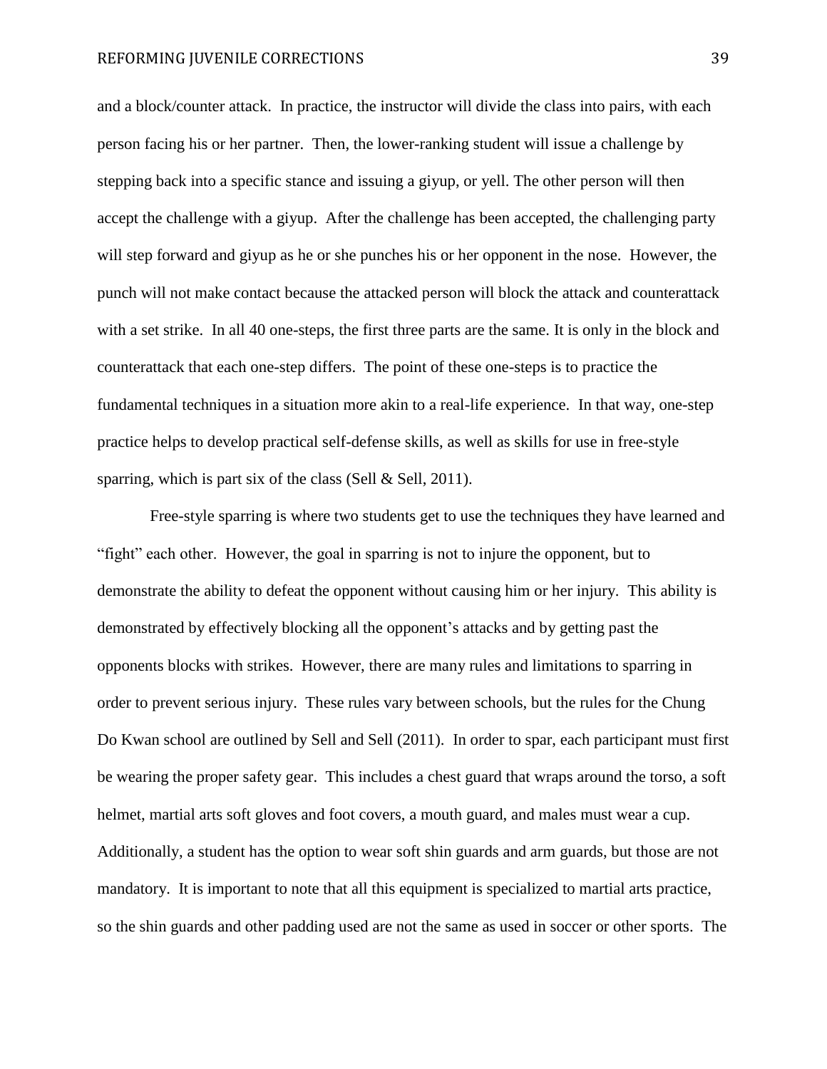and a block/counter attack. In practice, the instructor will divide the class into pairs, with each person facing his or her partner. Then, the lower-ranking student will issue a challenge by stepping back into a specific stance and issuing a giyup, or yell. The other person will then accept the challenge with a giyup. After the challenge has been accepted, the challenging party will step forward and giyup as he or she punches his or her opponent in the nose. However, the punch will not make contact because the attacked person will block the attack and counterattack with a set strike. In all 40 one-steps, the first three parts are the same. It is only in the block and counterattack that each one-step differs. The point of these one-steps is to practice the fundamental techniques in a situation more akin to a real-life experience. In that way, one-step practice helps to develop practical self-defense skills, as well as skills for use in free-style sparring, which is part six of the class (Sell & Sell, 2011).

Free-style sparring is where two students get to use the techniques they have learned and "fight" each other. However, the goal in sparring is not to injure the opponent, but to demonstrate the ability to defeat the opponent without causing him or her injury. This ability is demonstrated by effectively blocking all the opponent's attacks and by getting past the opponents blocks with strikes. However, there are many rules and limitations to sparring in order to prevent serious injury. These rules vary between schools, but the rules for the Chung Do Kwan school are outlined by Sell and Sell (2011). In order to spar, each participant must first be wearing the proper safety gear. This includes a chest guard that wraps around the torso, a soft helmet, martial arts soft gloves and foot covers, a mouth guard, and males must wear a cup. Additionally, a student has the option to wear soft shin guards and arm guards, but those are not mandatory. It is important to note that all this equipment is specialized to martial arts practice, so the shin guards and other padding used are not the same as used in soccer or other sports. The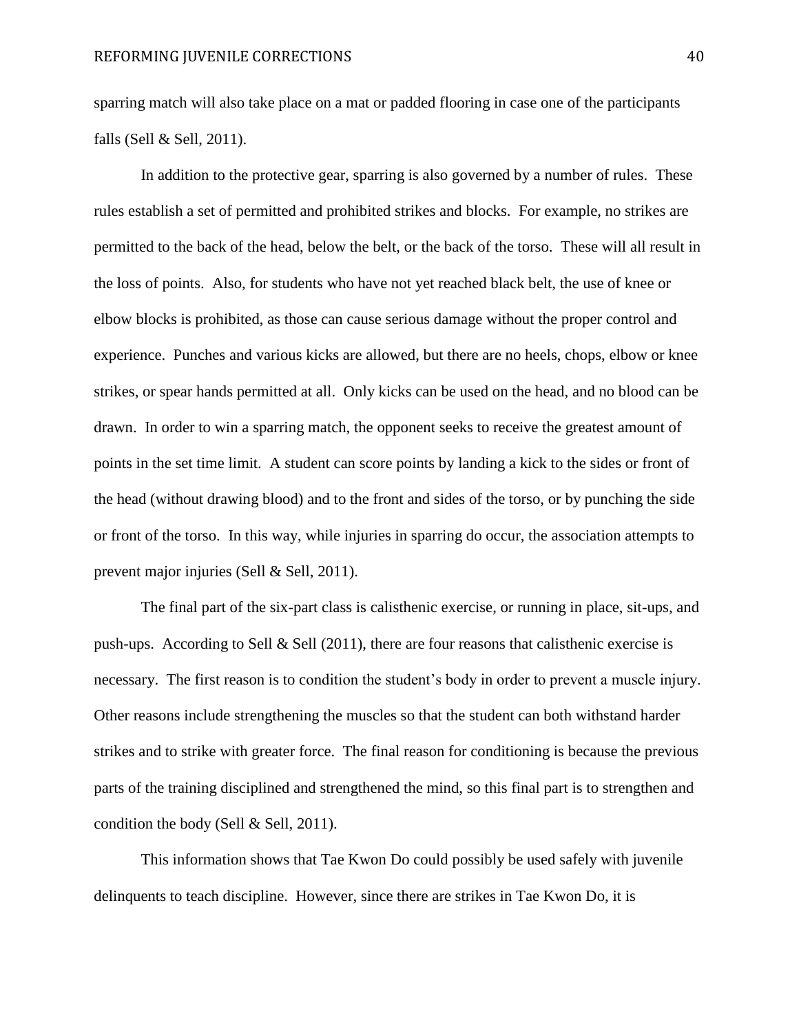sparring match will also take place on a mat or padded flooring in case one of the participants falls (Sell & Sell, 2011).

In addition to the protective gear, sparring is also governed by a number of rules. These rules establish a set of permitted and prohibited strikes and blocks. For example, no strikes are permitted to the back of the head, below the belt, or the back of the torso. These will all result in the loss of points. Also, for students who have not yet reached black belt, the use of knee or elbow blocks is prohibited, as those can cause serious damage without the proper control and experience. Punches and various kicks are allowed, but there are no heels, chops, elbow or knee strikes, or spear hands permitted at all. Only kicks can be used on the head, and no blood can be drawn. In order to win a sparring match, the opponent seeks to receive the greatest amount of points in the set time limit. A student can score points by landing a kick to the sides or front of the head (without drawing blood) and to the front and sides of the torso, or by punching the side or front of the torso. In this way, while injuries in sparring do occur, the association attempts to prevent major injuries (Sell & Sell, 2011).

The final part of the six-part class is calisthenic exercise, or running in place, sit-ups, and push-ups. According to Sell & Sell (2011), there are four reasons that calisthenic exercise is necessary. The first reason is to condition the student's body in order to prevent a muscle injury. Other reasons include strengthening the muscles so that the student can both withstand harder strikes and to strike with greater force. The final reason for conditioning is because the previous parts of the training disciplined and strengthened the mind, so this final part is to strengthen and condition the body (Sell & Sell, 2011).

This information shows that Tae Kwon Do could possibly be used safely with juvenile delinquents to teach discipline. However, since there are strikes in Tae Kwon Do, it is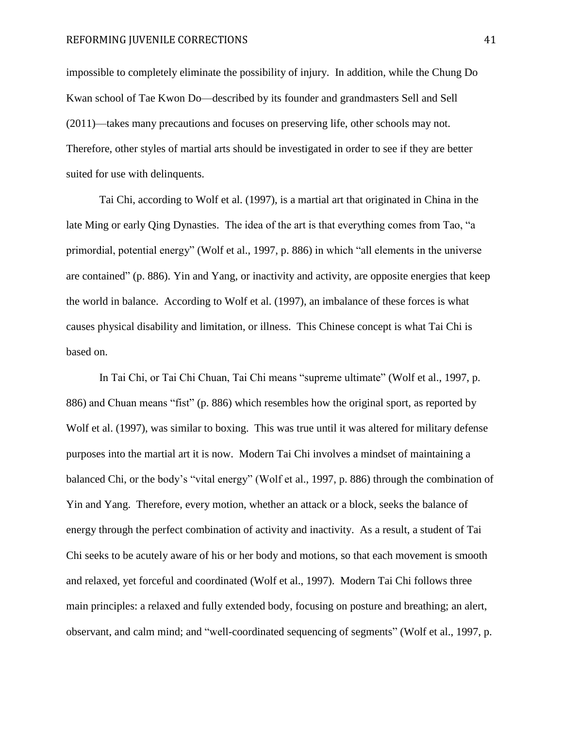impossible to completely eliminate the possibility of injury. In addition, while the Chung Do Kwan school of Tae Kwon Do—described by its founder and grandmasters Sell and Sell (2011)—takes many precautions and focuses on preserving life, other schools may not. Therefore, other styles of martial arts should be investigated in order to see if they are better suited for use with delinquents.

Tai Chi, according to Wolf et al. (1997), is a martial art that originated in China in the late Ming or early Qing Dynasties. The idea of the art is that everything comes from Tao, "a primordial, potential energy" (Wolf et al., 1997, p. 886) in which "all elements in the universe are contained" (p. 886). Yin and Yang, or inactivity and activity, are opposite energies that keep the world in balance. According to Wolf et al. (1997), an imbalance of these forces is what causes physical disability and limitation, or illness. This Chinese concept is what Tai Chi is based on.

In Tai Chi, or Tai Chi Chuan, Tai Chi means "supreme ultimate" (Wolf et al., 1997, p. 886) and Chuan means "fist" (p. 886) which resembles how the original sport, as reported by Wolf et al. (1997), was similar to boxing. This was true until it was altered for military defense purposes into the martial art it is now. Modern Tai Chi involves a mindset of maintaining a balanced Chi, or the body's "vital energy" (Wolf et al., 1997, p. 886) through the combination of Yin and Yang. Therefore, every motion, whether an attack or a block, seeks the balance of energy through the perfect combination of activity and inactivity. As a result, a student of Tai Chi seeks to be acutely aware of his or her body and motions, so that each movement is smooth and relaxed, yet forceful and coordinated (Wolf et al., 1997). Modern Tai Chi follows three main principles: a relaxed and fully extended body, focusing on posture and breathing; an alert, observant, and calm mind; and "well-coordinated sequencing of segments" (Wolf et al., 1997, p.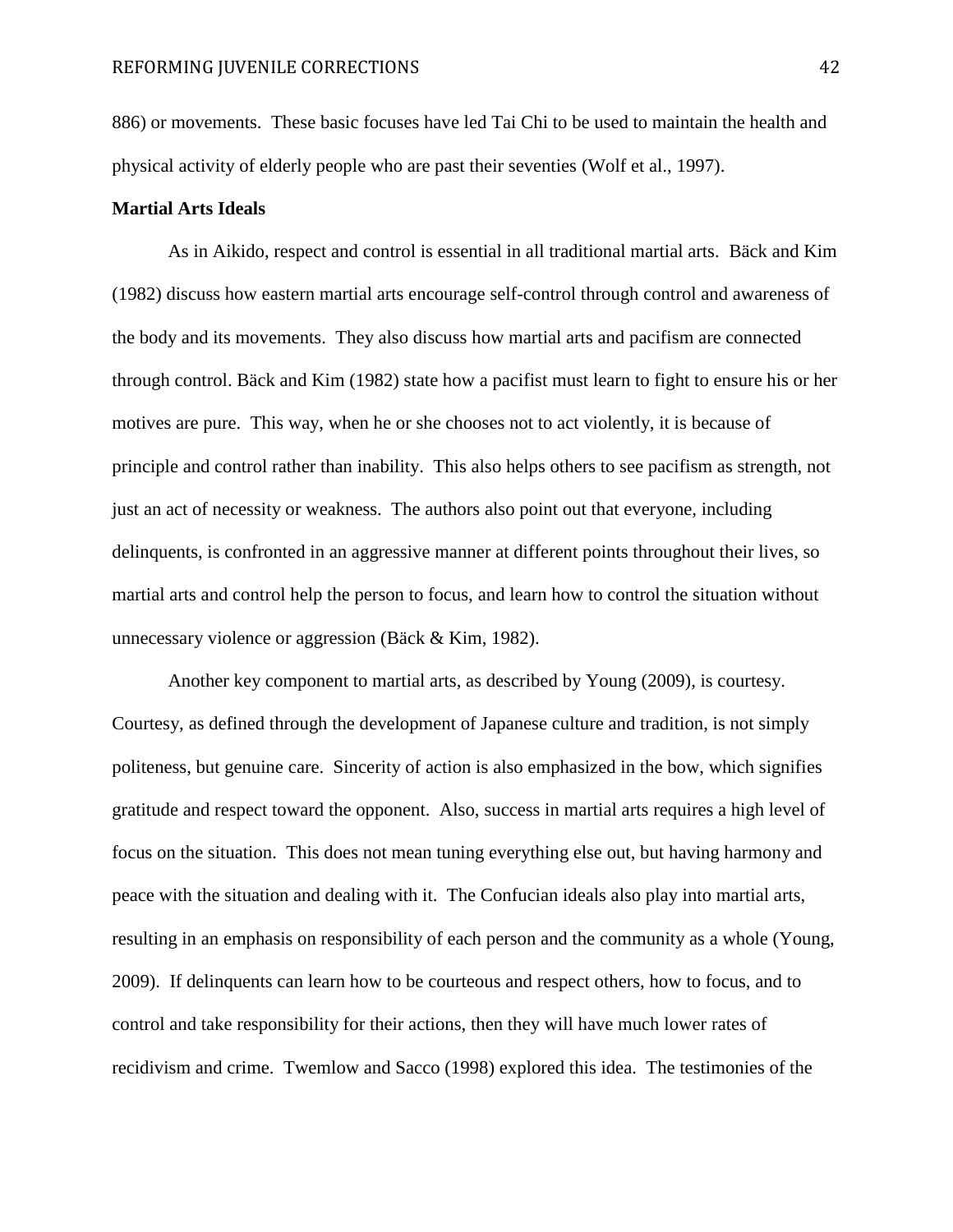886) or movements. These basic focuses have led Tai Chi to be used to maintain the health and physical activity of elderly people who are past their seventies (Wolf et al., 1997).

**Martial Arts Ideals**

As in Aikido, respect and control is essential in all traditional martial arts. Bäck and Kim (1982) discuss how eastern martial arts encourage self-control through control and awareness of the body and its movements. They also discuss how martial arts and pacifism are connected through control. Bäck and Kim (1982) state how a pacifist must learn to fight to ensure his or her motives are pure. This way, when he or she chooses not to act violently, it is because of principle and control rather than inability. This also helps others to see pacifism as strength, not just an act of necessity or weakness. The authors also point out that everyone, including delinquents, is confronted in an aggressive manner at different points throughout their lives, so martial arts and control help the person to focus, and learn how to control the situation without unnecessary violence or aggression (Bäck & Kim, 1982).

Another key component to martial arts, as described by Young (2009), is courtesy. Courtesy, as defined through the development of Japanese culture and tradition, is not simply politeness, but genuine care. Sincerity of action is also emphasized in the bow, which signifies gratitude and respect toward the opponent. Also, success in martial arts requires a high level of focus on the situation. This does not mean tuning everything else out, but having harmony and peace with the situation and dealing with it. The Confucian ideals also play into martial arts, resulting in an emphasis on responsibility of each person and the community as a whole (Young, 2009). If delinquents can learn how to be courteous and respect others, how to focus, and to control and take responsibility for their actions, then they will have much lower rates of recidivism and crime. Twemlow and Sacco (1998) explored this idea. The testimonies of the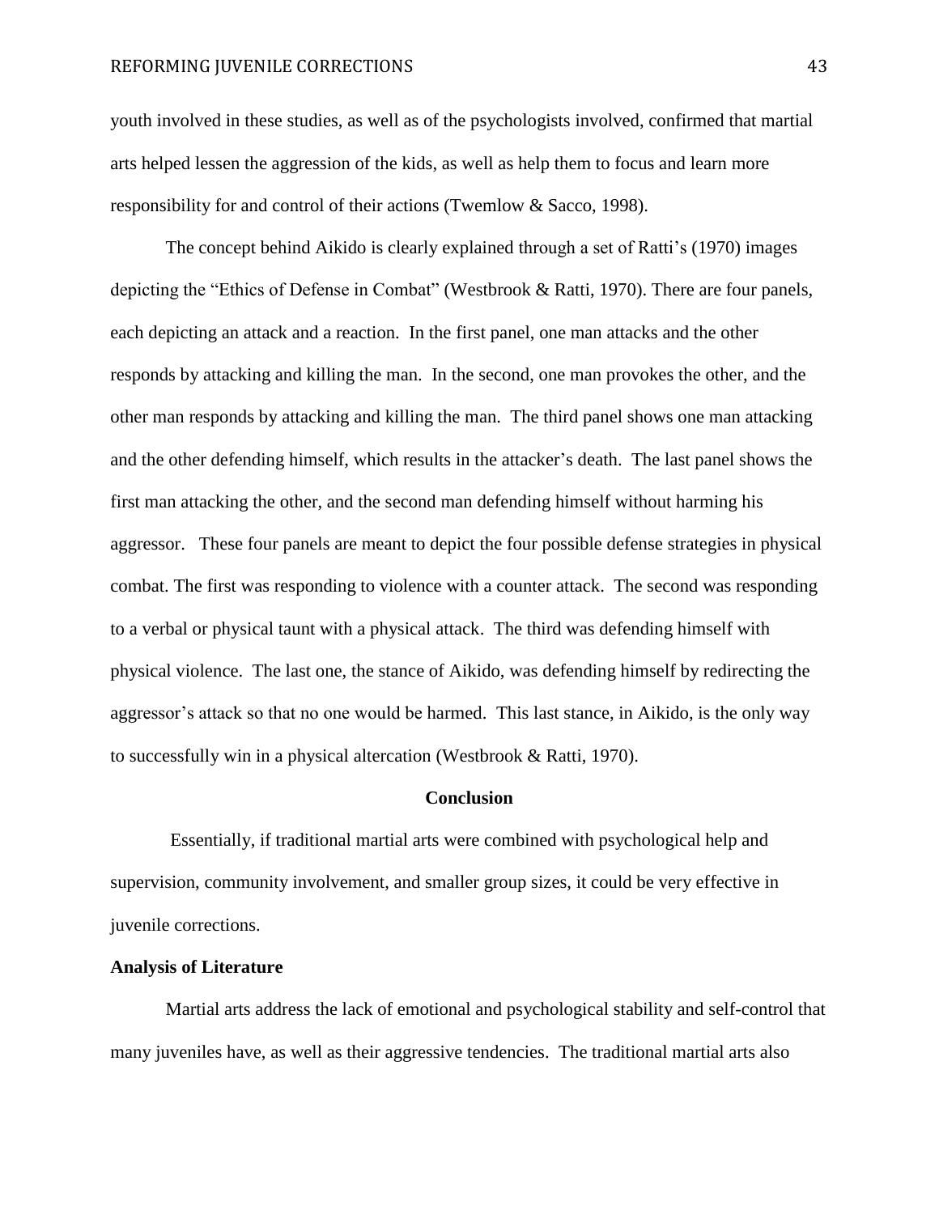youth involved in these studies, as well as of the psychologists involved, confirmed that martial arts helped lessen the aggression of the kids, as well as help them to focus and learn more responsibility for and control of their actions (Twemlow & Sacco, 1998).

The concept behind Aikido is clearly explained through a set of Ratti's (1970) images depicting the "Ethics of Defense in Combat" (Westbrook & Ratti, 1970). There are four panels, each depicting an attack and a reaction. In the first panel, one man attacks and the other responds by attacking and killing the man. In the second, one man provokes the other, and the other man responds by attacking and killing the man. The third panel shows one man attacking and the other defending himself, which results in the attacker's death. The last panel shows the first man attacking the other, and the second man defending himself without harming his aggressor. These four panels are meant to depict the four possible defense strategies in physical combat. The first was responding to violence with a counter attack. The second was responding to a verbal or physical taunt with a physical attack. The third was defending himself with physical violence. The last one, the stance of Aikido, was defending himself by redirecting the aggressor's attack so that no one would be harmed. This last stance, in Aikido, is the only way to successfully win in a physical altercation (Westbrook & Ratti, 1970).

## Conclusion

Essentially, if traditional martial arts were combined with psychological help and supervision, community involvement, and smaller group sizes, it could be very effective in juvenile corrections.

### Analysis of Literature

Martial arts address the lack of emotional and psychological stability and self-control that many juveniles have, as well as their aggressive tendencies. The traditional martial arts also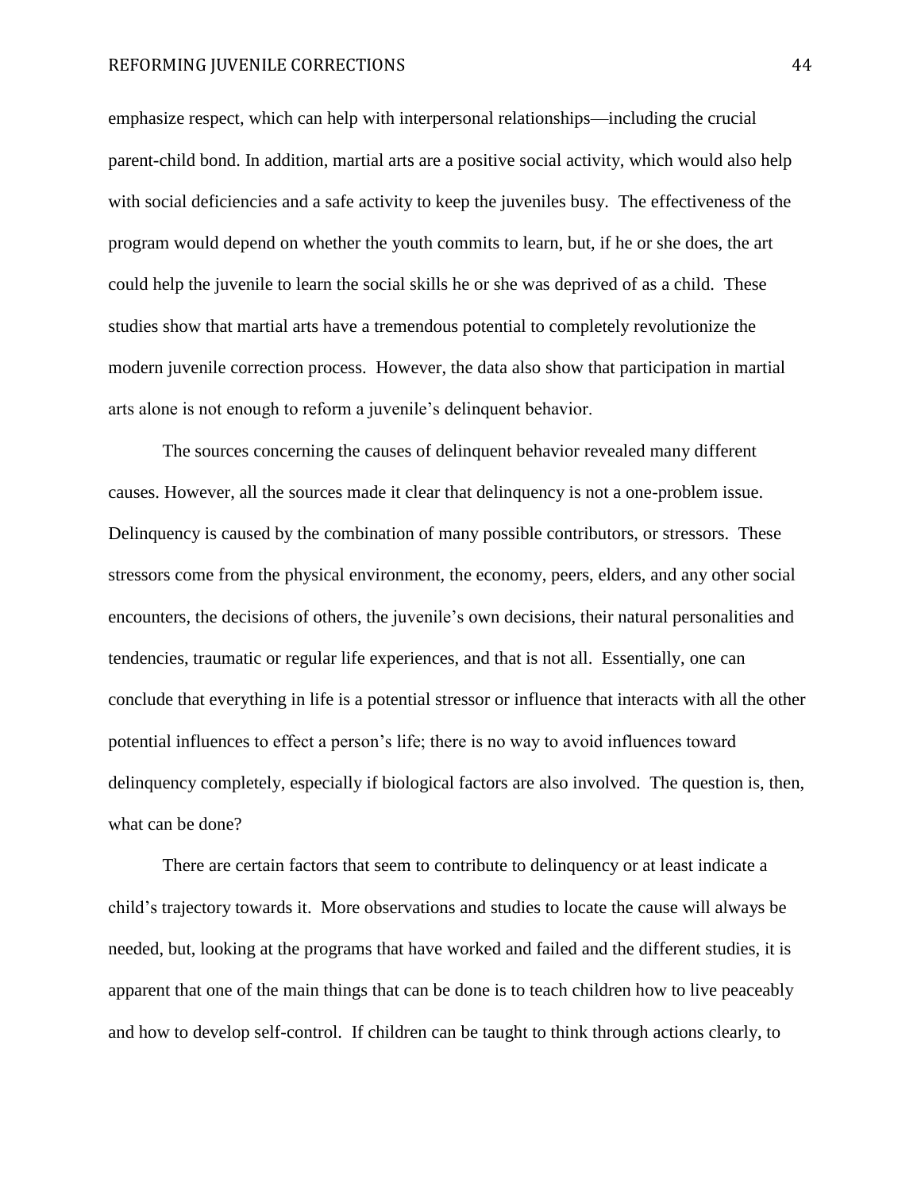emphasize respect, which can help with interpersonal relationships—including the crucial parent-child bond. In addition, martial arts are a positive social activity, which would also help with social deficiencies and a safe activity to keep the juveniles busy. The effectiveness of the program would depend on whether the youth commits to learn, but, if he or she does, the art could help the juvenile to learn the social skills he or she was deprived of as a child. These studies show that martial arts have a tremendous potential to completely revolutionize the modern juvenile correction process. However, the data also show that participation in martial arts alone is not enough to reform a juvenile's delinquent behavior.

The sources concerning the causes of delinquent behavior revealed many different causes. However, all the sources made it clear that delinquency is not a one-problem issue. Delinquency is caused by the combination of many possible contributors, or stressors. These stressors come from the physical environment, the economy, peers, elders, and any other social encounters, the decisions of others, the juvenile's own decisions, their natural personalities and tendencies, traumatic or regular life experiences, and that is not all. Essentially, one can conclude that everything in life is a potential stressor or influence that interacts with all the other potential influences to effect a person's life; there is no way to avoid influences toward delinquency completely, especially if biological factors are also involved. The question is, then, what can be done?

There are certain factors that seem to contribute to delinquency or at least indicate a child's trajectory towards it. More observations and studies to locate the cause will always be needed, but, looking at the programs that have worked and failed and the different studies, it is apparent that one of the main things that can be done is to teach children how to live peaceably and how to develop self-control. If children can be taught to think through actions clearly, to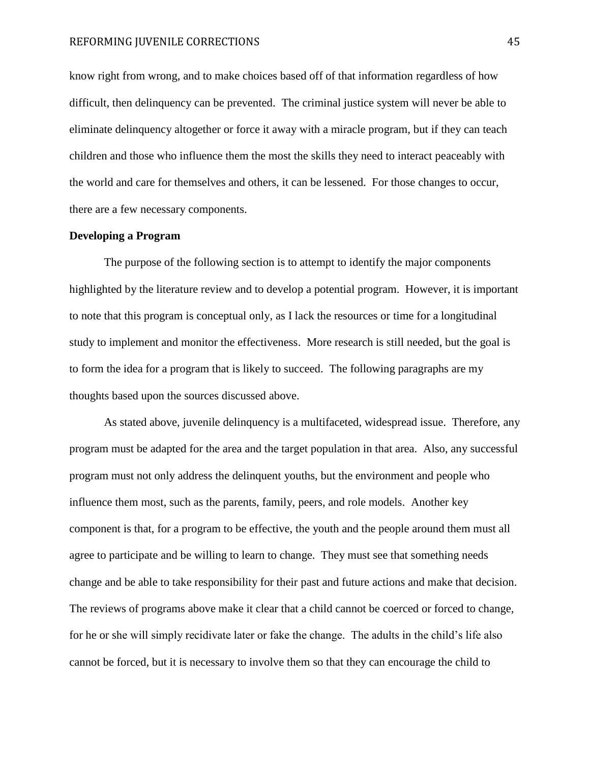know right from wrong, and to make choices based off of that information regardless of how difficult, then delinquency can be prevented. The criminal justice system will never be able to eliminate delinquency altogether or force it away with a miracle program, but if they can teach children and those who influence them the most the skills they need to interact peaceably with the world and care for themselves and others, it can be lessened. For those changes to occur, there are a few necessary components.

**Developing a Program**

The purpose of the following section is to attempt to identify the major components highlighted by the literature review and to develop a potential program. However, it is important to note that this program is conceptual only, as I lack the resources or time for a longitudinal study to implement and monitor the effectiveness. More research is still needed, but the goal is to form the idea for a program that is likely to succeed. The following paragraphs are my thoughts based upon the sources discussed above.

As stated above, juvenile delinquency is a multifaceted, widespread issue. Therefore, any program must be adapted for the area and the target population in that area. Also, any successful program must not only address the delinquent youths, but the environment and people who influence them most, such as the parents, family, peers, and role models. Another key component is that, for a program to be effective, the youth and the people around them must all agree to participate and be willing to learn to change. They must see that something needs change and be able to take responsibility for their past and future actions and make that decision. The reviews of programs above make it clear that a child cannot be coerced or forced to change, for he or she will simply recidivate later or fake the change. The adults in the child's life also cannot be forced, but it is necessary to involve them so that they can encourage the child to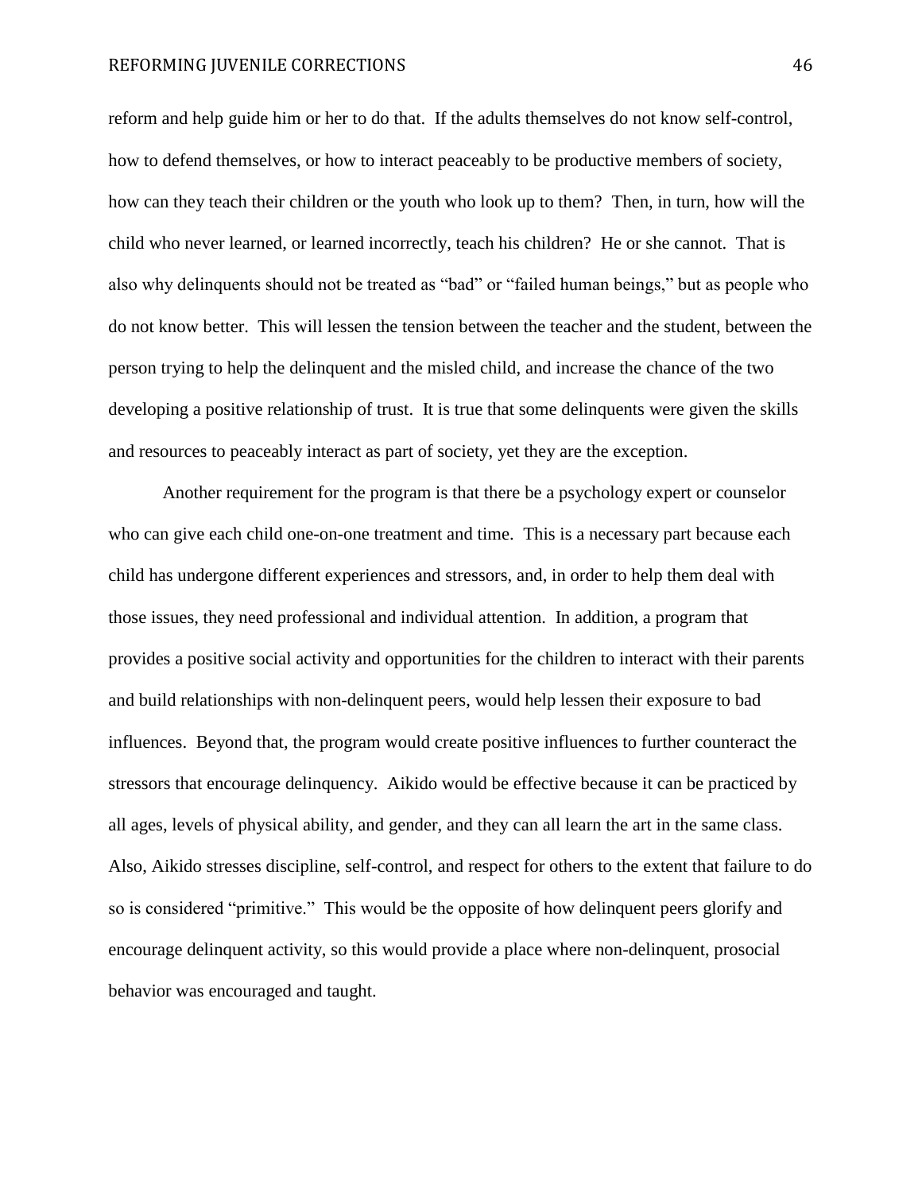reform and help guide him or her to do that. If the adults themselves do not know self-control, how to defend themselves, or how to interact peaceably to be productive members of society, how can they teach their children or the youth who look up to them? Then, in turn, how will the child who never learned, or learned incorrectly, teach his children? He or she cannot. That is also why delinquents should not be treated as "bad" or "failed human beings," but as people who do not know better. This will lessen the tension between the teacher and the student, between the person trying to help the delinquent and the misled child, and increase the chance of the two developing a positive relationship of trust. It is true that some delinquents were given the skills and resources to peaceably interact as part of society, yet they are the exception.

Another requirement for the program is that there be a psychology expert or counselor who can give each child one-on-one treatment and time. This is a necessary part because each child has undergone different experiences and stressors, and, in order to help them deal with those issues, they need professional and individual attention. In addition, a program that provides a positive social activity and opportunities for the children to interact with their parents and build relationships with non-delinquent peers, would help lessen their exposure to bad influences. Beyond that, the program would create positive influences to further counteract the stressors that encourage delinquency. Aikido would be effective because it can be practiced by all ages, levels of physical ability, and gender, and they can all learn the art in the same class. Also, Aikido stresses discipline, self-control, and respect for others to the extent that failure to do so is considered "primitive." This would be the opposite of how delinquent peers glorify and encourage delinquent activity, so this would provide a place where non-delinquent, prosocial behavior was encouraged and taught.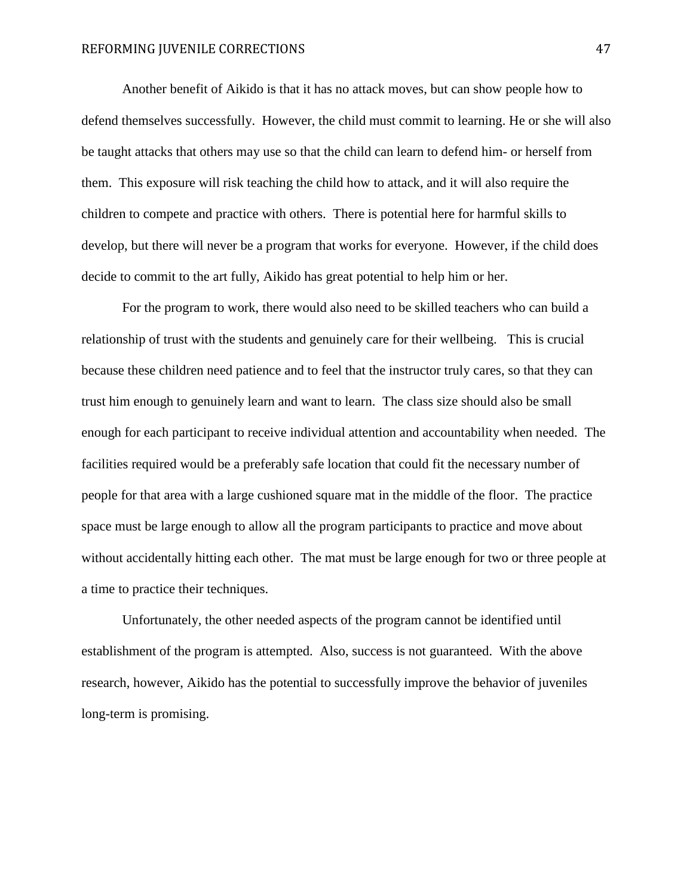Another benefit of Aikido is that it has no attack moves, but can show people how to defend themselves successfully. However, the child must commit to learning. He or she will also be taught attacks that others may use so that the child can learn to defend him- or herself from them. This exposure will risk teaching the child how to attack, and it will also require the children to compete and practice with others. There is potential here for harmful skills to develop, but there will never be a program that works for everyone. However, if the child does decide to commit to the art fully, Aikido has great potential to help him or her.

For the program to work, there would also need to be skilled teachers who can build a relationship of trust with the students and genuinely care for their wellbeing. This is crucial because these children need patience and to feel that the instructor truly cares, so that they can trust him enough to genuinely learn and want to learn. The class size should also be small enough for each participant to receive individual attention and accountability when needed. The facilities required would be a preferably safe location that could fit the necessary number of people for that area with a large cushioned square mat in the middle of the floor. The practice space must be large enough to allow all the program participants to practice and move about without accidentally hitting each other. The mat must be large enough for two or three people at a time to practice their techniques.

Unfortunately, the other needed aspects of the program cannot be identified until establishment of the program is attempted. Also, success is not guaranteed. With the above research, however, Aikido has the potential to successfully improve the behavior of juveniles long-term is promising.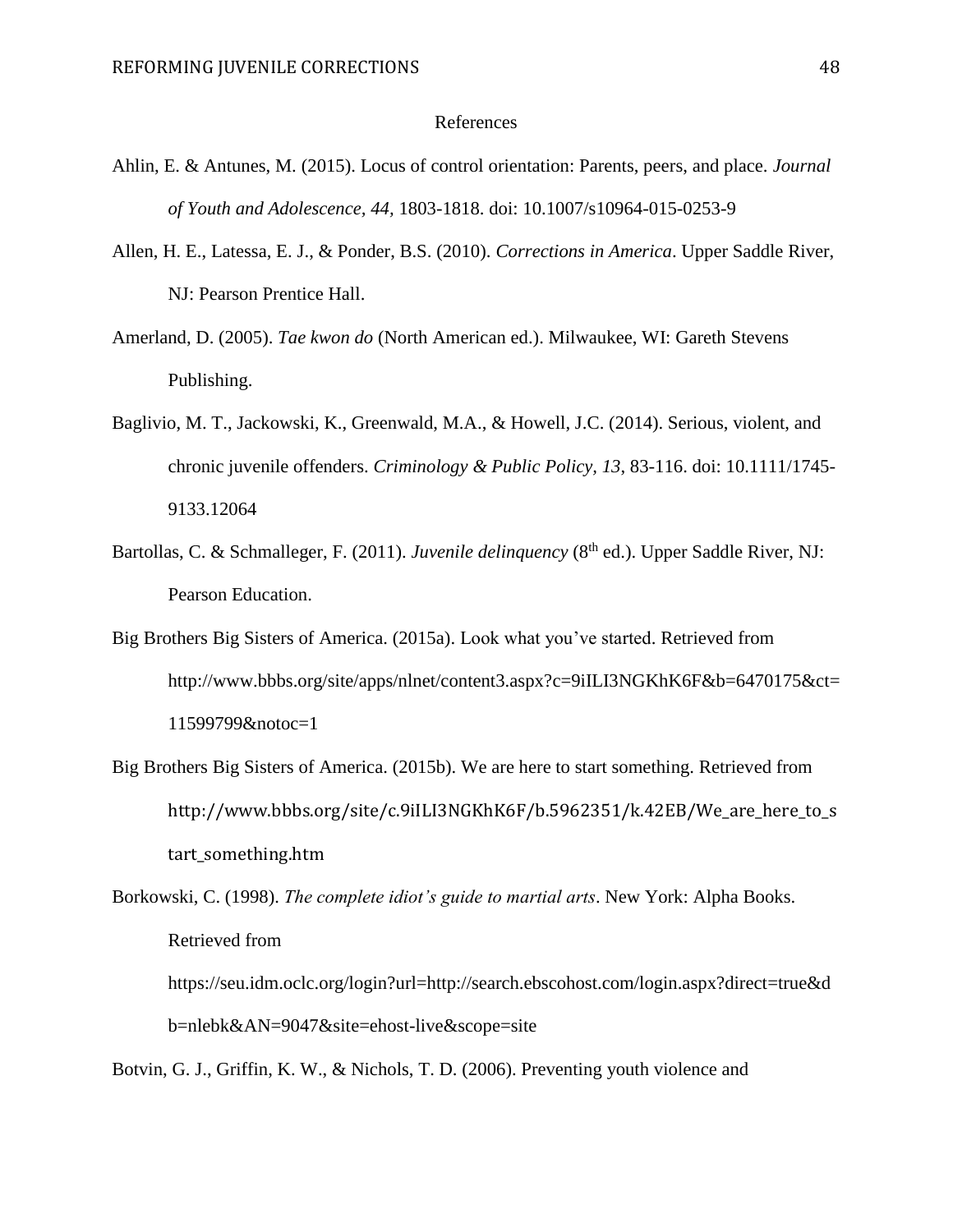# References

Ahlin, E. & Antunes, M. (2015). Locus of control orientation: Parents, peers, and place. *Journal of Youth and Adolescence, 44*, 1803-1818. doi: 10.1007/s10964-015-0253-9

Allen, H. E., Latessa, E. J., & Ponder, B.S. (2010). *Corrections in America*. Upper Saddle River, NJ: Pearson Prentice Hall.

Amerland, D. (2005). *Tae kwon do* (North American ed.). Milwaukee, WI: Gareth Stevens Publishing.

Baglivio, M. T., Jackowski, K., Greenwald, M.A., & Howell, J.C. (2014). Serious, violent, and chronic juvenile offenders. *Criminology & Public Policy, 13*, 83-116. doi: 10.1111/1745-9133.12064

Bartollas, C. & Schmalleger, F. (2011). *Juvenile delinquency* (8th ed.). Upper Saddle River, NJ: Pearson Education.

Big Brothers Big Sisters of America. (2015a). Look what you've started. Retrieved from http://www.bbbs.org/site/apps/nlnet/content3.aspx?c=9iILI3NGKhK6F&b=6470175&ct=11599799&notoc=1

Big Brothers Big Sisters of America. (2015b). We are here to start something. Retrieved from http://www.bbbs.org/site/c.9iILI3NGKhK6F/b.5962351/k.42EB/We_are_here_to_start_something.htm

Borkowski, C. (1998). *The complete idiot's guide to martial arts*. New York: Alpha Books. Retrieved from https://seu.idm.oclc.org/login?url=http://search.ebscohost.com/login.aspx?direct=true&db=nlebk&AN=9047&site=ehost-live&scope=site

Botvin, G. J., Griffin, K. W., & Nichols, T. D. (2006). Preventing youth violence and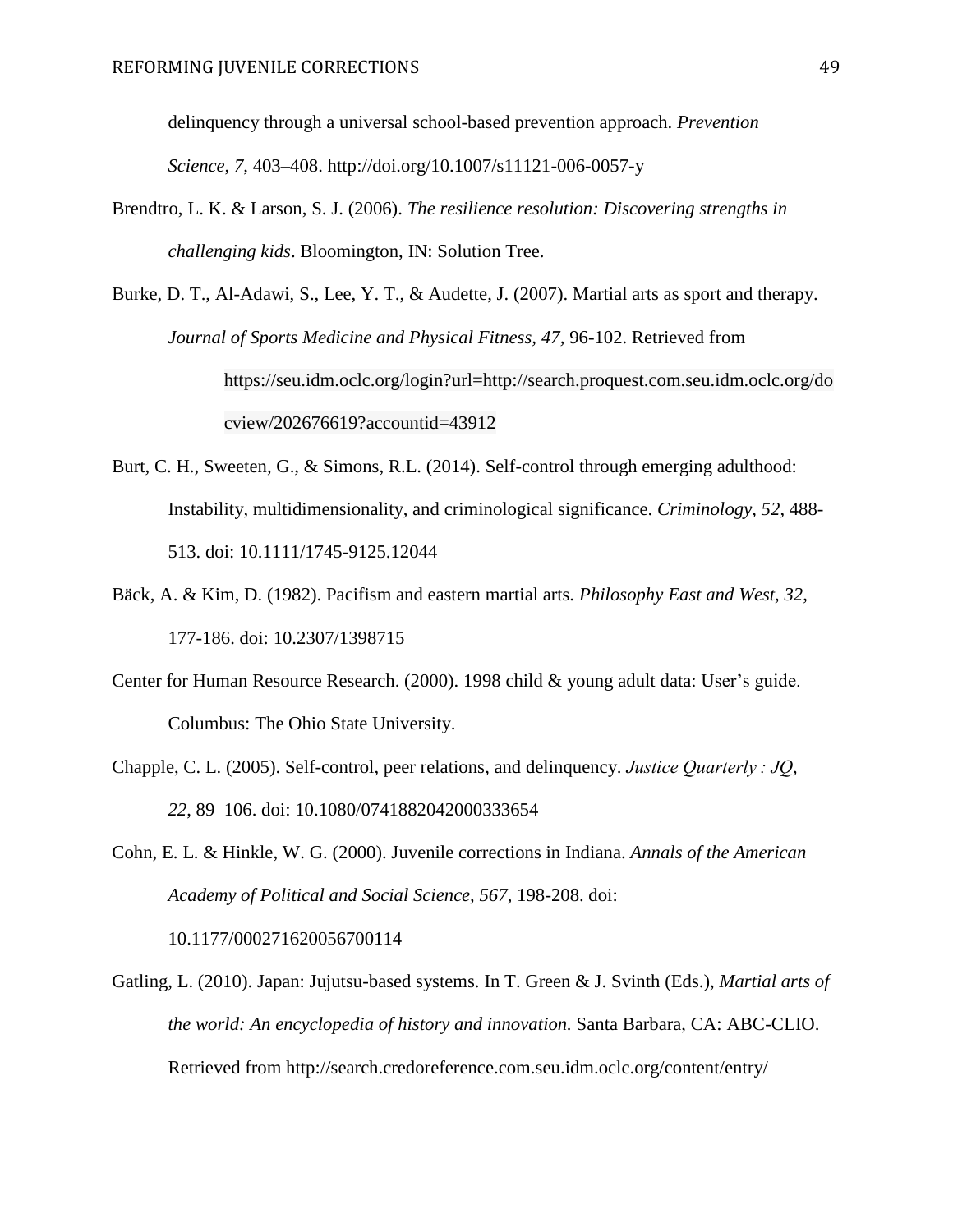delinquency through a universal school-based prevention approach. *Prevention Science, 7*, 403–408. http://doi.org/10.1007/s11121-006-0057-y

Brendtro, L. K. & Larson, S. J. (2006). *The resilience resolution: Discovering strengths in challenging kids*. Bloomington, IN: Solution Tree.

Burke, D. T., Al-Adawi, S., Lee, Y. T., & Audette, J. (2007). Martial arts as sport and therapy. *Journal of Sports Medicine and Physical Fitness, 47*, 96-102. Retrieved from https://seu.idm.oclc.org/login?url=http://search.proquest.com.seu.idm.oclc.org/docview/202676619?accountid=43912

Burt, C. H., Sweeten, G., & Simons, R.L. (2014). Self-control through emerging adulthood: Instability, multidimensionality, and criminological significance. *Criminology, 52*, 488-513. doi: 10.1111/1745-9125.12044

Bäck, A. & Kim, D. (1982). Pacifism and eastern martial arts. *Philosophy East and West, 32*, 177-186. doi: 10.2307/1398715

Center for Human Resource Research. (2000). 1998 child & young adult data: User's guide. Columbus: The Ohio State University.

Chapple, C. L. (2005). Self-control, peer relations, and delinquency. *Justice Quarterly : JQ, 22*, 89–106. doi: 10.1080/0741882042000333654

Cohn, E. L. & Hinkle, W. G. (2000). Juvenile corrections in Indiana. *Annals of the American Academy of Political and Social Science, 567*, 198-208. doi: 10.1177/000271620056700114

Gatling, L. (2010). Japan: Jujutsu-based systems. In T. Green & J. Svinth (Eds.), *Martial arts of the world: An encyclopedia of history and innovation.* Santa Barbara, CA: ABC-CLIO. Retrieved from http://search.credoreference.com.seu.idm.oclc.org/content/entry/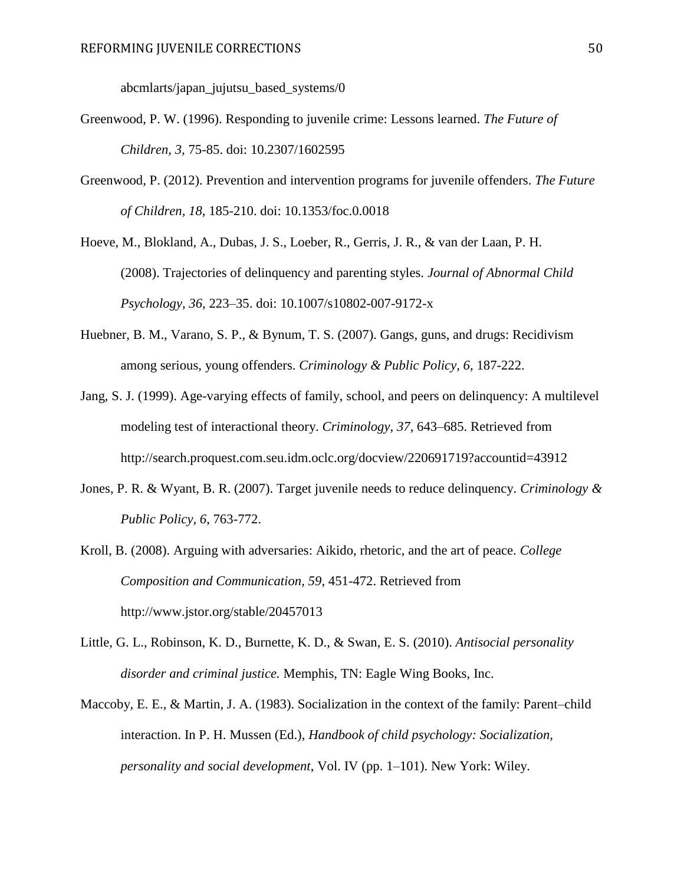abcmlarts/japan_jujutsu_based_systems/0

Greenwood, P. W. (1996). Responding to juvenile crime: Lessons learned. *The Future of Children, 3,* 75-85. doi: 10.2307/1602595

Greenwood, P. (2012). Prevention and intervention programs for juvenile offenders. *The Future of Children, 18*, 185-210. doi: 10.1353/foc.0.0018

Hoeve, M., Blokland, A., Dubas, J. S., Loeber, R., Gerris, J. R., & van der Laan, P. H. (2008). Trajectories of delinquency and parenting styles. *Journal of Abnormal Child Psychology*, *36*, 223–35. doi: 10.1007/s10802-007-9172-x

Huebner, B. M., Varano, S. P., & Bynum, T. S. (2007). Gangs, guns, and drugs: Recidivism among serious, young offenders. *Criminology & Public Policy, 6*, 187-222.

Jang, S. J. (1999). Age-varying effects of family, school, and peers on delinquency: A multilevel modeling test of interactional theory. *Criminology*, *37*, 643–685. Retrieved from http://search.proquest.com.seu.idm.oclc.org/docview/220691719?accountid=43912

Jones, P. R. & Wyant, B. R. (2007). Target juvenile needs to reduce delinquency. *Criminology & Public Policy*, *6*, 763-772.

Kroll, B. (2008). Arguing with adversaries: Aikido, rhetoric, and the art of peace. *College Composition and Communication, 59*, 451-472. Retrieved from http://www.jstor.org/stable/20457013

Little, G. L., Robinson, K. D., Burnette, K. D., & Swan, E. S. (2010). *Antisocial personality disorder and criminal justice.* Memphis, TN: Eagle Wing Books, Inc.

Maccoby, E. E., & Martin, J. A. (1983). Socialization in the context of the family: Parent–child interaction. In P. H. Mussen (Ed.), *Handbook of child psychology: Socialization, personality and social development*, Vol. IV (pp. 1–101). New York: Wiley.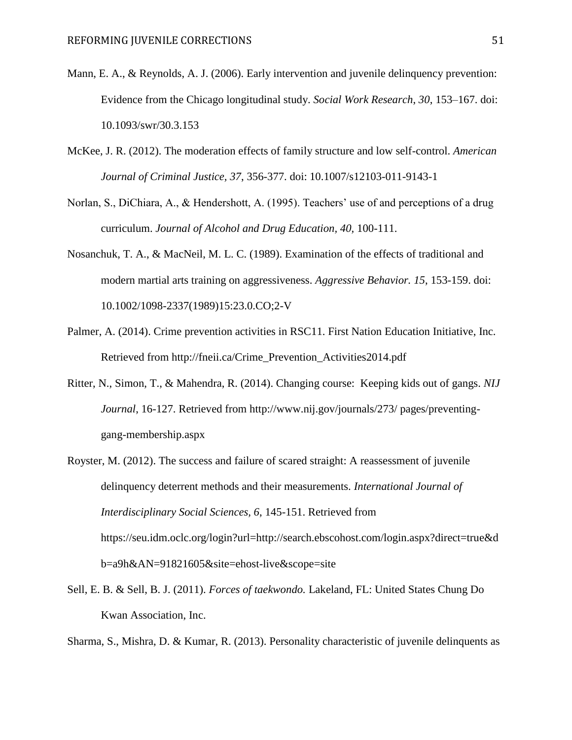Mann, E. A., & Reynolds, A. J. (2006). Early intervention and juvenile delinquency prevention: Evidence from the Chicago longitudinal study. *Social Work Research*, *30*, 153–167. doi: 10.1093/swr/30.3.153

McKee, J. R. (2012). The moderation effects of family structure and low self-control. *American Journal of Criminal Justice, 37*, 356-377. doi: 10.1007/s12103-011-9143-1

Norlan, S., DiChiara, A., & Hendershott, A. (1995). Teachers' use of and perceptions of a drug curriculum. *Journal of Alcohol and Drug Education*, *40*, 100-111.

Nosanchuk, T. A., & MacNeil, M. L. C. (1989). Examination of the effects of traditional and modern martial arts training on aggressiveness. *Aggressive Behavior. 15*, 153-159. doi: 10.1002/1098-2337(1989)15:23.0.CO;2-V

Palmer, A. (2014). Crime prevention activities in RSC11. First Nation Education Initiative, Inc. Retrieved from http://fneii.ca/Crime_Prevention_Activities2014.pdf

Ritter, N., Simon, T., & Mahendra, R. (2014). Changing course: Keeping kids out of gangs. *NIJ Journal*, 16-127. Retrieved from http://www.nij.gov/journals/273/ pages/preventing-gang-membership.aspx

Royster, M. (2012). The success and failure of scared straight: A reassessment of juvenile delinquency deterrent methods and their measurements. *International Journal of Interdisciplinary Social Sciences*, *6*, 145-151. Retrieved from https://seu.idm.oclc.org/login?url=http://search.ebscohost.com/login.aspx?direct=true&db=a9h&AN=91821605&site=ehost-live&scope=site

Sell, E. B. & Sell, B. J. (2011). *Forces of taekwondo.* Lakeland, FL: United States Chung Do Kwan Association, Inc.

Sharma, S., Mishra, D. & Kumar, R. (2013). Personality characteristic of juvenile delinquents as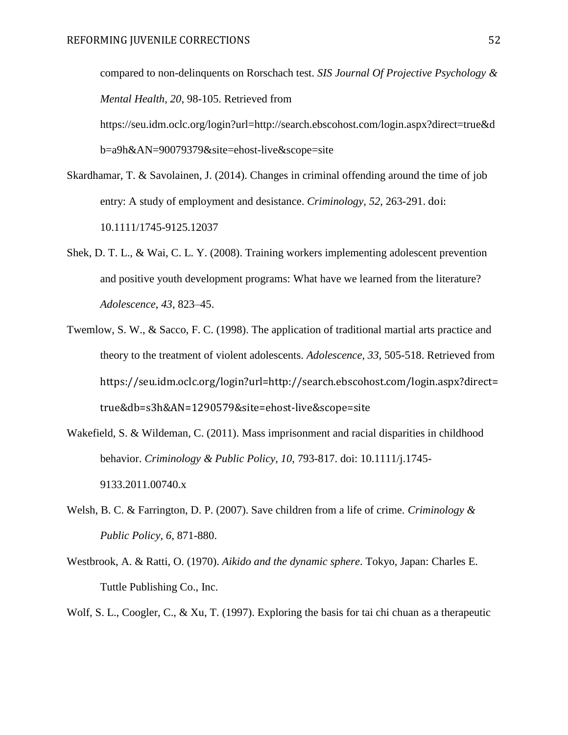compared to non-delinquents on Rorschach test. *SIS Journal Of Projective Psychology & Mental Health, 20*, 98-105. Retrieved from https://seu.idm.oclc.org/login?url=http://search.ebscohost.com/login.aspx?direct=true&db=a9h&AN=90079379&site=ehost-live&scope=site

Skardhamar, T. & Savolainen, J. (2014). Changes in criminal offending around the time of job entry: A study of employment and desistance. *Criminology*, *52*, 263-291. doi: 10.1111/1745-9125.12037

Shek, D. T. L., & Wai, C. L. Y. (2008). Training workers implementing adolescent prevention and positive youth development programs: What have we learned from the literature? *Adolescence*, *43*, 823–45.

Twemlow, S. W., & Sacco, F. C. (1998). The application of traditional martial arts practice and theory to the treatment of violent adolescents. *Adolescence, 33*, 505-518. Retrieved from https://seu.idm.oclc.org/login?url=http://search.ebscohost.com/login.aspx?direct=true&db=s3h&AN=1290579&site=ehost-live&scope=site

Wakefield, S. & Wildeman, C. (2011). Mass imprisonment and racial disparities in childhood behavior. *Criminology & Public Policy, 10*, 793-817. doi: 10.1111/j.1745-9133.2011.00740.x

Welsh, B. C. & Farrington, D. P. (2007). Save children from a life of crime. *Criminology & Public Policy*, *6*, 871-880.

Westbrook, A. & Ratti, O. (1970). *Aikido and the dynamic sphere*. Tokyo, Japan: Charles E. Tuttle Publishing Co., Inc.

Wolf, S. L., Coogler, C., & Xu, T. (1997). Exploring the basis for tai chi chuan as a therapeutic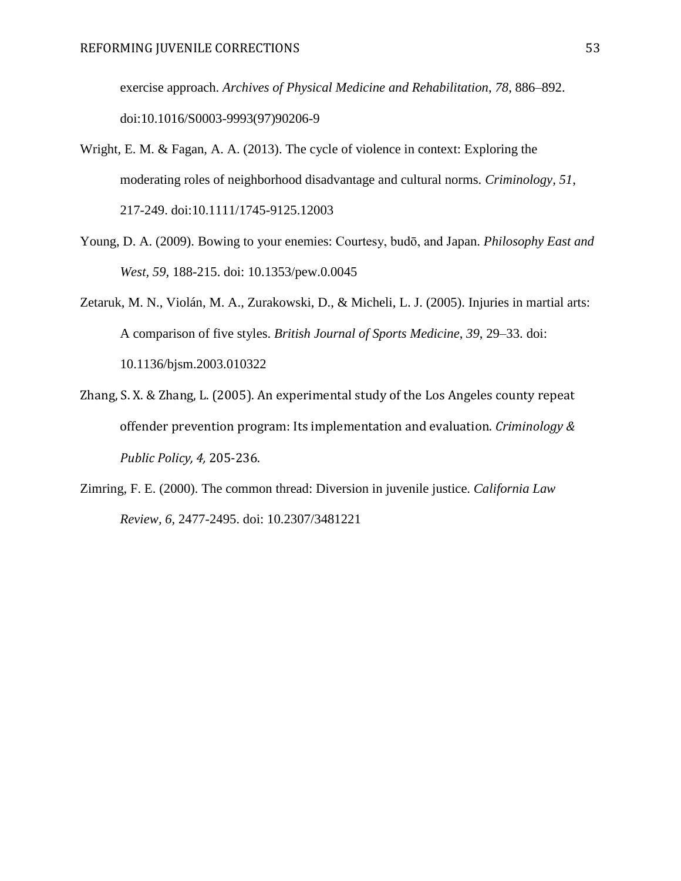exercise approach. *Archives of Physical Medicine and Rehabilitation*, *78*, 886–892. doi:10.1016/S0003-9993(97)90206-9

Wright, E. M. & Fagan, A. A. (2013). The cycle of violence in context: Exploring the moderating roles of neighborhood disadvantage and cultural norms. *Criminology, 51*, 217-249. doi:10.1111/1745-9125.12003

Young, D. A. (2009). Bowing to your enemies: Courtesy, budō, and Japan. *Philosophy East and West, 59*, 188-215. doi: 10.1353/pew.0.0045

Zetaruk, M. N., Violán, M. A., Zurakowski, D., & Micheli, L. J. (2005). Injuries in martial arts: A comparison of five styles. *British Journal of Sports Medicine*, *39*, 29–33. doi: 10.1136/bjsm.2003.010322

Zhang, S. X. & Zhang, L. (2005). An experimental study of the Los Angeles county repeat offender prevention program: Its implementation and evaluation. *Criminology & Public Policy, 4,* 205-236.

Zimring, F. E. (2000). The common thread: Diversion in juvenile justice. *California Law Review, 6,* 2477-2495. doi: 10.2307/3481221